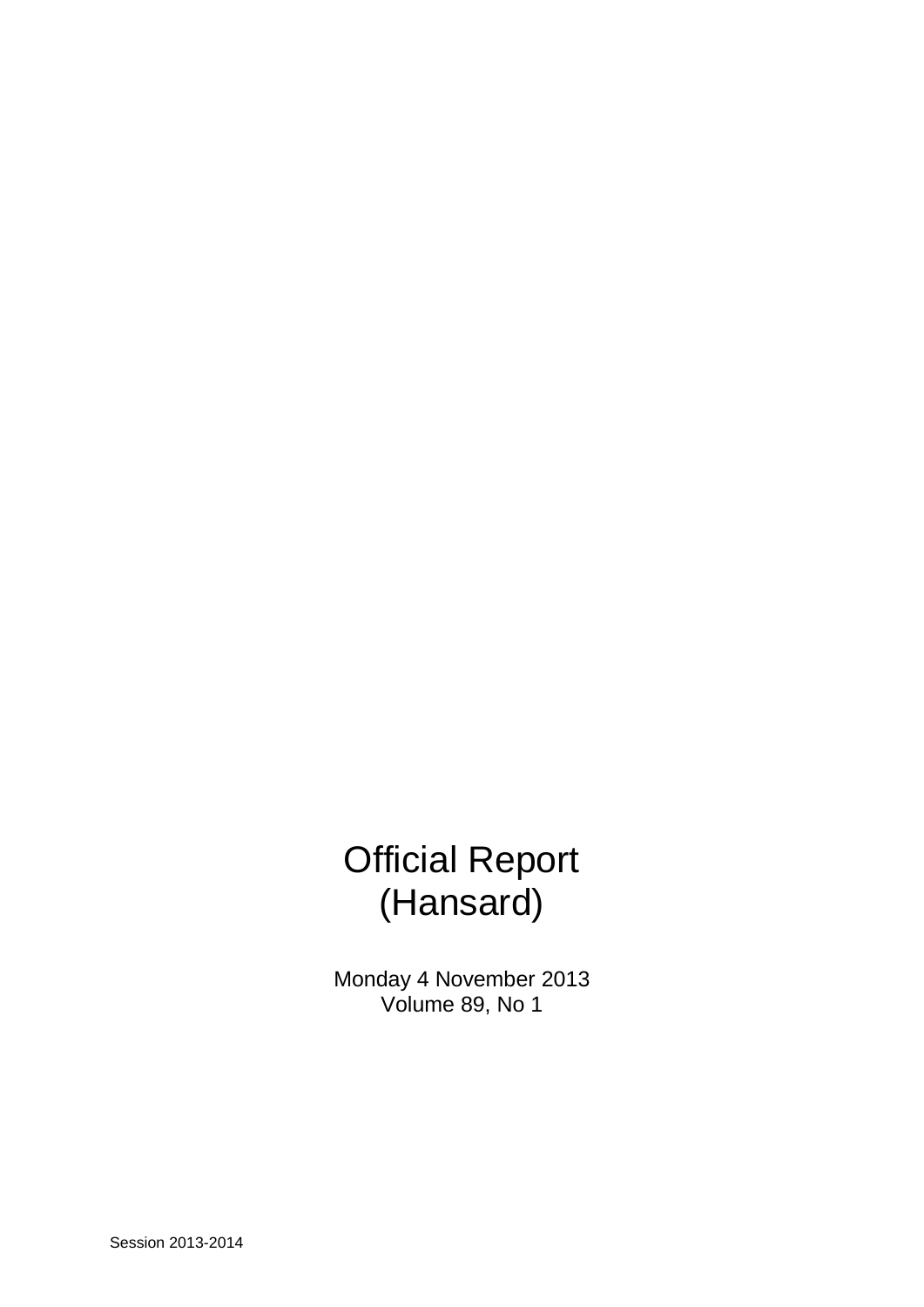# Official Report (Hansard)

Monday 4 November 2013
Volume 89, No 1

Session 2013-2014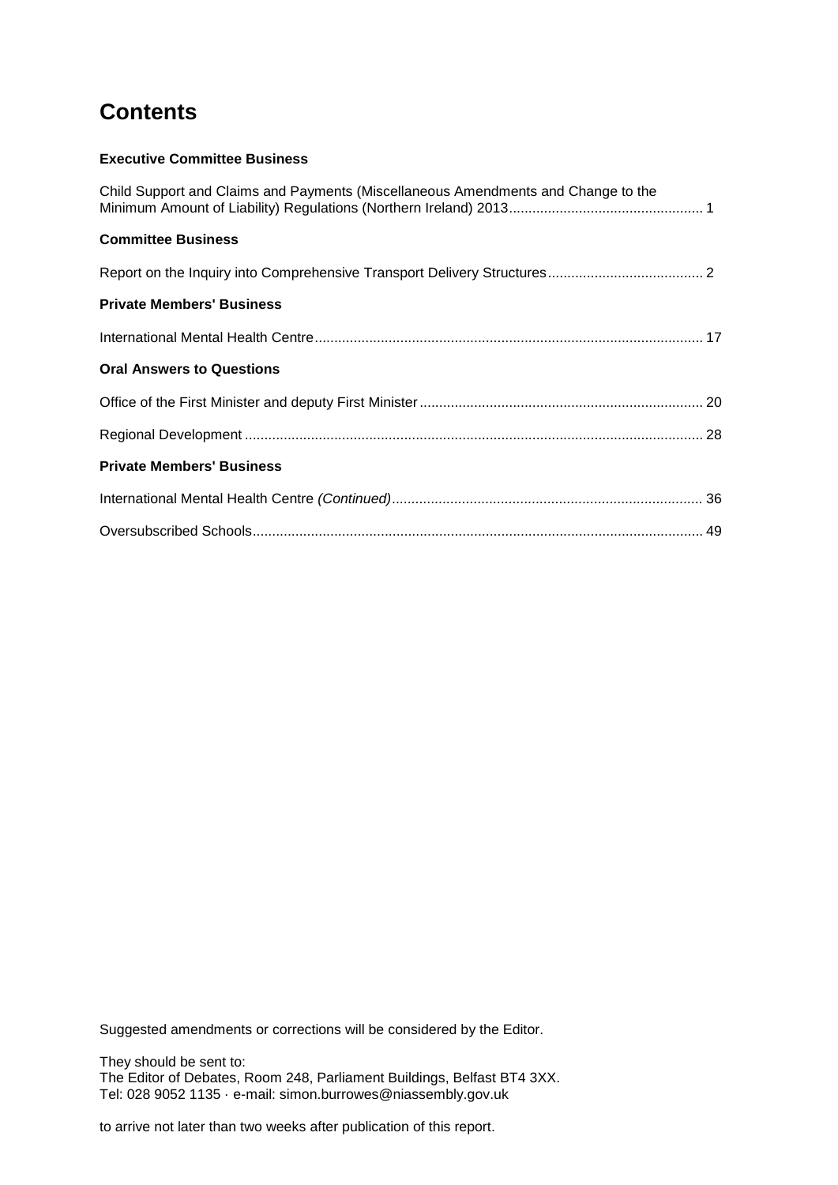# Contents

**Executive Committee Business**

Child Support and Claims and Payments (Miscellaneous Amendments and Change to the Minimum Amount of Liability) Regulations (Northern Ireland) 2013 .................................................. 1

**Committee Business**

Report on the Inquiry into Comprehensive Transport Delivery Structures ........................................ 2

**Private Members' Business**

International Mental Health Centre ................................................................................................... 17

**Oral Answers to Questions**

Office of the First Minister and deputy First Minister ......................................................................... 20

Regional Development ...................................................................................................................... 28

**Private Members' Business**

International Mental Health Centre *(Continued)* ............................................................................... 36

Oversubscribed Schools ................................................................................................................... 49

Suggested amendments or corrections will be considered by the Editor.

They should be sent to:
The Editor of Debates, Room 248, Parliament Buildings, Belfast BT4 3XX.
Tel: 028 9052 1135 · e-mail: simon.burrowes@niassembly.gov.uk

to arrive not later than two weeks after publication of this report.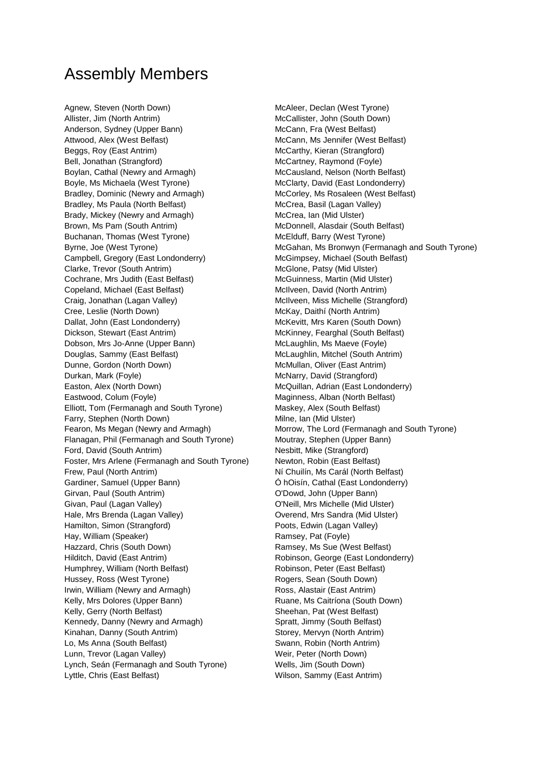# Assembly Members

Agnew, Steven (North Down)
Allister, Jim (North Antrim)
Anderson, Sydney (Upper Bann)
Attwood, Alex (West Belfast)
Beggs, Roy (East Antrim)
Bell, Jonathan (Strangford)
Boylan, Cathal (Newry and Armagh)
Boyle, Ms Michaela (West Tyrone)
Bradley, Dominic (Newry and Armagh)
Bradley, Ms Paula (North Belfast)
Brady, Mickey (Newry and Armagh)
Brown, Ms Pam (South Antrim)
Buchanan, Thomas (West Tyrone)
Byrne, Joe (West Tyrone)
Campbell, Gregory (East Londonderry)
Clarke, Trevor (South Antrim)
Cochrane, Mrs Judith (East Belfast)
Copeland, Michael (East Belfast)
Craig, Jonathan (Lagan Valley)
Cree, Leslie (North Down)
Dallat, John (East Londonderry)
Dickson, Stewart (East Antrim)
Dobson, Mrs Jo-Anne (Upper Bann)
Douglas, Sammy (East Belfast)
Dunne, Gordon (North Down)
Durkan, Mark (Foyle)
Easton, Alex (North Down)
Eastwood, Colum (Foyle)
Elliott, Tom (Fermanagh and South Tyrone)
Farry, Stephen (North Down)
Fearon, Ms Megan (Newry and Armagh)
Flanagan, Phil (Fermanagh and South Tyrone)
Ford, David (South Antrim)
Foster, Mrs Arlene (Fermanagh and South Tyrone)
Frew, Paul (North Antrim)
Gardiner, Samuel (Upper Bann)
Girvan, Paul (South Antrim)
Givan, Paul (Lagan Valley)
Hale, Mrs Brenda (Lagan Valley)
Hamilton, Simon (Strangford)
Hay, William (Speaker)
Hazzard, Chris (South Down)
Hilditch, David (East Antrim)
Humphrey, William (North Belfast)
Hussey, Ross (West Tyrone)
Irwin, William (Newry and Armagh)
Kelly, Mrs Dolores (Upper Bann)
Kelly, Gerry (North Belfast)
Kennedy, Danny (Newry and Armagh)
Kinahan, Danny (South Antrim)
Lo, Ms Anna (South Belfast)
Lunn, Trevor (Lagan Valley)
Lynch, Seán (Fermanagh and South Tyrone)
Lyttle, Chris (East Belfast)
McAleer, Declan (West Tyrone)
McCallister, John (South Down)
McCann, Fra (West Belfast)
McCann, Ms Jennifer (West Belfast)
McCarthy, Kieran (Strangford)
McCartney, Raymond (Foyle)
McCausland, Nelson (North Belfast)
McClarty, David (East Londonderry)
McCorley, Ms Rosaleen (West Belfast)
McCrea, Basil (Lagan Valley)
McCrea, Ian (Mid Ulster)
McDonnell, Alasdair (South Belfast)
McElduff, Barry (West Tyrone)
McGahan, Ms Bronwyn (Fermanagh and South Tyrone)
McGimpsey, Michael (South Belfast)
McGlone, Patsy (Mid Ulster)
McGuinness, Martin (Mid Ulster)
McIlveen, David (North Antrim)
McIlveen, Miss Michelle (Strangford)
McKay, Daithí (North Antrim)
McKevitt, Mrs Karen (South Down)
McKinney, Fearghal (South Belfast)
McLaughlin, Ms Maeve (Foyle)
McLaughlin, Mitchel (South Antrim)
McMullan, Oliver (East Antrim)
McNarry, David (Strangford)
McQuillan, Adrian (East Londonderry)
Maginness, Alban (North Belfast)
Maskey, Alex (South Belfast)
Milne, Ian (Mid Ulster)
Morrow, The Lord (Fermanagh and South Tyrone)
Moutray, Stephen (Upper Bann)
Nesbitt, Mike (Strangford)
Newton, Robin (East Belfast)
Ní Chuilín, Ms Carál (North Belfast)
Ó hOisín, Cathal (East Londonderry)
O'Dowd, John (Upper Bann)
O'Neill, Mrs Michelle (Mid Ulster)
Overend, Mrs Sandra (Mid Ulster)
Poots, Edwin (Lagan Valley)
Ramsey, Pat (Foyle)
Ramsey, Ms Sue (West Belfast)
Robinson, George (East Londonderry)
Robinson, Peter (East Belfast)
Rogers, Sean (South Down)
Ross, Alastair (East Antrim)
Ruane, Ms Caitríona (South Down)
Sheehan, Pat (West Belfast)
Spratt, Jimmy (South Belfast)
Storey, Mervyn (North Antrim)
Swann, Robin (North Antrim)
Weir, Peter (North Down)
Wells, Jim (South Down)
Wilson, Sammy (East Antrim)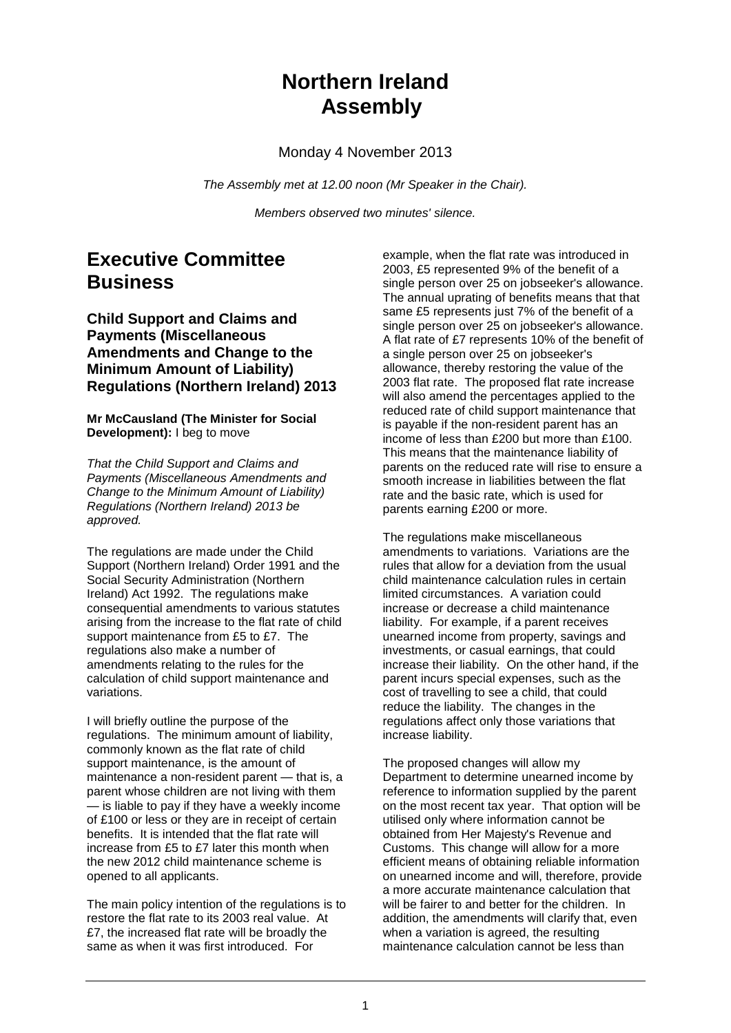# Northern Ireland Assembly

Monday 4 November 2013

*The Assembly met at 12.00 noon (Mr Speaker in the Chair).*

*Members observed two minutes' silence.*

## Executive Committee Business

### Child Support and Claims and Payments (Miscellaneous Amendments and Change to the Minimum Amount of Liability) Regulations (Northern Ireland) 2013

**Mr McCausland (The Minister for Social Development):** I beg to move

*That the Child Support and Claims and Payments (Miscellaneous Amendments and Change to the Minimum Amount of Liability) Regulations (Northern Ireland) 2013 be approved.*

The regulations are made under the Child Support (Northern Ireland) Order 1991 and the Social Security Administration (Northern Ireland) Act 1992. The regulations make consequential amendments to various statutes arising from the increase to the flat rate of child support maintenance from £5 to £7. The regulations also make a number of amendments relating to the rules for the calculation of child support maintenance and variations.

I will briefly outline the purpose of the regulations. The minimum amount of liability, commonly known as the flat rate of child support maintenance, is the amount of maintenance a non-resident parent — that is, a parent whose children are not living with them — is liable to pay if they have a weekly income of £100 or less or they are in receipt of certain benefits. It is intended that the flat rate will increase from £5 to £7 later this month when the new 2012 child maintenance scheme is opened to all applicants.

The main policy intention of the regulations is to restore the flat rate to its 2003 real value. At £7, the increased flat rate will be broadly the same as when it was first introduced. For example, when the flat rate was introduced in 2003, £5 represented 9% of the benefit of a single person over 25 on jobseeker's allowance. The annual uprating of benefits means that that same £5 represents just 7% of the benefit of a single person over 25 on jobseeker's allowance. A flat rate of £7 represents 10% of the benefit of a single person over 25 on jobseeker's allowance, thereby restoring the value of the 2003 flat rate. The proposed flat rate increase will also amend the percentages applied to the reduced rate of child support maintenance that is payable if the non-resident parent has an income of less than £200 but more than £100. This means that the maintenance liability of parents on the reduced rate will rise to ensure a smooth increase in liabilities between the flat rate and the basic rate, which is used for parents earning £200 or more.

The regulations make miscellaneous amendments to variations. Variations are the rules that allow for a deviation from the usual child maintenance calculation rules in certain limited circumstances. A variation could increase or decrease a child maintenance liability. For example, if a parent receives unearned income from property, savings and investments, or casual earnings, that could increase their liability. On the other hand, if the parent incurs special expenses, such as the cost of travelling to see a child, that could reduce the liability. The changes in the regulations affect only those variations that increase liability.

The proposed changes will allow my Department to determine unearned income by reference to information supplied by the parent on the most recent tax year. That option will be utilised only where information cannot be obtained from Her Majesty's Revenue and Customs. This change will allow for a more efficient means of obtaining reliable information on unearned income and will, therefore, provide a more accurate maintenance calculation that will be fairer to and better for the children. In addition, the amendments will clarify that, even when a variation is agreed, the resulting maintenance calculation cannot be less than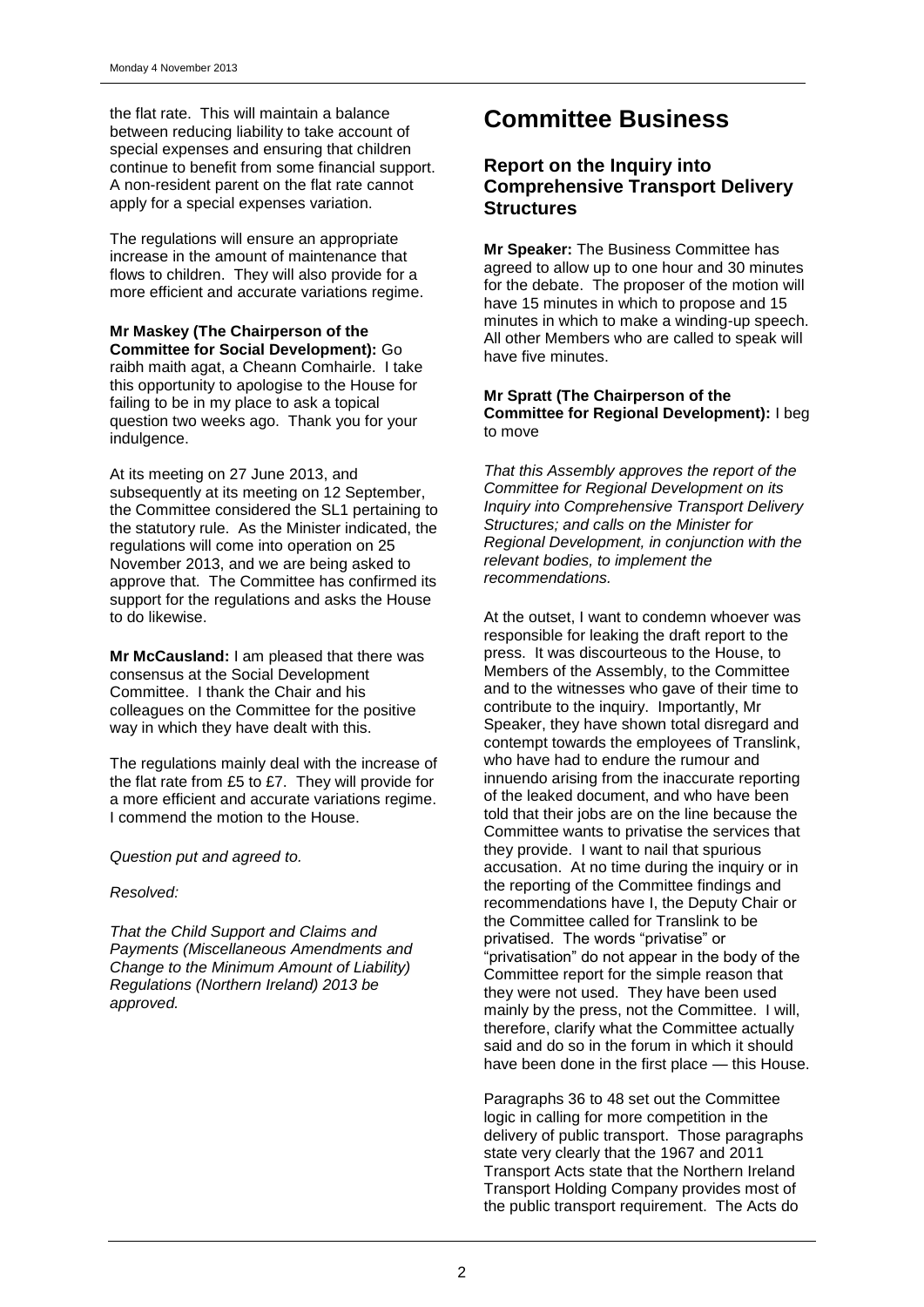the flat rate. This will maintain a balance between reducing liability to take account of special expenses and ensuring that children continue to benefit from some financial support. A non-resident parent on the flat rate cannot apply for a special expenses variation.

The regulations will ensure an appropriate increase in the amount of maintenance that flows to children. They will also provide for a more efficient and accurate variations regime.

**Mr Maskey (The Chairperson of the Committee for Social Development):** Go raibh maith agat, a Cheann Comhairle. I take this opportunity to apologise to the House for failing to be in my place to ask a topical question two weeks ago. Thank you for your indulgence.

At its meeting on 27 June 2013, and subsequently at its meeting on 12 September, the Committee considered the SL1 pertaining to the statutory rule. As the Minister indicated, the regulations will come into operation on 25 November 2013, and we are being asked to approve that. The Committee has confirmed its support for the regulations and asks the House to do likewise.

**Mr McCausland:** I am pleased that there was consensus at the Social Development Committee. I thank the Chair and his colleagues on the Committee for the positive way in which they have dealt with this.

The regulations mainly deal with the increase of the flat rate from £5 to £7. They will provide for a more efficient and accurate variations regime. I commend the motion to the House.

*Question put and agreed to.*

*Resolved:*

*That the Child Support and Claims and Payments (Miscellaneous Amendments and Change to the Minimum Amount of Liability) Regulations (Northern Ireland) 2013 be approved.*

# Committee Business

## Report on the Inquiry into Comprehensive Transport Delivery Structures

**Mr Speaker:** The Business Committee has agreed to allow up to one hour and 30 minutes for the debate. The proposer of the motion will have 15 minutes in which to propose and 15 minutes in which to make a winding-up speech. All other Members who are called to speak will have five minutes.

**Mr Spratt (The Chairperson of the Committee for Regional Development):** I beg to move

*That this Assembly approves the report of the Committee for Regional Development on its Inquiry into Comprehensive Transport Delivery Structures; and calls on the Minister for Regional Development, in conjunction with the relevant bodies, to implement the recommendations.*

At the outset, I want to condemn whoever was responsible for leaking the draft report to the press. It was discourteous to the House, to Members of the Assembly, to the Committee and to the witnesses who gave of their time to contribute to the inquiry. Importantly, Mr Speaker, they have shown total disregard and contempt towards the employees of Translink, who have had to endure the rumour and innuendo arising from the inaccurate reporting of the leaked document, and who have been told that their jobs are on the line because the Committee wants to privatise the services that they provide. I want to nail that spurious accusation. At no time during the inquiry or in the reporting of the Committee findings and recommendations have I, the Deputy Chair or the Committee called for Translink to be privatised. The words "privatise" or "privatisation" do not appear in the body of the Committee report for the simple reason that they were not used. They have been used mainly by the press, not the Committee. I will, therefore, clarify what the Committee actually said and do so in the forum in which it should have been done in the first place — this House.

Paragraphs 36 to 48 set out the Committee logic in calling for more competition in the delivery of public transport. Those paragraphs state very clearly that the 1967 and 2011 Transport Acts state that the Northern Ireland Transport Holding Company provides most of the public transport requirement. The Acts do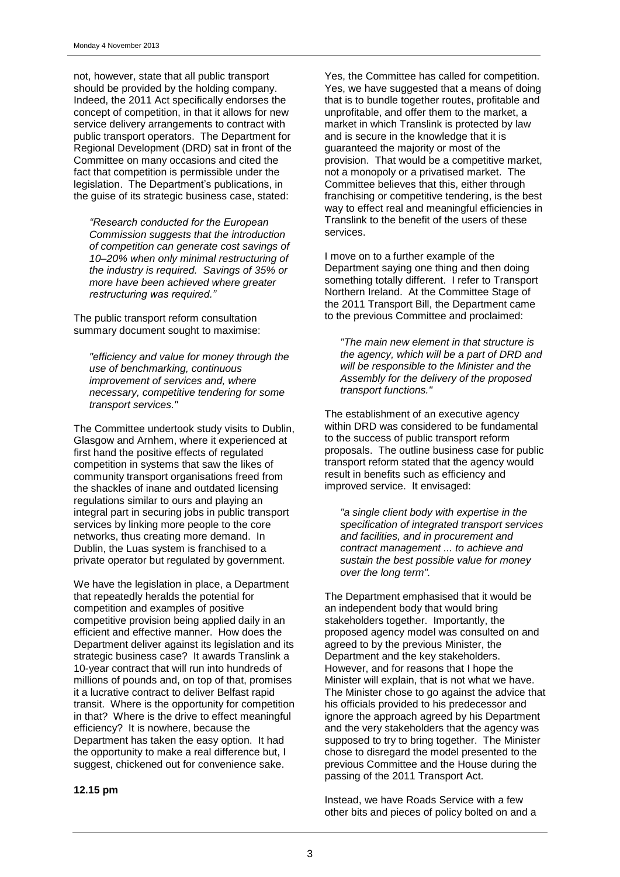not, however, state that all public transport should be provided by the holding company. Indeed, the 2011 Act specifically endorses the concept of competition, in that it allows for new service delivery arrangements to contract with public transport operators. The Department for Regional Development (DRD) sat in front of the Committee on many occasions and cited the fact that competition is permissible under the legislation. The Department's publications, in the guise of its strategic business case, stated:

> *"Research conducted for the European Commission suggests that the introduction of competition can generate cost savings of 10–20% when only minimal restructuring of the industry is required. Savings of 35% or more have been achieved where greater restructuring was required."*

The public transport reform consultation summary document sought to maximise:

> *"efficiency and value for money through the use of benchmarking, continuous improvement of services and, where necessary, competitive tendering for some transport services."*

The Committee undertook study visits to Dublin, Glasgow and Arnhem, where it experienced at first hand the positive effects of regulated competition in systems that saw the likes of community transport organisations freed from the shackles of inane and outdated licensing regulations similar to ours and playing an integral part in securing jobs in public transport services by linking more people to the core networks, thus creating more demand. In Dublin, the Luas system is franchised to a private operator but regulated by government.

We have the legislation in place, a Department that repeatedly heralds the potential for competition and examples of positive competitive provision being applied daily in an efficient and effective manner. How does the Department deliver against its legislation and its strategic business case? It awards Translink a 10-year contract that will run into hundreds of millions of pounds and, on top of that, promises it a lucrative contract to deliver Belfast rapid transit. Where is the opportunity for competition in that? Where is the drive to effect meaningful efficiency? It is nowhere, because the Department has taken the easy option. It had the opportunity to make a real difference but, I suggest, chickened out for convenience sake.

**12.15 pm**

Yes, the Committee has called for competition. Yes, we have suggested that a means of doing that is to bundle together routes, profitable and unprofitable, and offer them to the market, a market in which Translink is protected by law and is secure in the knowledge that it is guaranteed the majority or most of the provision. That would be a competitive market, not a monopoly or a privatised market. The Committee believes that this, either through franchising or competitive tendering, is the best way to effect real and meaningful efficiencies in Translink to the benefit of the users of these services.

I move on to a further example of the Department saying one thing and then doing something totally different. I refer to Transport Northern Ireland. At the Committee Stage of the 2011 Transport Bill, the Department came to the previous Committee and proclaimed:

> *"The main new element in that structure is the agency, which will be a part of DRD and will be responsible to the Minister and the Assembly for the delivery of the proposed transport functions."*

The establishment of an executive agency within DRD was considered to be fundamental to the success of public transport reform proposals. The outline business case for public transport reform stated that the agency would result in benefits such as efficiency and improved service. It envisaged:

> *"a single client body with expertise in the specification of integrated transport services and facilities, and in procurement and contract management ... to achieve and sustain the best possible value for money over the long term".*

The Department emphasised that it would be an independent body that would bring stakeholders together. Importantly, the proposed agency model was consulted on and agreed to by the previous Minister, the Department and the key stakeholders. However, and for reasons that I hope the Minister will explain, that is not what we have. The Minister chose to go against the advice that his officials provided to his predecessor and ignore the approach agreed by his Department and the very stakeholders that the agency was supposed to try to bring together. The Minister chose to disregard the model presented to the previous Committee and the House during the passing of the 2011 Transport Act.

Instead, we have Roads Service with a few other bits and pieces of policy bolted on and a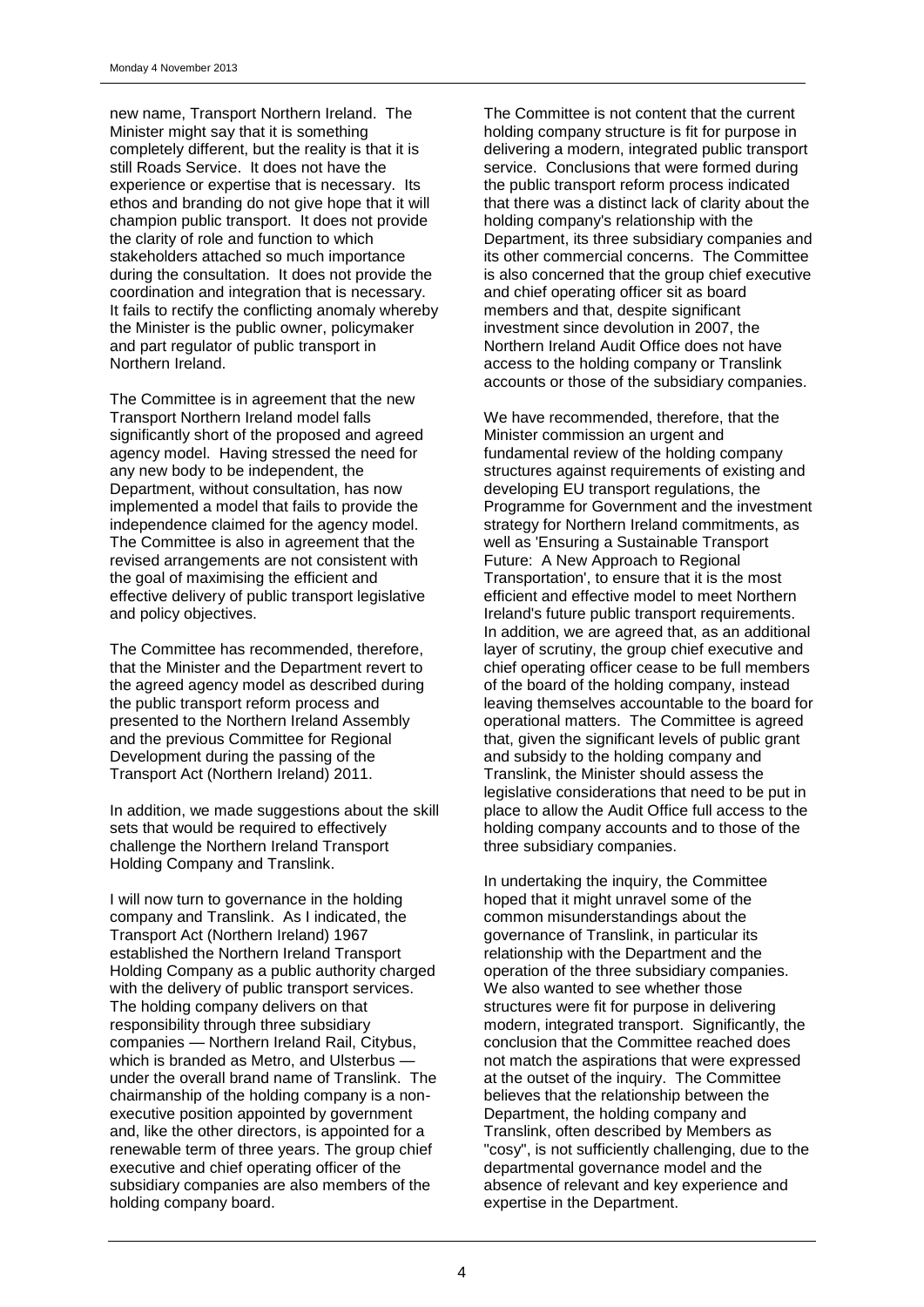new name, Transport Northern Ireland. The Minister might say that it is something completely different, but the reality is that it is still Roads Service. It does not have the experience or expertise that is necessary. Its ethos and branding do not give hope that it will champion public transport. It does not provide the clarity of role and function to which stakeholders attached so much importance during the consultation. It does not provide the coordination and integration that is necessary. It fails to rectify the conflicting anomaly whereby the Minister is the public owner, policymaker and part regulator of public transport in Northern Ireland.

The Committee is in agreement that the new Transport Northern Ireland model falls significantly short of the proposed and agreed agency model. Having stressed the need for any new body to be independent, the Department, without consultation, has now implemented a model that fails to provide the independence claimed for the agency model. The Committee is also in agreement that the revised arrangements are not consistent with the goal of maximising the efficient and effective delivery of public transport legislative and policy objectives.

The Committee has recommended, therefore, that the Minister and the Department revert to the agreed agency model as described during the public transport reform process and presented to the Northern Ireland Assembly and the previous Committee for Regional Development during the passing of the Transport Act (Northern Ireland) 2011.

In addition, we made suggestions about the skill sets that would be required to effectively challenge the Northern Ireland Transport Holding Company and Translink.

I will now turn to governance in the holding company and Translink. As I indicated, the Transport Act (Northern Ireland) 1967 established the Northern Ireland Transport Holding Company as a public authority charged with the delivery of public transport services. The holding company delivers on that responsibility through three subsidiary companies — Northern Ireland Rail, Citybus, which is branded as Metro, and Ulsterbus — under the overall brand name of Translink. The chairmanship of the holding company is a non-executive position appointed by government and, like the other directors, is appointed for a renewable term of three years. The group chief executive and chief operating officer of the subsidiary companies are also members of the holding company board.

The Committee is not content that the current holding company structure is fit for purpose in delivering a modern, integrated public transport service. Conclusions that were formed during the public transport reform process indicated that there was a distinct lack of clarity about the holding company's relationship with the Department, its three subsidiary companies and its other commercial concerns. The Committee is also concerned that the group chief executive and chief operating officer sit as board members and that, despite significant investment since devolution in 2007, the Northern Ireland Audit Office does not have access to the holding company or Translink accounts or those of the subsidiary companies.

We have recommended, therefore, that the Minister commission an urgent and fundamental review of the holding company structures against requirements of existing and developing EU transport regulations, the Programme for Government and the investment strategy for Northern Ireland commitments, as well as 'Ensuring a Sustainable Transport Future: A New Approach to Regional Transportation', to ensure that it is the most efficient and effective model to meet Northern Ireland's future public transport requirements. In addition, we are agreed that, as an additional layer of scrutiny, the group chief executive and chief operating officer cease to be full members of the board of the holding company, instead leaving themselves accountable to the board for operational matters. The Committee is agreed that, given the significant levels of public grant and subsidy to the holding company and Translink, the Minister should assess the legislative considerations that need to be put in place to allow the Audit Office full access to the holding company accounts and to those of the three subsidiary companies.

In undertaking the inquiry, the Committee hoped that it might unravel some of the common misunderstandings about the governance of Translink, in particular its relationship with the Department and the operation of the three subsidiary companies. We also wanted to see whether those structures were fit for purpose in delivering modern, integrated transport. Significantly, the conclusion that the Committee reached does not match the aspirations that were expressed at the outset of the inquiry. The Committee believes that the relationship between the Department, the holding company and Translink, often described by Members as "cosy", is not sufficiently challenging, due to the departmental governance model and the absence of relevant and key experience and expertise in the Department.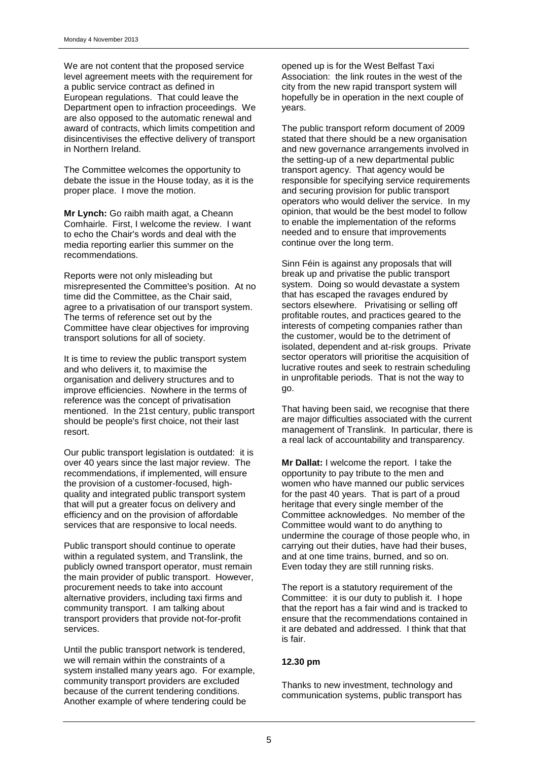We are not content that the proposed service level agreement meets with the requirement for a public service contract as defined in European regulations. That could leave the Department open to infraction proceedings. We are also opposed to the automatic renewal and award of contracts, which limits competition and disincentivises the effective delivery of transport in Northern Ireland.

The Committee welcomes the opportunity to debate the issue in the House today, as it is the proper place. I move the motion.

**Mr Lynch:** Go raibh maith agat, a Cheann Comhairle. First, I welcome the review. I want to echo the Chair's words and deal with the media reporting earlier this summer on the recommendations.

Reports were not only misleading but misrepresented the Committee's position. At no time did the Committee, as the Chair said, agree to a privatisation of our transport system. The terms of reference set out by the Committee have clear objectives for improving transport solutions for all of society.

It is time to review the public transport system and who delivers it, to maximise the organisation and delivery structures and to improve efficiencies. Nowhere in the terms of reference was the concept of privatisation mentioned. In the 21st century, public transport should be people's first choice, not their last resort.

Our public transport legislation is outdated: it is over 40 years since the last major review. The recommendations, if implemented, will ensure the provision of a customer-focused, high-quality and integrated public transport system that will put a greater focus on delivery and efficiency and on the provision of affordable services that are responsive to local needs.

Public transport should continue to operate within a regulated system, and Translink, the publicly owned transport operator, must remain the main provider of public transport. However, procurement needs to take into account alternative providers, including taxi firms and community transport. I am talking about transport providers that provide not-for-profit services.

Until the public transport network is tendered, we will remain within the constraints of a system installed many years ago. For example, community transport providers are excluded because of the current tendering conditions. Another example of where tendering could be opened up is for the West Belfast Taxi Association: the link routes in the west of the city from the new rapid transport system will hopefully be in operation in the next couple of years.

The public transport reform document of 2009 stated that there should be a new organisation and new governance arrangements involved in the setting-up of a new departmental public transport agency. That agency would be responsible for specifying service requirements and securing provision for public transport operators who would deliver the service. In my opinion, that would be the best model to follow to enable the implementation of the reforms needed and to ensure that improvements continue over the long term.

Sinn Féin is against any proposals that will break up and privatise the public transport system. Doing so would devastate a system that has escaped the ravages endured by sectors elsewhere. Privatising or selling off profitable routes, and practices geared to the interests of competing companies rather than the customer, would be to the detriment of isolated, dependent and at-risk groups. Private sector operators will prioritise the acquisition of lucrative routes and seek to restrain scheduling in unprofitable periods. That is not the way to go.

That having been said, we recognise that there are major difficulties associated with the current management of Translink. In particular, there is a real lack of accountability and transparency.

**Mr Dallat:** I welcome the report. I take the opportunity to pay tribute to the men and women who have manned our public services for the past 40 years. That is part of a proud heritage that every single member of the Committee acknowledges. No member of the Committee would want to do anything to undermine the courage of those people who, in carrying out their duties, have had their buses, and at one time trains, burned, and so on. Even today they are still running risks.

The report is a statutory requirement of the Committee: it is our duty to publish it. I hope that the report has a fair wind and is tracked to ensure that the recommendations contained in it are debated and addressed. I think that that is fair.

**12.30 pm**

Thanks to new investment, technology and communication systems, public transport has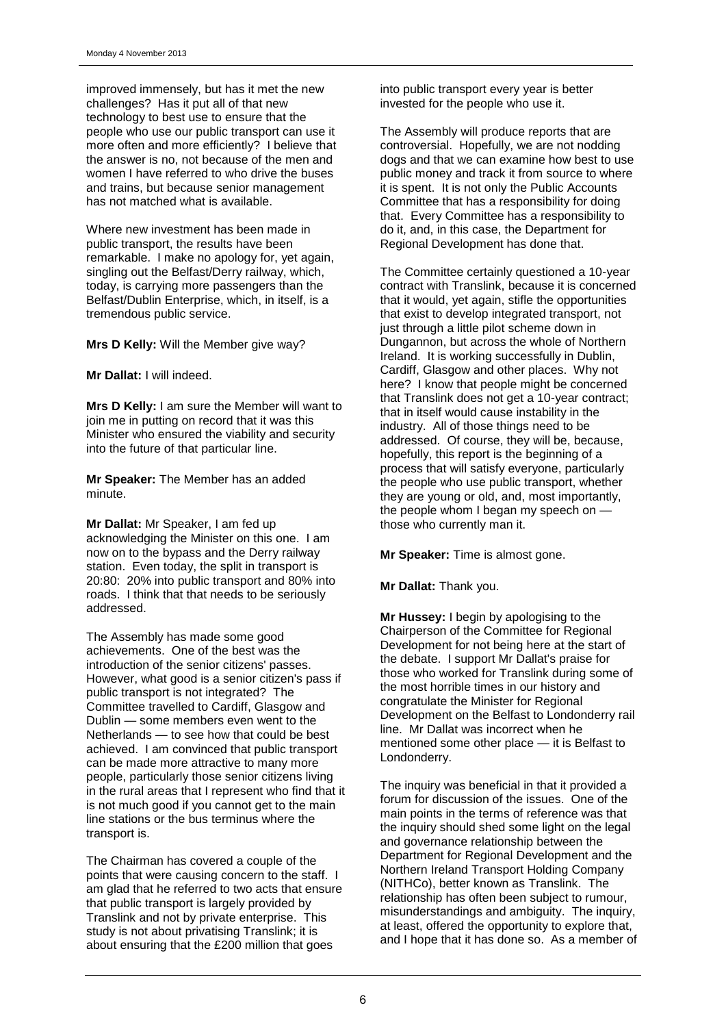improved immensely, but has it met the new challenges? Has it put all of that new technology to best use to ensure that the people who use our public transport can use it more often and more efficiently? I believe that the answer is no, not because of the men and women I have referred to who drive the buses and trains, but because senior management has not matched what is available.

Where new investment has been made in public transport, the results have been remarkable. I make no apology for, yet again, singling out the Belfast/Derry railway, which, today, is carrying more passengers than the Belfast/Dublin Enterprise, which, in itself, is a tremendous public service.

**Mrs D Kelly:** Will the Member give way?

**Mr Dallat:** I will indeed.

**Mrs D Kelly:** I am sure the Member will want to join me in putting on record that it was this Minister who ensured the viability and security into the future of that particular line.

**Mr Speaker:** The Member has an added minute.

**Mr Dallat:** Mr Speaker, I am fed up acknowledging the Minister on this one. I am now on to the bypass and the Derry railway station. Even today, the split in transport is 20:80: 20% into public transport and 80% into roads. I think that that needs to be seriously addressed.

The Assembly has made some good achievements. One of the best was the introduction of the senior citizens' passes. However, what good is a senior citizen's pass if public transport is not integrated? The Committee travelled to Cardiff, Glasgow and Dublin — some members even went to the Netherlands — to see how that could be best achieved. I am convinced that public transport can be made more attractive to many more people, particularly those senior citizens living in the rural areas that I represent who find that it is not much good if you cannot get to the main line stations or the bus terminus where the transport is.

The Chairman has covered a couple of the points that were causing concern to the staff. I am glad that he referred to two acts that ensure that public transport is largely provided by Translink and not by private enterprise. This study is not about privatising Translink; it is about ensuring that the £200 million that goes into public transport every year is better invested for the people who use it.

The Assembly will produce reports that are controversial. Hopefully, we are not nodding dogs and that we can examine how best to use public money and track it from source to where it is spent. It is not only the Public Accounts Committee that has a responsibility for doing that. Every Committee has a responsibility to do it, and, in this case, the Department for Regional Development has done that.

The Committee certainly questioned a 10-year contract with Translink, because it is concerned that it would, yet again, stifle the opportunities that exist to develop integrated transport, not just through a little pilot scheme down in Dungannon, but across the whole of Northern Ireland. It is working successfully in Dublin, Cardiff, Glasgow and other places. Why not here? I know that people might be concerned that Translink does not get a 10-year contract; that in itself would cause instability in the industry. All of those things need to be addressed. Of course, they will be, because, hopefully, this report is the beginning of a process that will satisfy everyone, particularly the people who use public transport, whether they are young or old, and, most importantly, the people whom I began my speech on — those who currently man it.

**Mr Speaker:** Time is almost gone.

**Mr Dallat:** Thank you.

**Mr Hussey:** I begin by apologising to the Chairperson of the Committee for Regional Development for not being here at the start of the debate. I support Mr Dallat's praise for those who worked for Translink during some of the most horrible times in our history and congratulate the Minister for Regional Development on the Belfast to Londonderry rail line. Mr Dallat was incorrect when he mentioned some other place — it is Belfast to Londonderry.

The inquiry was beneficial in that it provided a forum for discussion of the issues. One of the main points in the terms of reference was that the inquiry should shed some light on the legal and governance relationship between the Department for Regional Development and the Northern Ireland Transport Holding Company (NITHCo), better known as Translink. The relationship has often been subject to rumour, misunderstandings and ambiguity. The inquiry, at least, offered the opportunity to explore that, and I hope that it has done so. As a member of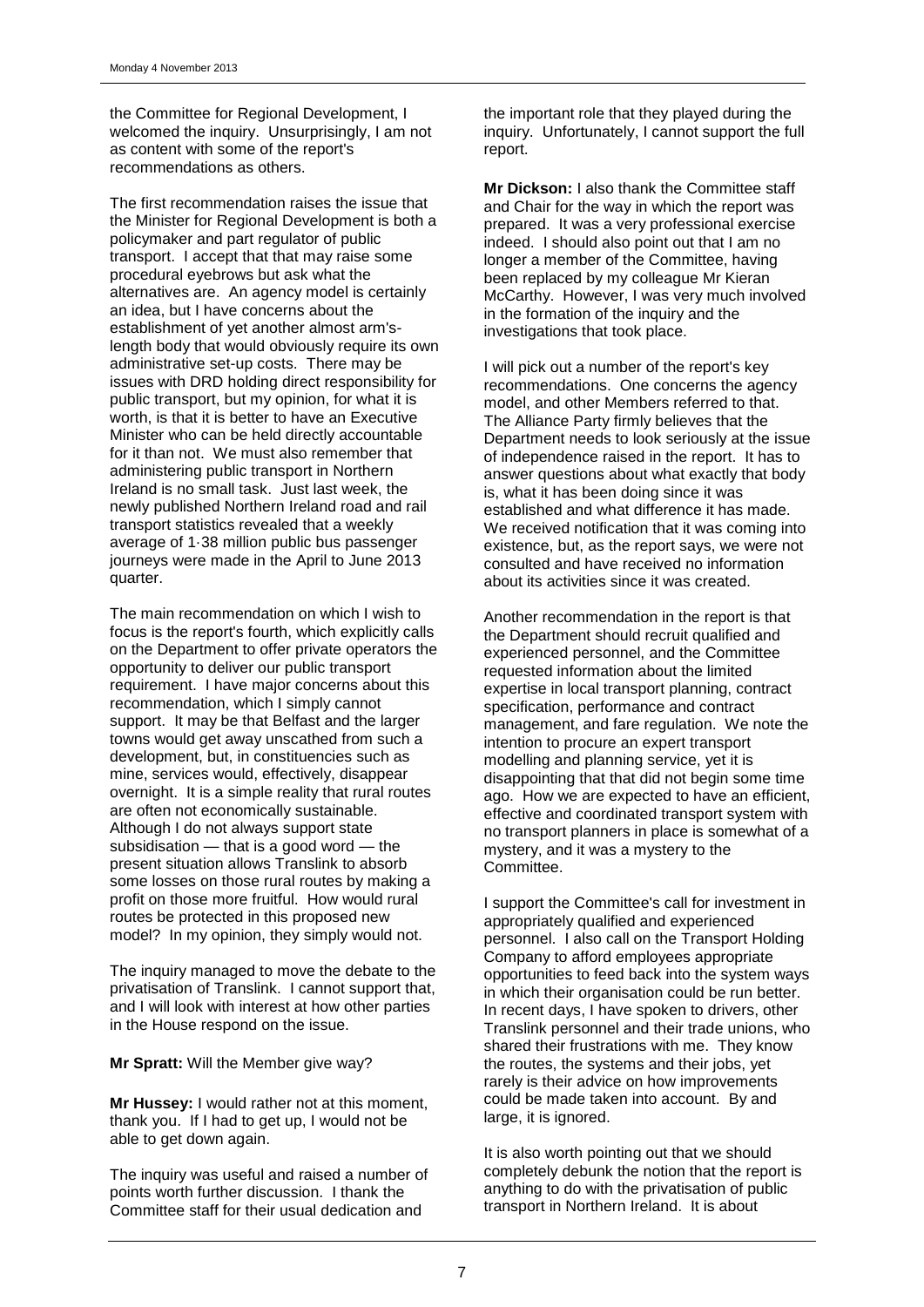the Committee for Regional Development, I welcomed the inquiry. Unsurprisingly, I am not as content with some of the report's recommendations as others.

The first recommendation raises the issue that the Minister for Regional Development is both a policymaker and part regulator of public transport. I accept that that may raise some procedural eyebrows but ask what the alternatives are. An agency model is certainly an idea, but I have concerns about the establishment of yet another almost arm's-length body that would obviously require its own administrative set-up costs. There may be issues with DRD holding direct responsibility for public transport, but my opinion, for what it is worth, is that it is better to have an Executive Minister who can be held directly accountable for it than not. We must also remember that administering public transport in Northern Ireland is no small task. Just last week, the newly published Northern Ireland road and rail transport statistics revealed that a weekly average of 1·38 million public bus passenger journeys were made in the April to June 2013 quarter.

The main recommendation on which I wish to focus is the report's fourth, which explicitly calls on the Department to offer private operators the opportunity to deliver our public transport requirement. I have major concerns about this recommendation, which I simply cannot support. It may be that Belfast and the larger towns would get away unscathed from such a development, but, in constituencies such as mine, services would, effectively, disappear overnight. It is a simple reality that rural routes are often not economically sustainable. Although I do not always support state subsidisation — that is a good word — the present situation allows Translink to absorb some losses on those rural routes by making a profit on those more fruitful. How would rural routes be protected in this proposed new model? In my opinion, they simply would not.

The inquiry managed to move the debate to the privatisation of Translink. I cannot support that, and I will look with interest at how other parties in the House respond on the issue.

**Mr Spratt:** Will the Member give way?

**Mr Hussey:** I would rather not at this moment, thank you. If I had to get up, I would not be able to get down again.

The inquiry was useful and raised a number of points worth further discussion. I thank the Committee staff for their usual dedication and the important role that they played during the inquiry. Unfortunately, I cannot support the full report.

**Mr Dickson:** I also thank the Committee staff and Chair for the way in which the report was prepared. It was a very professional exercise indeed. I should also point out that I am no longer a member of the Committee, having been replaced by my colleague Mr Kieran McCarthy. However, I was very much involved in the formation of the inquiry and the investigations that took place.

I will pick out a number of the report's key recommendations. One concerns the agency model, and other Members referred to that. The Alliance Party firmly believes that the Department needs to look seriously at the issue of independence raised in the report. It has to answer questions about what exactly that body is, what it has been doing since it was established and what difference it has made. We received notification that it was coming into existence, but, as the report says, we were not consulted and have received no information about its activities since it was created.

Another recommendation in the report is that the Department should recruit qualified and experienced personnel, and the Committee requested information about the limited expertise in local transport planning, contract specification, performance and contract management, and fare regulation. We note the intention to procure an expert transport modelling and planning service, yet it is disappointing that that did not begin some time ago. How we are expected to have an efficient, effective and coordinated transport system with no transport planners in place is somewhat of a mystery, and it was a mystery to the Committee.

I support the Committee's call for investment in appropriately qualified and experienced personnel. I also call on the Transport Holding Company to afford employees appropriate opportunities to feed back into the system ways in which their organisation could be run better. In recent days, I have spoken to drivers, other Translink personnel and their trade unions, who shared their frustrations with me. They know the routes, the systems and their jobs, yet rarely is their advice on how improvements could be made taken into account. By and large, it is ignored.

It is also worth pointing out that we should completely debunk the notion that the report is anything to do with the privatisation of public transport in Northern Ireland. It is about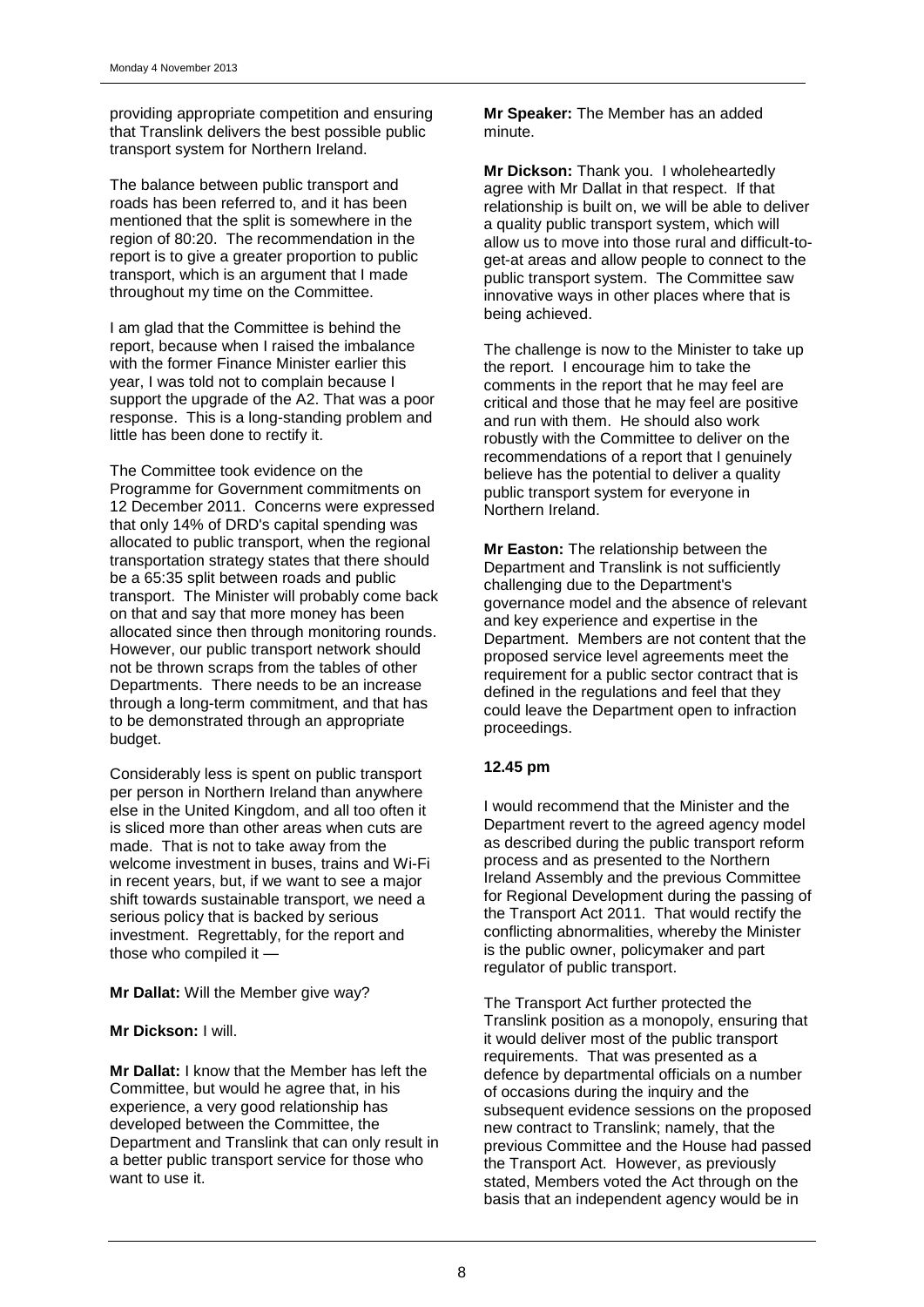providing appropriate competition and ensuring that Translink delivers the best possible public transport system for Northern Ireland.

The balance between public transport and roads has been referred to, and it has been mentioned that the split is somewhere in the region of 80:20. The recommendation in the report is to give a greater proportion to public transport, which is an argument that I made throughout my time on the Committee.

I am glad that the Committee is behind the report, because when I raised the imbalance with the former Finance Minister earlier this year, I was told not to complain because I support the upgrade of the A2. That was a poor response. This is a long-standing problem and little has been done to rectify it.

The Committee took evidence on the Programme for Government commitments on 12 December 2011. Concerns were expressed that only 14% of DRD's capital spending was allocated to public transport, when the regional transportation strategy states that there should be a 65:35 split between roads and public transport. The Minister will probably come back on that and say that more money has been allocated since then through monitoring rounds. However, our public transport network should not be thrown scraps from the tables of other Departments. There needs to be an increase through a long-term commitment, and that has to be demonstrated through an appropriate budget.

Considerably less is spent on public transport per person in Northern Ireland than anywhere else in the United Kingdom, and all too often it is sliced more than other areas when cuts are made. That is not to take away from the welcome investment in buses, trains and Wi-Fi in recent years, but, if we want to see a major shift towards sustainable transport, we need a serious policy that is backed by serious investment. Regrettably, for the report and those who compiled it —

**Mr Dallat:** Will the Member give way?

**Mr Dickson:** I will.

**Mr Dallat:** I know that the Member has left the Committee, but would he agree that, in his experience, a very good relationship has developed between the Committee, the Department and Translink that can only result in a better public transport service for those who want to use it.

**Mr Speaker:** The Member has an added minute.

**Mr Dickson:** Thank you. I wholeheartedly agree with Mr Dallat in that respect. If that relationship is built on, we will be able to deliver a quality public transport system, which will allow us to move into those rural and difficult-to-get-at areas and allow people to connect to the public transport system. The Committee saw innovative ways in other places where that is being achieved.

The challenge is now to the Minister to take up the report. I encourage him to take the comments in the report that he may feel are critical and those that he may feel are positive and run with them. He should also work robustly with the Committee to deliver on the recommendations of a report that I genuinely believe has the potential to deliver a quality public transport system for everyone in Northern Ireland.

**Mr Easton:** The relationship between the Department and Translink is not sufficiently challenging due to the Department's governance model and the absence of relevant and key experience and expertise in the Department. Members are not content that the proposed service level agreements meet the requirement for a public sector contract that is defined in the regulations and feel that they could leave the Department open to infraction proceedings.

**12.45 pm**

I would recommend that the Minister and the Department revert to the agreed agency model as described during the public transport reform process and as presented to the Northern Ireland Assembly and the previous Committee for Regional Development during the passing of the Transport Act 2011. That would rectify the conflicting abnormalities, whereby the Minister is the public owner, policymaker and part regulator of public transport.

The Transport Act further protected the Translink position as a monopoly, ensuring that it would deliver most of the public transport requirements. That was presented as a defence by departmental officials on a number of occasions during the inquiry and the subsequent evidence sessions on the proposed new contract to Translink; namely, that the previous Committee and the House had passed the Transport Act. However, as previously stated, Members voted the Act through on the basis that an independent agency would be in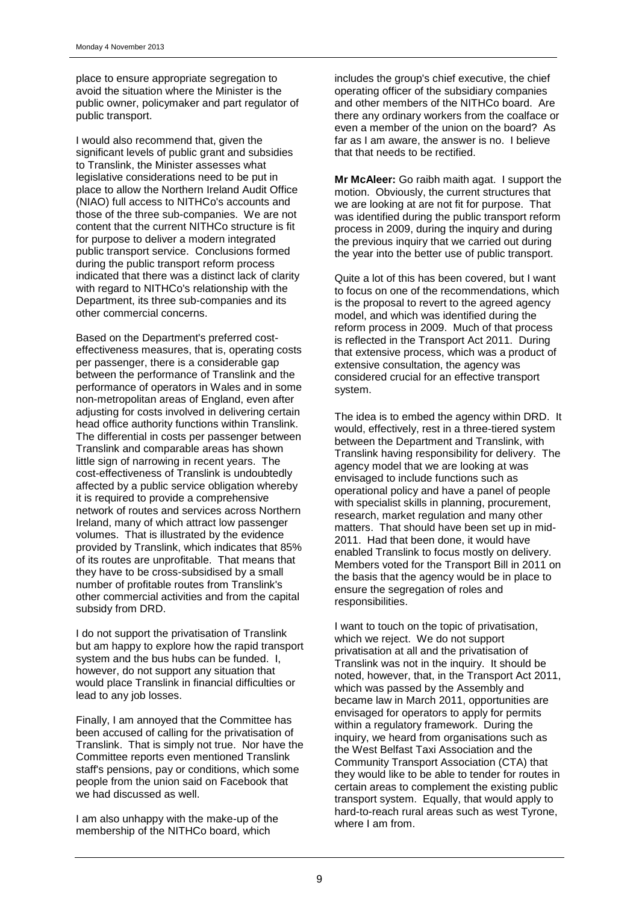place to ensure appropriate segregation to avoid the situation where the Minister is the public owner, policymaker and part regulator of public transport.

I would also recommend that, given the significant levels of public grant and subsidies to Translink, the Minister assesses what legislative considerations need to be put in place to allow the Northern Ireland Audit Office (NIAO) full access to NITHCo's accounts and those of the three sub-companies. We are not content that the current NITHCo structure is fit for purpose to deliver a modern integrated public transport service. Conclusions formed during the public transport reform process indicated that there was a distinct lack of clarity with regard to NITHCo's relationship with the Department, its three sub-companies and its other commercial concerns.

Based on the Department's preferred cost-effectiveness measures, that is, operating costs per passenger, there is a considerable gap between the performance of Translink and the performance of operators in Wales and in some non-metropolitan areas of England, even after adjusting for costs involved in delivering certain head office authority functions within Translink. The differential in costs per passenger between Translink and comparable areas has shown little sign of narrowing in recent years. The cost-effectiveness of Translink is undoubtedly affected by a public service obligation whereby it is required to provide a comprehensive network of routes and services across Northern Ireland, many of which attract low passenger volumes. That is illustrated by the evidence provided by Translink, which indicates that 85% of its routes are unprofitable. That means that they have to be cross-subsidised by a small number of profitable routes from Translink's other commercial activities and from the capital subsidy from DRD.

I do not support the privatisation of Translink but am happy to explore how the rapid transport system and the bus hubs can be funded. I, however, do not support any situation that would place Translink in financial difficulties or lead to any job losses.

Finally, I am annoyed that the Committee has been accused of calling for the privatisation of Translink. That is simply not true. Nor have the Committee reports even mentioned Translink staff's pensions, pay or conditions, which some people from the union said on Facebook that we had discussed as well.

I am also unhappy with the make-up of the membership of the NITHCo board, which includes the group's chief executive, the chief operating officer of the subsidiary companies and other members of the NITHCo board. Are there any ordinary workers from the coalface or even a member of the union on the board? As far as I am aware, the answer is no. I believe that that needs to be rectified.

**Mr McAleer:** Go raibh maith agat. I support the motion. Obviously, the current structures that we are looking at are not fit for purpose. That was identified during the public transport reform process in 2009, during the inquiry and during the previous inquiry that we carried out during the year into the better use of public transport.

Quite a lot of this has been covered, but I want to focus on one of the recommendations, which is the proposal to revert to the agreed agency model, and which was identified during the reform process in 2009. Much of that process is reflected in the Transport Act 2011. During that extensive process, which was a product of extensive consultation, the agency was considered crucial for an effective transport system.

The idea is to embed the agency within DRD. It would, effectively, rest in a three-tiered system between the Department and Translink, with Translink having responsibility for delivery. The agency model that we are looking at was envisaged to include functions such as operational policy and have a panel of people with specialist skills in planning, procurement, research, market regulation and many other matters. That should have been set up in mid-2011. Had that been done, it would have enabled Translink to focus mostly on delivery. Members voted for the Transport Bill in 2011 on the basis that the agency would be in place to ensure the segregation of roles and responsibilities.

I want to touch on the topic of privatisation, which we reject. We do not support privatisation at all and the privatisation of Translink was not in the inquiry. It should be noted, however, that, in the Transport Act 2011, which was passed by the Assembly and became law in March 2011, opportunities are envisaged for operators to apply for permits within a regulatory framework. During the inquiry, we heard from organisations such as the West Belfast Taxi Association and the Community Transport Association (CTA) that they would like to be able to tender for routes in certain areas to complement the existing public transport system. Equally, that would apply to hard-to-reach rural areas such as west Tyrone, where I am from.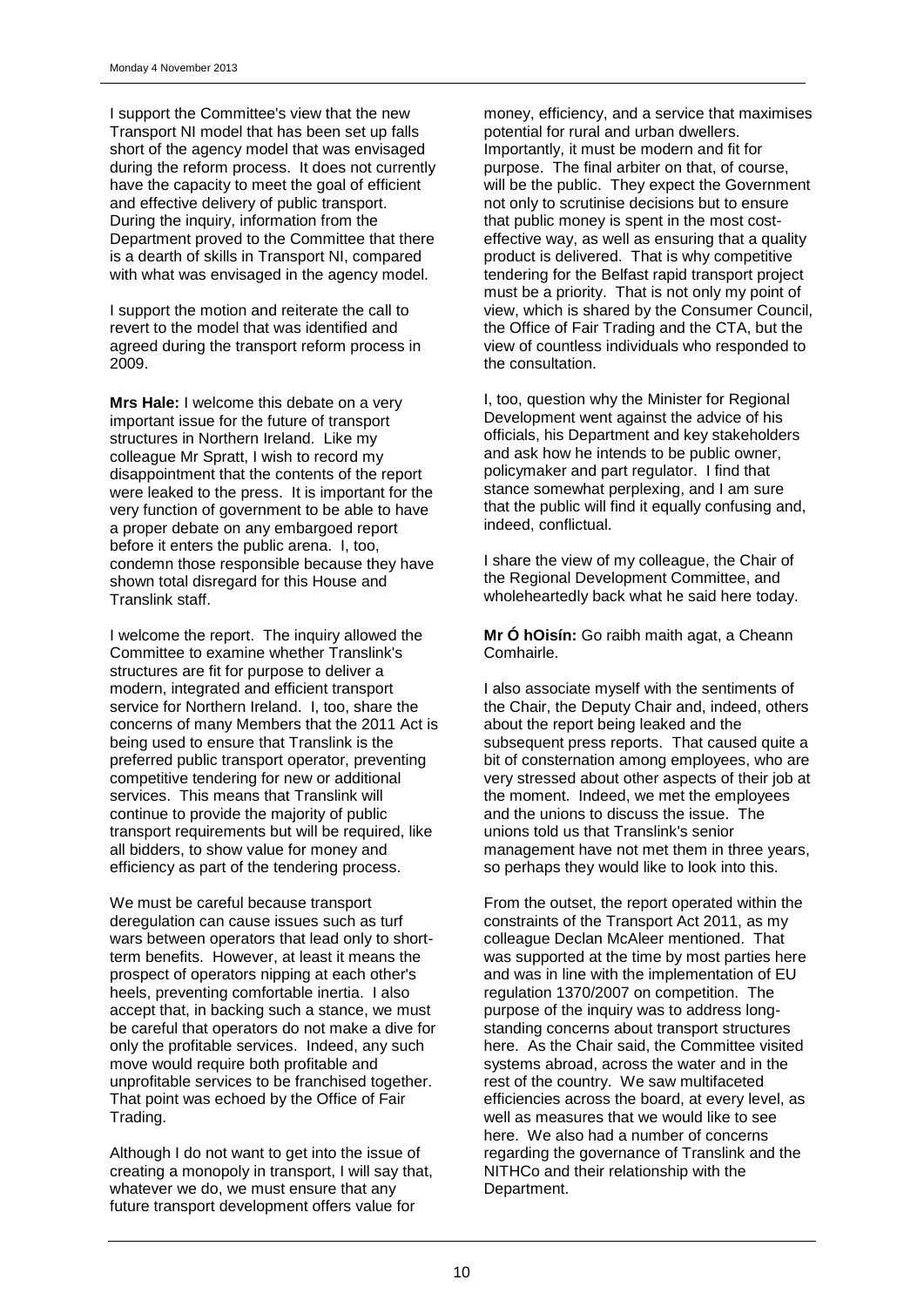I support the Committee's view that the new Transport NI model that has been set up falls short of the agency model that was envisaged during the reform process. It does not currently have the capacity to meet the goal of efficient and effective delivery of public transport. During the inquiry, information from the Department proved to the Committee that there is a dearth of skills in Transport NI, compared with what was envisaged in the agency model.

I support the motion and reiterate the call to revert to the model that was identified and agreed during the transport reform process in 2009.

**Mrs Hale:** I welcome this debate on a very important issue for the future of transport structures in Northern Ireland. Like my colleague Mr Spratt, I wish to record my disappointment that the contents of the report were leaked to the press. It is important for the very function of government to be able to have a proper debate on any embargoed report before it enters the public arena. I, too, condemn those responsible because they have shown total disregard for this House and Translink staff.

I welcome the report. The inquiry allowed the Committee to examine whether Translink's structures are fit for purpose to deliver a modern, integrated and efficient transport service for Northern Ireland. I, too, share the concerns of many Members that the 2011 Act is being used to ensure that Translink is the preferred public transport operator, preventing competitive tendering for new or additional services. This means that Translink will continue to provide the majority of public transport requirements but will be required, like all bidders, to show value for money and efficiency as part of the tendering process.

We must be careful because transport deregulation can cause issues such as turf wars between operators that lead only to short-term benefits. However, at least it means the prospect of operators nipping at each other's heels, preventing comfortable inertia. I also accept that, in backing such a stance, we must be careful that operators do not make a dive for only the profitable services. Indeed, any such move would require both profitable and unprofitable services to be franchised together. That point was echoed by the Office of Fair Trading.

Although I do not want to get into the issue of creating a monopoly in transport, I will say that, whatever we do, we must ensure that any future transport development offers value for money, efficiency, and a service that maximises potential for rural and urban dwellers. Importantly, it must be modern and fit for purpose. The final arbiter on that, of course, will be the public. They expect the Government not only to scrutinise decisions but to ensure that public money is spent in the most cost-effective way, as well as ensuring that a quality product is delivered. That is why competitive tendering for the Belfast rapid transport project must be a priority. That is not only my point of view, which is shared by the Consumer Council, the Office of Fair Trading and the CTA, but the view of countless individuals who responded to the consultation.

I, too, question why the Minister for Regional Development went against the advice of his officials, his Department and key stakeholders and ask how he intends to be public owner, policymaker and part regulator. I find that stance somewhat perplexing, and I am sure that the public will find it equally confusing and, indeed, conflictual.

I share the view of my colleague, the Chair of the Regional Development Committee, and wholeheartedly back what he said here today.

**Mr Ó hOisín:** Go raibh maith agat, a Cheann Comhairle.

I also associate myself with the sentiments of the Chair, the Deputy Chair and, indeed, others about the report being leaked and the subsequent press reports. That caused quite a bit of consternation among employees, who are very stressed about other aspects of their job at the moment. Indeed, we met the employees and the unions to discuss the issue. The unions told us that Translink's senior management have not met them in three years, so perhaps they would like to look into this.

From the outset, the report operated within the constraints of the Transport Act 2011, as my colleague Declan McAleer mentioned. That was supported at the time by most parties here and was in line with the implementation of EU regulation 1370/2007 on competition. The purpose of the inquiry was to address long-standing concerns about transport structures here. As the Chair said, the Committee visited systems abroad, across the water and in the rest of the country. We saw multifaceted efficiencies across the board, at every level, as well as measures that we would like to see here. We also had a number of concerns regarding the governance of Translink and the NITHCo and their relationship with the Department.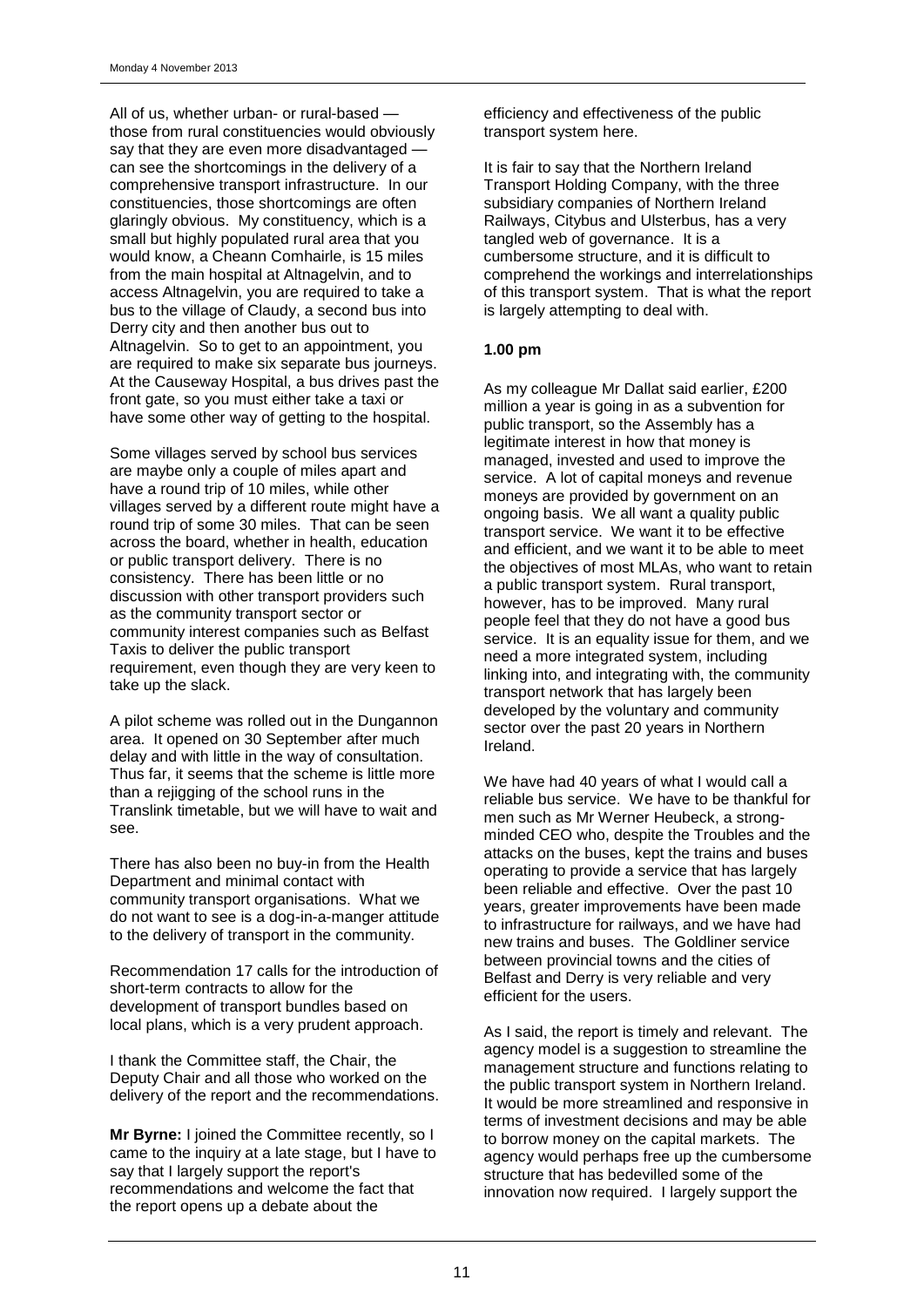All of us, whether urban- or rural-based — those from rural constituencies would obviously say that they are even more disadvantaged — can see the shortcomings in the delivery of a comprehensive transport infrastructure. In our constituencies, those shortcomings are often glaringly obvious. My constituency, which is a small but highly populated rural area that you would know, a Cheann Comhairle, is 15 miles from the main hospital at Altnagelvin, and to access Altnagelvin, you are required to take a bus to the village of Claudy, a second bus into Derry city and then another bus out to Altnagelvin. So to get to an appointment, you are required to make six separate bus journeys. At the Causeway Hospital, a bus drives past the front gate, so you must either take a taxi or have some other way of getting to the hospital.

Some villages served by school bus services are maybe only a couple of miles apart and have a round trip of 10 miles, while other villages served by a different route might have a round trip of some 30 miles. That can be seen across the board, whether in health, education or public transport delivery. There is no consistency. There has been little or no discussion with other transport providers such as the community transport sector or community interest companies such as Belfast Taxis to deliver the public transport requirement, even though they are very keen to take up the slack.

A pilot scheme was rolled out in the Dungannon area. It opened on 30 September after much delay and with little in the way of consultation. Thus far, it seems that the scheme is little more than a rejigging of the school runs in the Translink timetable, but we will have to wait and see.

There has also been no buy-in from the Health Department and minimal contact with community transport organisations. What we do not want to see is a dog-in-a-manger attitude to the delivery of transport in the community.

Recommendation 17 calls for the introduction of short-term contracts to allow for the development of transport bundles based on local plans, which is a very prudent approach.

I thank the Committee staff, the Chair, the Deputy Chair and all those who worked on the delivery of the report and the recommendations.

**Mr Byrne:** I joined the Committee recently, so I came to the inquiry at a late stage, but I have to say that I largely support the report's recommendations and welcome the fact that the report opens up a debate about the efficiency and effectiveness of the public transport system here.

It is fair to say that the Northern Ireland Transport Holding Company, with the three subsidiary companies of Northern Ireland Railways, Citybus and Ulsterbus, has a very tangled web of governance. It is a cumbersome structure, and it is difficult to comprehend the workings and interrelationships of this transport system. That is what the report is largely attempting to deal with.

**1.00 pm**

As my colleague Mr Dallat said earlier, £200 million a year is going in as a subvention for public transport, so the Assembly has a legitimate interest in how that money is managed, invested and used to improve the service. A lot of capital moneys and revenue moneys are provided by government on an ongoing basis. We all want a quality public transport service. We want it to be effective and efficient, and we want it to be able to meet the objectives of most MLAs, who want to retain a public transport system. Rural transport, however, has to be improved. Many rural people feel that they do not have a good bus service. It is an equality issue for them, and we need a more integrated system, including linking into, and integrating with, the community transport network that has largely been developed by the voluntary and community sector over the past 20 years in Northern Ireland.

We have had 40 years of what I would call a reliable bus service. We have to be thankful for men such as Mr Werner Heubeck, a strong-minded CEO who, despite the Troubles and the attacks on the buses, kept the trains and buses operating to provide a service that has largely been reliable and effective. Over the past 10 years, greater improvements have been made to infrastructure for railways, and we have had new trains and buses. The Goldliner service between provincial towns and the cities of Belfast and Derry is very reliable and very efficient for the users.

As I said, the report is timely and relevant. The agency model is a suggestion to streamline the management structure and functions relating to the public transport system in Northern Ireland. It would be more streamlined and responsive in terms of investment decisions and may be able to borrow money on the capital markets. The agency would perhaps free up the cumbersome structure that has bedevilled some of the innovation now required. I largely support the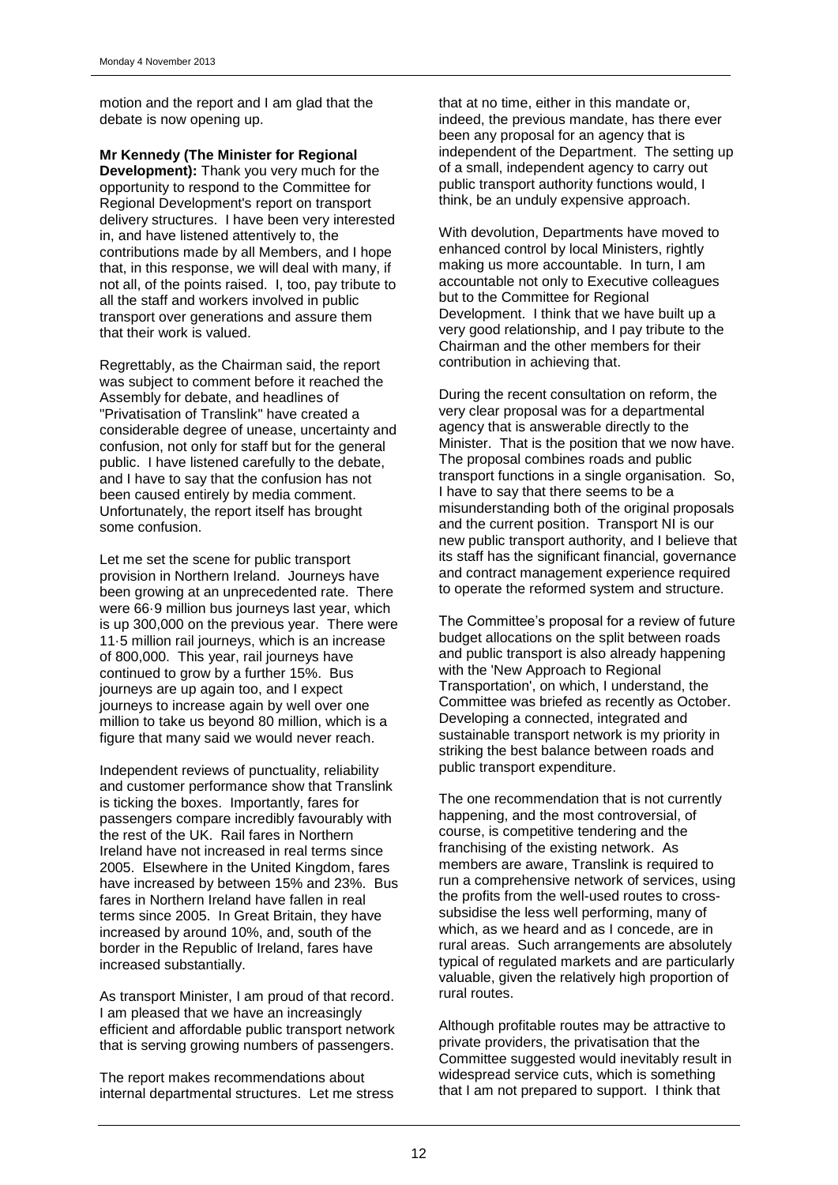motion and the report and I am glad that the debate is now opening up.

**Mr Kennedy (The Minister for Regional Development):** Thank you very much for the opportunity to respond to the Committee for Regional Development's report on transport delivery structures. I have been very interested in, and have listened attentively to, the contributions made by all Members, and I hope that, in this response, we will deal with many, if not all, of the points raised. I, too, pay tribute to all the staff and workers involved in public transport over generations and assure them that their work is valued.

Regrettably, as the Chairman said, the report was subject to comment before it reached the Assembly for debate, and headlines of "Privatisation of Translink" have created a considerable degree of unease, uncertainty and confusion, not only for staff but for the general public. I have listened carefully to the debate, and I have to say that the confusion has not been caused entirely by media comment. Unfortunately, the report itself has brought some confusion.

Let me set the scene for public transport provision in Northern Ireland. Journeys have been growing at an unprecedented rate. There were 66·9 million bus journeys last year, which is up 300,000 on the previous year. There were 11·5 million rail journeys, which is an increase of 800,000. This year, rail journeys have continued to grow by a further 15%. Bus journeys are up again too, and I expect journeys to increase again by well over one million to take us beyond 80 million, which is a figure that many said we would never reach.

Independent reviews of punctuality, reliability and customer performance show that Translink is ticking the boxes. Importantly, fares for passengers compare incredibly favourably with the rest of the UK. Rail fares in Northern Ireland have not increased in real terms since 2005. Elsewhere in the United Kingdom, fares have increased by between 15% and 23%. Bus fares in Northern Ireland have fallen in real terms since 2005. In Great Britain, they have increased by around 10%, and, south of the border in the Republic of Ireland, fares have increased substantially.

As transport Minister, I am proud of that record. I am pleased that we have an increasingly efficient and affordable public transport network that is serving growing numbers of passengers.

The report makes recommendations about internal departmental structures. Let me stress that at no time, either in this mandate or, indeed, the previous mandate, has there ever been any proposal for an agency that is independent of the Department. The setting up of a small, independent agency to carry out public transport authority functions would, I think, be an unduly expensive approach.

With devolution, Departments have moved to enhanced control by local Ministers, rightly making us more accountable. In turn, I am accountable not only to Executive colleagues but to the Committee for Regional Development. I think that we have built up a very good relationship, and I pay tribute to the Chairman and the other members for their contribution in achieving that.

During the recent consultation on reform, the very clear proposal was for a departmental agency that is answerable directly to the Minister. That is the position that we now have. The proposal combines roads and public transport functions in a single organisation. So, I have to say that there seems to be a misunderstanding both of the original proposals and the current position. Transport NI is our new public transport authority, and I believe that its staff has the significant financial, governance and contract management experience required to operate the reformed system and structure.

The Committee's proposal for a review of future budget allocations on the split between roads and public transport is also already happening with the 'New Approach to Regional Transportation', on which, I understand, the Committee was briefed as recently as October. Developing a connected, integrated and sustainable transport network is my priority in striking the best balance between roads and public transport expenditure.

The one recommendation that is not currently happening, and the most controversial, of course, is competitive tendering and the franchising of the existing network. As members are aware, Translink is required to run a comprehensive network of services, using the profits from the well-used routes to cross-subsidise the less well performing, many of which, as we heard and as I concede, are in rural areas. Such arrangements are absolutely typical of regulated markets and are particularly valuable, given the relatively high proportion of rural routes.

Although profitable routes may be attractive to private providers, the privatisation that the Committee suggested would inevitably result in widespread service cuts, which is something that I am not prepared to support. I think that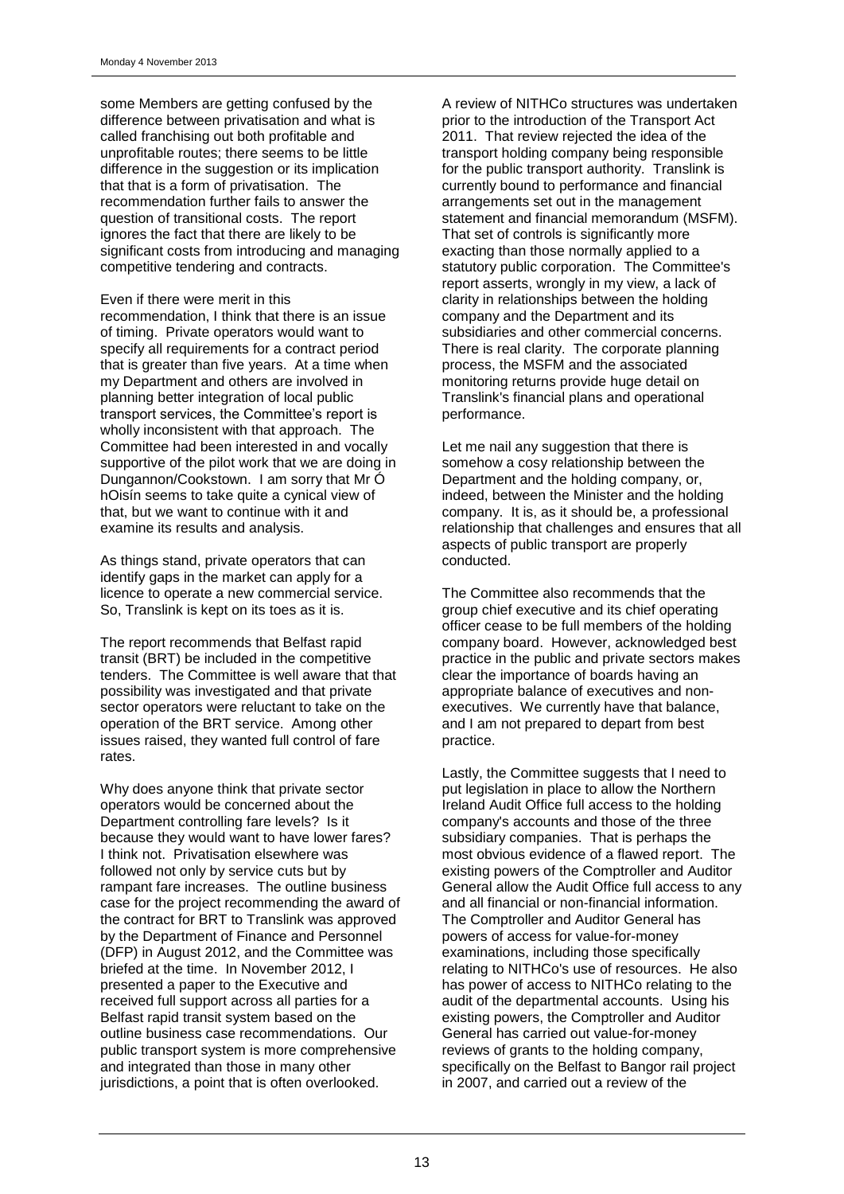some Members are getting confused by the difference between privatisation and what is called franchising out both profitable and unprofitable routes; there seems to be little difference in the suggestion or its implication that that is a form of privatisation. The recommendation further fails to answer the question of transitional costs. The report ignores the fact that there are likely to be significant costs from introducing and managing competitive tendering and contracts.

Even if there were merit in this recommendation, I think that there is an issue of timing. Private operators would want to specify all requirements for a contract period that is greater than five years. At a time when my Department and others are involved in planning better integration of local public transport services, the Committee's report is wholly inconsistent with that approach. The Committee had been interested in and vocally supportive of the pilot work that we are doing in Dungannon/Cookstown. I am sorry that Mr Ó hOisín seems to take quite a cynical view of that, but we want to continue with it and examine its results and analysis.

As things stand, private operators that can identify gaps in the market can apply for a licence to operate a new commercial service. So, Translink is kept on its toes as it is.

The report recommends that Belfast rapid transit (BRT) be included in the competitive tenders. The Committee is well aware that that possibility was investigated and that private sector operators were reluctant to take on the operation of the BRT service. Among other issues raised, they wanted full control of fare rates.

Why does anyone think that private sector operators would be concerned about the Department controlling fare levels? Is it because they would want to have lower fares? I think not. Privatisation elsewhere was followed not only by service cuts but by rampant fare increases. The outline business case for the project recommending the award of the contract for BRT to Translink was approved by the Department of Finance and Personnel (DFP) in August 2012, and the Committee was briefed at the time. In November 2012, I presented a paper to the Executive and received full support across all parties for a Belfast rapid transit system based on the outline business case recommendations. Our public transport system is more comprehensive and integrated than those in many other jurisdictions, a point that is often overlooked.

A review of NITHCo structures was undertaken prior to the introduction of the Transport Act 2011. That review rejected the idea of the transport holding company being responsible for the public transport authority. Translink is currently bound to performance and financial arrangements set out in the management statement and financial memorandum (MSFM). That set of controls is significantly more exacting than those normally applied to a statutory public corporation. The Committee's report asserts, wrongly in my view, a lack of clarity in relationships between the holding company and the Department and its subsidiaries and other commercial concerns. There is real clarity. The corporate planning process, the MSFM and the associated monitoring returns provide huge detail on Translink's financial plans and operational performance.

Let me nail any suggestion that there is somehow a cosy relationship between the Department and the holding company, or, indeed, between the Minister and the holding company. It is, as it should be, a professional relationship that challenges and ensures that all aspects of public transport are properly conducted.

The Committee also recommends that the group chief executive and its chief operating officer cease to be full members of the holding company board. However, acknowledged best practice in the public and private sectors makes clear the importance of boards having an appropriate balance of executives and non-executives. We currently have that balance, and I am not prepared to depart from best practice.

Lastly, the Committee suggests that I need to put legislation in place to allow the Northern Ireland Audit Office full access to the holding company's accounts and those of the three subsidiary companies. That is perhaps the most obvious evidence of a flawed report. The existing powers of the Comptroller and Auditor General allow the Audit Office full access to any and all financial or non-financial information. The Comptroller and Auditor General has powers of access for value-for-money examinations, including those specifically relating to NITHCo's use of resources. He also has power of access to NITHCo relating to the audit of the departmental accounts. Using his existing powers, the Comptroller and Auditor General has carried out value-for-money reviews of grants to the holding company, specifically on the Belfast to Bangor rail project in 2007, and carried out a review of the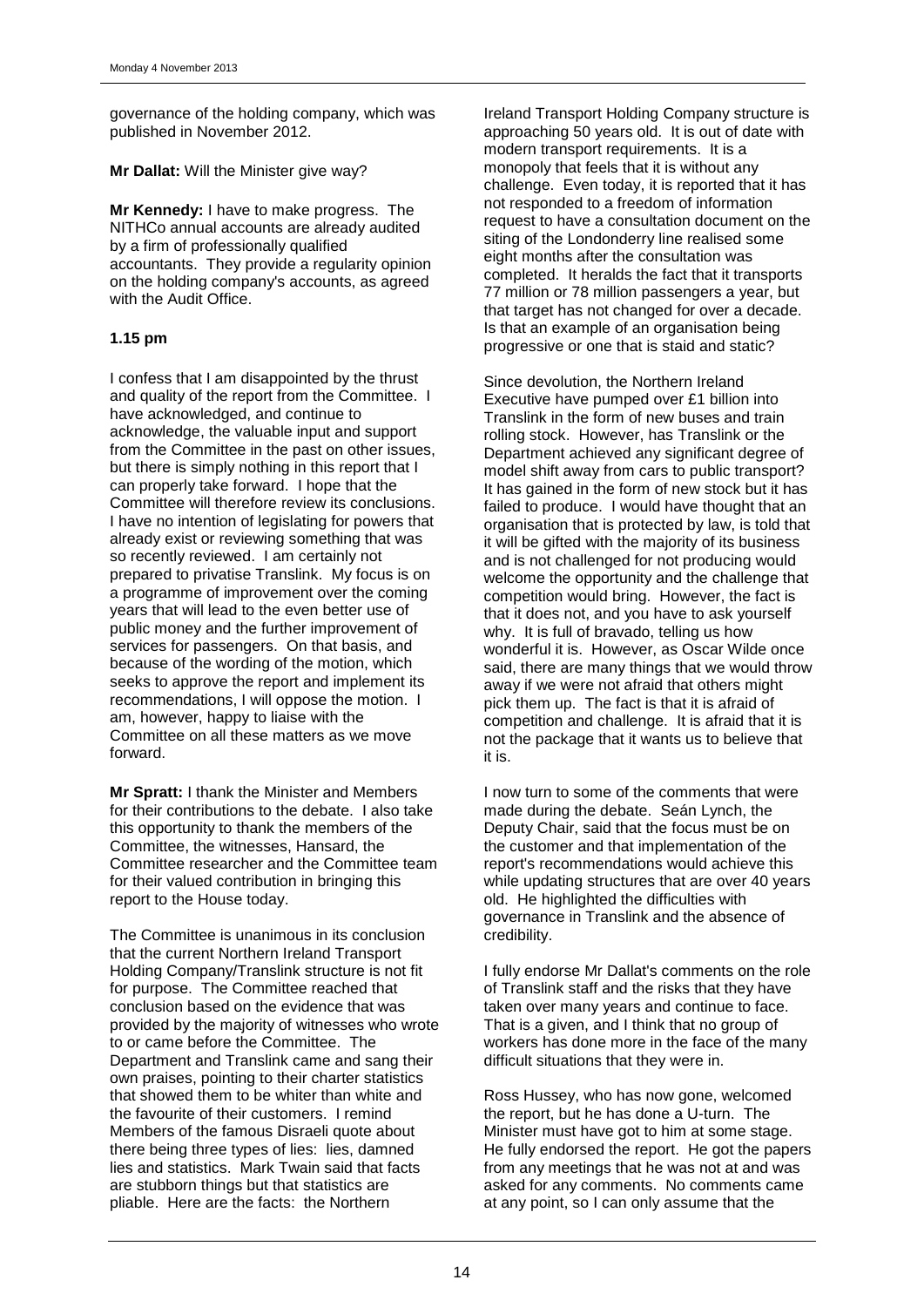governance of the holding company, which was published in November 2012.

**Mr Dallat:** Will the Minister give way?

**Mr Kennedy:** I have to make progress. The NITHCo annual accounts are already audited by a firm of professionally qualified accountants. They provide a regularity opinion on the holding company's accounts, as agreed with the Audit Office.

### 1.15 pm

I confess that I am disappointed by the thrust and quality of the report from the Committee. I have acknowledged, and continue to acknowledge, the valuable input and support from the Committee in the past on other issues, but there is simply nothing in this report that I can properly take forward. I hope that the Committee will therefore review its conclusions. I have no intention of legislating for powers that already exist or reviewing something that was so recently reviewed. I am certainly not prepared to privatise Translink. My focus is on a programme of improvement over the coming years that will lead to the even better use of public money and the further improvement of services for passengers. On that basis, and because of the wording of the motion, which seeks to approve the report and implement its recommendations, I will oppose the motion. I am, however, happy to liaise with the Committee on all these matters as we move forward.

**Mr Spratt:** I thank the Minister and Members for their contributions to the debate. I also take this opportunity to thank the members of the Committee, the witnesses, Hansard, the Committee researcher and the Committee team for their valued contribution in bringing this report to the House today.

The Committee is unanimous in its conclusion that the current Northern Ireland Transport Holding Company/Translink structure is not fit for purpose. The Committee reached that conclusion based on the evidence that was provided by the majority of witnesses who wrote to or came before the Committee. The Department and Translink came and sang their own praises, pointing to their charter statistics that showed them to be whiter than white and the favourite of their customers. I remind Members of the famous Disraeli quote about there being three types of lies: lies, damned lies and statistics. Mark Twain said that facts are stubborn things but that statistics are pliable. Here are the facts: the Northern Ireland Transport Holding Company structure is approaching 50 years old. It is out of date with modern transport requirements. It is a monopoly that feels that it is without any challenge. Even today, it is reported that it has not responded to a freedom of information request to have a consultation document on the siting of the Londonderry line realised some eight months after the consultation was completed. It heralds the fact that it transports 77 million or 78 million passengers a year, but that target has not changed for over a decade. Is that an example of an organisation being progressive or one that is staid and static?

Since devolution, the Northern Ireland Executive have pumped over £1 billion into Translink in the form of new buses and train rolling stock. However, has Translink or the Department achieved any significant degree of model shift away from cars to public transport? It has gained in the form of new stock but it has failed to produce. I would have thought that an organisation that is protected by law, is told that it will be gifted with the majority of its business and is not challenged for not producing would welcome the opportunity and the challenge that competition would bring. However, the fact is that it does not, and you have to ask yourself why. It is full of bravado, telling us how wonderful it is. However, as Oscar Wilde once said, there are many things that we would throw away if we were not afraid that others might pick them up. The fact is that it is afraid of competition and challenge. It is afraid that it is not the package that it wants us to believe that it is.

I now turn to some of the comments that were made during the debate. Seán Lynch, the Deputy Chair, said that the focus must be on the customer and that implementation of the report's recommendations would achieve this while updating structures that are over 40 years old. He highlighted the difficulties with governance in Translink and the absence of credibility.

I fully endorse Mr Dallat's comments on the role of Translink staff and the risks that they have taken over many years and continue to face. That is a given, and I think that no group of workers has done more in the face of the many difficult situations that they were in.

Ross Hussey, who has now gone, welcomed the report, but he has done a U-turn. The Minister must have got to him at some stage. He fully endorsed the report. He got the papers from any meetings that he was not at and was asked for any comments. No comments came at any point, so I can only assume that the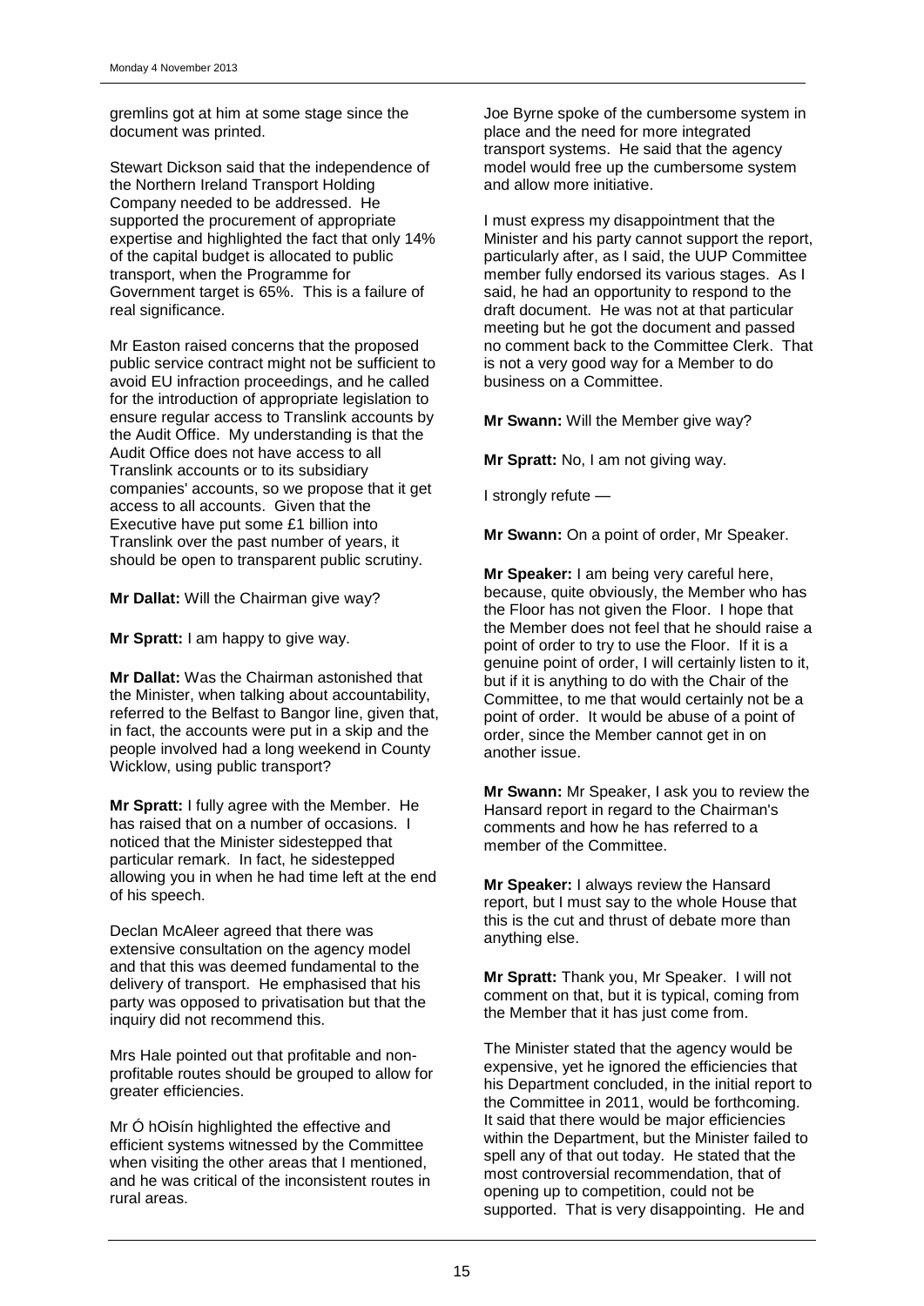gremlins got at him at some stage since the document was printed.

Stewart Dickson said that the independence of the Northern Ireland Transport Holding Company needed to be addressed. He supported the procurement of appropriate expertise and highlighted the fact that only 14% of the capital budget is allocated to public transport, when the Programme for Government target is 65%. This is a failure of real significance.

Mr Easton raised concerns that the proposed public service contract might not be sufficient to avoid EU infraction proceedings, and he called for the introduction of appropriate legislation to ensure regular access to Translink accounts by the Audit Office. My understanding is that the Audit Office does not have access to all Translink accounts or to its subsidiary companies' accounts, so we propose that it get access to all accounts. Given that the Executive have put some £1 billion into Translink over the past number of years, it should be open to transparent public scrutiny.

**Mr Dallat:** Will the Chairman give way?

**Mr Spratt:** I am happy to give way.

**Mr Dallat:** Was the Chairman astonished that the Minister, when talking about accountability, referred to the Belfast to Bangor line, given that, in fact, the accounts were put in a skip and the people involved had a long weekend in County Wicklow, using public transport?

**Mr Spratt:** I fully agree with the Member. He has raised that on a number of occasions. I noticed that the Minister sidestepped that particular remark. In fact, he sidestepped allowing you in when he had time left at the end of his speech.

Declan McAleer agreed that there was extensive consultation on the agency model and that this was deemed fundamental to the delivery of transport. He emphasised that his party was opposed to privatisation but that the inquiry did not recommend this.

Mrs Hale pointed out that profitable and non-profitable routes should be grouped to allow for greater efficiencies.

Mr Ó hOisín highlighted the effective and efficient systems witnessed by the Committee when visiting the other areas that I mentioned, and he was critical of the inconsistent routes in rural areas.

Joe Byrne spoke of the cumbersome system in place and the need for more integrated transport systems. He said that the agency model would free up the cumbersome system and allow more initiative.

I must express my disappointment that the Minister and his party cannot support the report, particularly after, as I said, the UUP Committee member fully endorsed its various stages. As I said, he had an opportunity to respond to the draft document. He was not at that particular meeting but he got the document and passed no comment back to the Committee Clerk. That is not a very good way for a Member to do business on a Committee.

**Mr Swann:** Will the Member give way?

**Mr Spratt:** No, I am not giving way.

I strongly refute —

**Mr Swann:** On a point of order, Mr Speaker.

**Mr Speaker:** I am being very careful here, because, quite obviously, the Member who has the Floor has not given the Floor. I hope that the Member does not feel that he should raise a point of order to try to use the Floor. If it is a genuine point of order, I will certainly listen to it, but if it is anything to do with the Chair of the Committee, to me that would certainly not be a point of order. It would be abuse of a point of order, since the Member cannot get in on another issue.

**Mr Swann:** Mr Speaker, I ask you to review the Hansard report in regard to the Chairman's comments and how he has referred to a member of the Committee.

**Mr Speaker:** I always review the Hansard report, but I must say to the whole House that this is the cut and thrust of debate more than anything else.

**Mr Spratt:** Thank you, Mr Speaker. I will not comment on that, but it is typical, coming from the Member that it has just come from.

The Minister stated that the agency would be expensive, yet he ignored the efficiencies that his Department concluded, in the initial report to the Committee in 2011, would be forthcoming. It said that there would be major efficiencies within the Department, but the Minister failed to spell any of that out today. He stated that the most controversial recommendation, that of opening up to competition, could not be supported. That is very disappointing. He and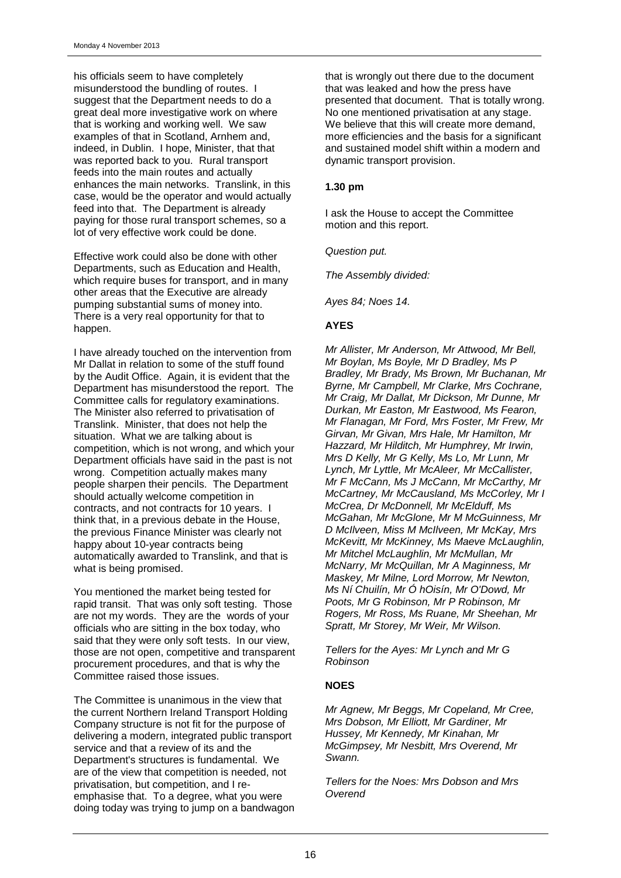his officials seem to have completely misunderstood the bundling of routes. I suggest that the Department needs to do a great deal more investigative work on where that is working and working well. We saw examples of that in Scotland, Arnhem and, indeed, in Dublin. I hope, Minister, that that was reported back to you. Rural transport feeds into the main routes and actually enhances the main networks. Translink, in this case, would be the operator and would actually feed into that. The Department is already paying for those rural transport schemes, so a lot of very effective work could be done.

Effective work could also be done with other Departments, such as Education and Health, which require buses for transport, and in many other areas that the Executive are already pumping substantial sums of money into. There is a very real opportunity for that to happen.

I have already touched on the intervention from Mr Dallat in relation to some of the stuff found by the Audit Office. Again, it is evident that the Department has misunderstood the report. The Committee calls for regulatory examinations. The Minister also referred to privatisation of Translink. Minister, that does not help the situation. What we are talking about is competition, which is not wrong, and which your Department officials have said in the past is not wrong. Competition actually makes many people sharpen their pencils. The Department should actually welcome competition in contracts, and not contracts for 10 years. I think that, in a previous debate in the House, the previous Finance Minister was clearly not happy about 10-year contracts being automatically awarded to Translink, and that is what is being promised.

You mentioned the market being tested for rapid transit. That was only soft testing. Those are not my words. They are the words of your officials who are sitting in the box today, who said that they were only soft tests. In our view, those are not open, competitive and transparent procurement procedures, and that is why the Committee raised those issues.

The Committee is unanimous in the view that the current Northern Ireland Transport Holding Company structure is not fit for the purpose of delivering a modern, integrated public transport service and that a review of its and the Department's structures is fundamental. We are of the view that competition is needed, not privatisation, but competition, and I re-emphasise that. To a degree, what you were doing today was trying to jump on a bandwagon that is wrongly out there due to the document that was leaked and how the press have presented that document. That is totally wrong. No one mentioned privatisation at any stage. We believe that this will create more demand, more efficiencies and the basis for a significant and sustained model shift within a modern and dynamic transport provision.

**1.30 pm**

I ask the House to accept the Committee motion and this report.

*Question put.*

*The Assembly divided:*

*Ayes 84; Noes 14.*

**AYES**

*Mr Allister, Mr Anderson, Mr Attwood, Mr Bell, Mr Boylan, Ms Boyle, Mr D Bradley, Ms P Bradley, Mr Brady, Ms Brown, Mr Buchanan, Mr Byrne, Mr Campbell, Mr Clarke, Mrs Cochrane, Mr Craig, Mr Dallat, Mr Dickson, Mr Dunne, Mr Durkan, Mr Easton, Mr Eastwood, Ms Fearon, Mr Flanagan, Mr Ford, Mrs Foster, Mr Frew, Mr Girvan, Mr Givan, Mrs Hale, Mr Hamilton, Mr Hazzard, Mr Hilditch, Mr Humphrey, Mr Irwin, Mrs D Kelly, Mr G Kelly, Ms Lo, Mr Lunn, Mr Lynch, Mr Lyttle, Mr McAleer, Mr McCallister, Mr F McCann, Ms J McCann, Mr McCarthy, Mr McCartney, Mr McCausland, Ms McCorley, Mr I McCrea, Dr McDonnell, Mr McElduff, Ms McGahan, Mr McGlone, Mr M McGuinness, Mr D McIlveen, Miss M McIlveen, Mr McKay, Mrs McKevitt, Mr McKinney, Ms Maeve McLaughlin, Mr Mitchel McLaughlin, Mr McMullan, Mr McNarry, Mr McQuillan, Mr A Maginness, Mr Maskey, Mr Milne, Lord Morrow, Mr Newton, Ms Ní Chuilín, Mr Ó hOisín, Mr O'Dowd, Mr Poots, Mr G Robinson, Mr P Robinson, Mr Rogers, Mr Ross, Ms Ruane, Mr Sheehan, Mr Spratt, Mr Storey, Mr Weir, Mr Wilson.*

*Tellers for the Ayes: Mr Lynch and Mr G Robinson*

**NOES**

*Mr Agnew, Mr Beggs, Mr Copeland, Mr Cree, Mrs Dobson, Mr Elliott, Mr Gardiner, Mr Hussey, Mr Kennedy, Mr Kinahan, Mr McGimpsey, Mr Nesbitt, Mrs Overend, Mr Swann.*

*Tellers for the Noes: Mrs Dobson and Mrs Overend*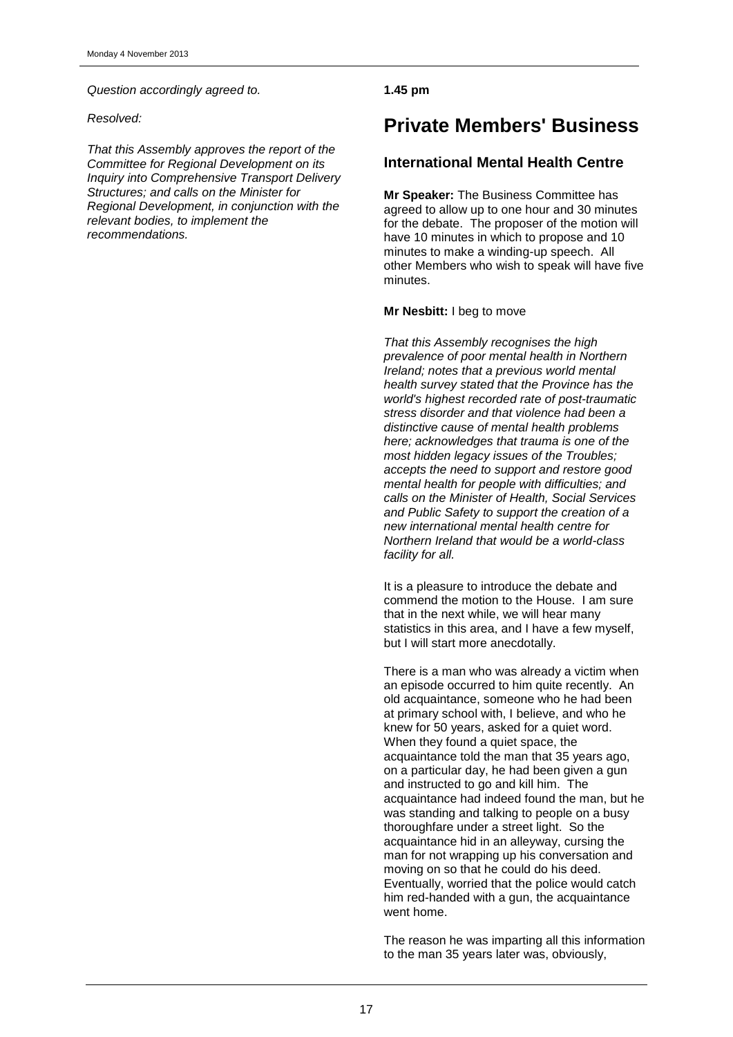*Question accordingly agreed to.*

*Resolved:*

*That this Assembly approves the report of the Committee for Regional Development on its Inquiry into Comprehensive Transport Delivery Structures; and calls on the Minister for Regional Development, in conjunction with the relevant bodies, to implement the recommendations.*

**1.45 pm**

# Private Members' Business

## International Mental Health Centre

**Mr Speaker:** The Business Committee has agreed to allow up to one hour and 30 minutes for the debate. The proposer of the motion will have 10 minutes in which to propose and 10 minutes to make a winding-up speech. All other Members who wish to speak will have five minutes.

**Mr Nesbitt:** I beg to move

*That this Assembly recognises the high prevalence of poor mental health in Northern Ireland; notes that a previous world mental health survey stated that the Province has the world's highest recorded rate of post-traumatic stress disorder and that violence had been a distinctive cause of mental health problems here; acknowledges that trauma is one of the most hidden legacy issues of the Troubles; accepts the need to support and restore good mental health for people with difficulties; and calls on the Minister of Health, Social Services and Public Safety to support the creation of a new international mental health centre for Northern Ireland that would be a world-class facility for all.*

It is a pleasure to introduce the debate and commend the motion to the House. I am sure that in the next while, we will hear many statistics in this area, and I have a few myself, but I will start more anecdotally.

There is a man who was already a victim when an episode occurred to him quite recently. An old acquaintance, someone who he had been at primary school with, I believe, and who he knew for 50 years, asked for a quiet word. When they found a quiet space, the acquaintance told the man that 35 years ago, on a particular day, he had been given a gun and instructed to go and kill him. The acquaintance had indeed found the man, but he was standing and talking to people on a busy thoroughfare under a street light. So the acquaintance hid in an alleyway, cursing the man for not wrapping up his conversation and moving on so that he could do his deed. Eventually, worried that the police would catch him red-handed with a gun, the acquaintance went home.

The reason he was imparting all this information to the man 35 years later was, obviously,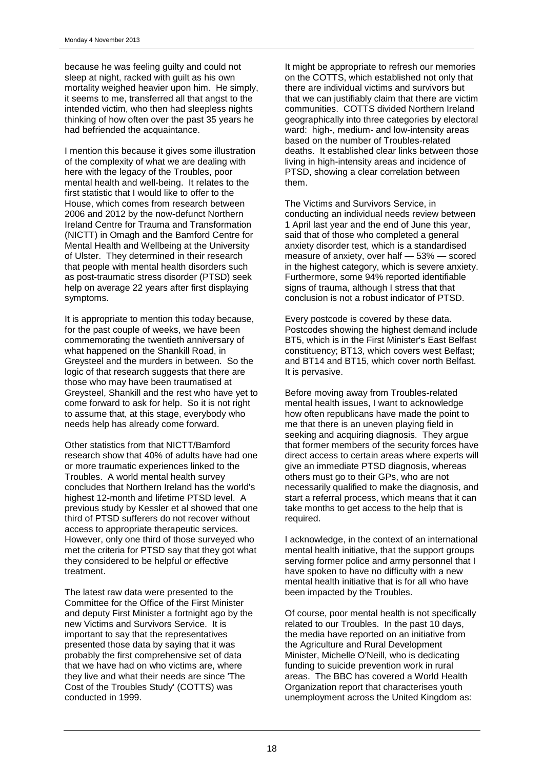because he was feeling guilty and could not sleep at night, racked with guilt as his own mortality weighed heavier upon him. He simply, it seems to me, transferred all that angst to the intended victim, who then had sleepless nights thinking of how often over the past 35 years he had befriended the acquaintance.

I mention this because it gives some illustration of the complexity of what we are dealing with here with the legacy of the Troubles, poor mental health and well-being. It relates to the first statistic that I would like to offer to the House, which comes from research between 2006 and 2012 by the now-defunct Northern Ireland Centre for Trauma and Transformation (NICTT) in Omagh and the Bamford Centre for Mental Health and Wellbeing at the University of Ulster. They determined in their research that people with mental health disorders such as post-traumatic stress disorder (PTSD) seek help on average 22 years after first displaying symptoms.

It is appropriate to mention this today because, for the past couple of weeks, we have been commemorating the twentieth anniversary of what happened on the Shankill Road, in Greysteel and the murders in between. So the logic of that research suggests that there are those who may have been traumatised at Greysteel, Shankill and the rest who have yet to come forward to ask for help. So it is not right to assume that, at this stage, everybody who needs help has already come forward.

Other statistics from that NICTT/Bamford research show that 40% of adults have had one or more traumatic experiences linked to the Troubles. A world mental health survey concludes that Northern Ireland has the world's highest 12-month and lifetime PTSD level. A previous study by Kessler et al showed that one third of PTSD sufferers do not recover without access to appropriate therapeutic services. However, only one third of those surveyed who met the criteria for PTSD say that they got what they considered to be helpful or effective treatment.

The latest raw data were presented to the Committee for the Office of the First Minister and deputy First Minister a fortnight ago by the new Victims and Survivors Service. It is important to say that the representatives presented those data by saying that it was probably the first comprehensive set of data that we have had on who victims are, where they live and what their needs are since 'The Cost of the Troubles Study' (COTTS) was conducted in 1999.

It might be appropriate to refresh our memories on the COTTS, which established not only that there are individual victims and survivors but that we can justifiably claim that there are victim communities. COTTS divided Northern Ireland geographically into three categories by electoral ward: high-, medium- and low-intensity areas based on the number of Troubles-related deaths. It established clear links between those living in high-intensity areas and incidence of PTSD, showing a clear correlation between them.

The Victims and Survivors Service, in conducting an individual needs review between 1 April last year and the end of June this year, said that of those who completed a general anxiety disorder test, which is a standardised measure of anxiety, over half — 53% — scored in the highest category, which is severe anxiety. Furthermore, some 94% reported identifiable signs of trauma, although I stress that that conclusion is not a robust indicator of PTSD.

Every postcode is covered by these data. Postcodes showing the highest demand include BT5, which is in the First Minister's East Belfast constituency; BT13, which covers west Belfast; and BT14 and BT15, which cover north Belfast. It is pervasive.

Before moving away from Troubles-related mental health issues, I want to acknowledge how often republicans have made the point to me that there is an uneven playing field in seeking and acquiring diagnosis. They argue that former members of the security forces have direct access to certain areas where experts will give an immediate PTSD diagnosis, whereas others must go to their GPs, who are not necessarily qualified to make the diagnosis, and start a referral process, which means that it can take months to get access to the help that is required.

I acknowledge, in the context of an international mental health initiative, that the support groups serving former police and army personnel that I have spoken to have no difficulty with a new mental health initiative that is for all who have been impacted by the Troubles.

Of course, poor mental health is not specifically related to our Troubles. In the past 10 days, the media have reported on an initiative from the Agriculture and Rural Development Minister, Michelle O'Neill, who is dedicating funding to suicide prevention work in rural areas. The BBC has covered a World Health Organization report that characterises youth unemployment across the United Kingdom as: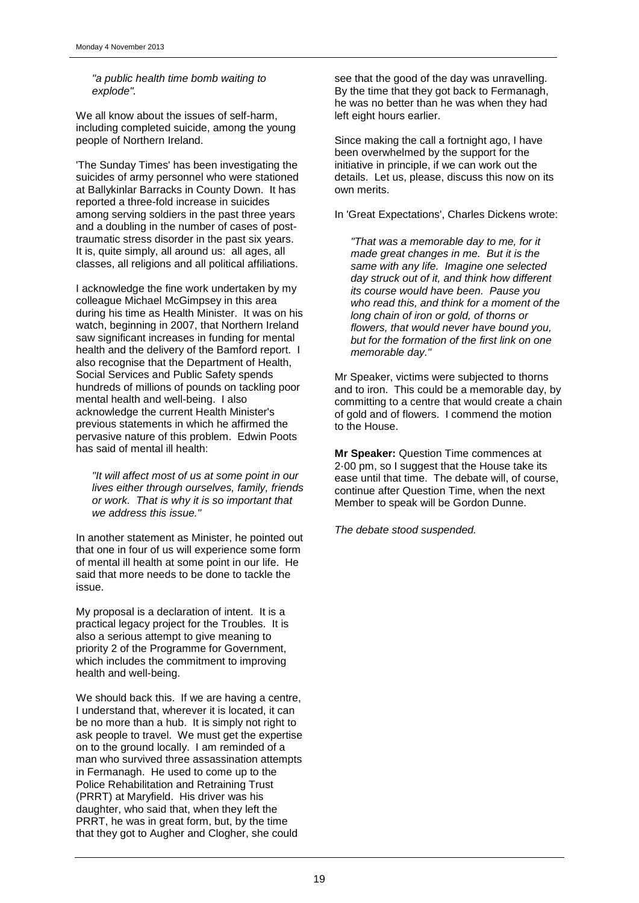*"a public health time bomb waiting to explode".*

We all know about the issues of self-harm, including completed suicide, among the young people of Northern Ireland.

'The Sunday Times' has been investigating the suicides of army personnel who were stationed at Ballykinlar Barracks in County Down. It has reported a three-fold increase in suicides among serving soldiers in the past three years and a doubling in the number of cases of post-traumatic stress disorder in the past six years. It is, quite simply, all around us: all ages, all classes, all religions and all political affiliations.

I acknowledge the fine work undertaken by my colleague Michael McGimpsey in this area during his time as Health Minister. It was on his watch, beginning in 2007, that Northern Ireland saw significant increases in funding for mental health and the delivery of the Bamford report. I also recognise that the Department of Health, Social Services and Public Safety spends hundreds of millions of pounds on tackling poor mental health and well-being. I also acknowledge the current Health Minister's previous statements in which he affirmed the pervasive nature of this problem. Edwin Poots has said of mental ill health:

*"It will affect most of us at some point in our lives either through ourselves, family, friends or work. That is why it is so important that we address this issue."*

In another statement as Minister, he pointed out that one in four of us will experience some form of mental ill health at some point in our life. He said that more needs to be done to tackle the issue.

My proposal is a declaration of intent. It is a practical legacy project for the Troubles. It is also a serious attempt to give meaning to priority 2 of the Programme for Government, which includes the commitment to improving health and well-being.

We should back this. If we are having a centre, I understand that, wherever it is located, it can be no more than a hub. It is simply not right to ask people to travel. We must get the expertise on to the ground locally. I am reminded of a man who survived three assassination attempts in Fermanagh. He used to come up to the Police Rehabilitation and Retraining Trust (PRRT) at Maryfield. His driver was his daughter, who said that, when they left the PRRT, he was in great form, but, by the time that they got to Augher and Clogher, she could see that the good of the day was unravelling. By the time that they got back to Fermanagh, he was no better than he was when they had left eight hours earlier.

Since making the call a fortnight ago, I have been overwhelmed by the support for the initiative in principle, if we can work out the details. Let us, please, discuss this now on its own merits.

In 'Great Expectations', Charles Dickens wrote:

*"That was a memorable day to me, for it made great changes in me. But it is the same with any life. Imagine one selected day struck out of it, and think how different its course would have been. Pause you who read this, and think for a moment of the long chain of iron or gold, of thorns or flowers, that would never have bound you, but for the formation of the first link on one memorable day."*

Mr Speaker, victims were subjected to thorns and to iron. This could be a memorable day, by committing to a centre that would create a chain of gold and of flowers. I commend the motion to the House.

**Mr Speaker:** Question Time commences at 2·00 pm, so I suggest that the House take its ease until that time. The debate will, of course, continue after Question Time, when the next Member to speak will be Gordon Dunne.

*The debate stood suspended.*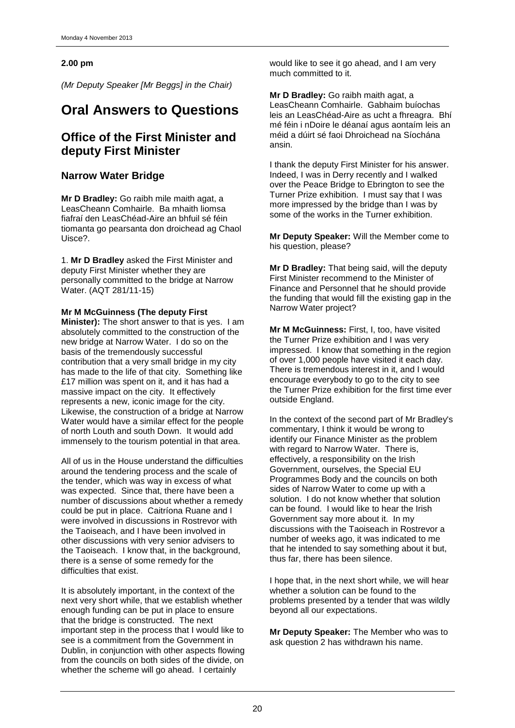**2.00 pm**

*(Mr Deputy Speaker [Mr Beggs] in the Chair)*

# Oral Answers to Questions

## Office of the First Minister and deputy First Minister

### Narrow Water Bridge

**Mr D Bradley:** Go raibh míle maith agat, a LeasCheann Comhairle. Ba mhaith liomsa fiafraí den LeasChéad-Aire an bhfuil sé féin tiomanta go pearsanta don droichead ag Chaol Uisce?.

1. **Mr D Bradley** asked the First Minister and deputy First Minister whether they are personally committed to the bridge at Narrow Water. (AQT 281/11-15)

**Mr M McGuinness (The deputy First Minister):** The short answer to that is yes. I am absolutely committed to the construction of the new bridge at Narrow Water. I do so on the basis of the tremendously successful contribution that a very small bridge in my city has made to the life of that city. Something like £17 million was spent on it, and it has had a massive impact on the city. It effectively represents a new, iconic image for the city. Likewise, the construction of a bridge at Narrow Water would have a similar effect for the people of north Louth and south Down. It would add immensely to the tourism potential in that area.

All of us in the House understand the difficulties around the tendering process and the scale of the tender, which was way in excess of what was expected. Since that, there have been a number of discussions about whether a remedy could be put in place. Caitríona Ruane and I were involved in discussions in Rostrevor with the Taoiseach, and I have been involved in other discussions with very senior advisers to the Taoiseach. I know that, in the background, there is a sense of some remedy for the difficulties that exist.

It is absolutely important, in the context of the next very short while, that we establish whether enough funding can be put in place to ensure that the bridge is constructed. The next important step in the process that I would like to see is a commitment from the Government in Dublin, in conjunction with other aspects flowing from the councils on both sides of the divide, on whether the scheme will go ahead. I certainly would like to see it go ahead, and I am very much committed to it.

**Mr D Bradley:** Go raibh maith agat, a LeasCheann Comhairle. Gabhaim buíochas leis an LeasChéad-Aire as ucht a fhreagra. Bhí mé féin i nDoire le déanaí agus aontaím leis an méid a dúirt sé faoi Dhroichead na Síochána ansin.

I thank the deputy First Minister for his answer. Indeed, I was in Derry recently and I walked over the Peace Bridge to Ebrington to see the Turner Prize exhibition. I must say that I was more impressed by the bridge than I was by some of the works in the Turner exhibition.

**Mr Deputy Speaker:** Will the Member come to his question, please?

**Mr D Bradley:** That being said, will the deputy First Minister recommend to the Minister of Finance and Personnel that he should provide the funding that would fill the existing gap in the Narrow Water project?

**Mr M McGuinness:** First, I, too, have visited the Turner Prize exhibition and I was very impressed. I know that something in the region of over 1,000 people have visited it each day. There is tremendous interest in it, and I would encourage everybody to go to the city to see the Turner Prize exhibition for the first time ever outside England.

In the context of the second part of Mr Bradley's commentary, I think it would be wrong to identify our Finance Minister as the problem with regard to Narrow Water. There is, effectively, a responsibility on the Irish Government, ourselves, the Special EU Programmes Body and the councils on both sides of Narrow Water to come up with a solution. I do not know whether that solution can be found. I would like to hear the Irish Government say more about it. In my discussions with the Taoiseach in Rostrevor a number of weeks ago, it was indicated to me that he intended to say something about it but, thus far, there has been silence.

I hope that, in the next short while, we will hear whether a solution can be found to the problems presented by a tender that was wildly beyond all our expectations.

**Mr Deputy Speaker:** The Member who was to ask question 2 has withdrawn his name.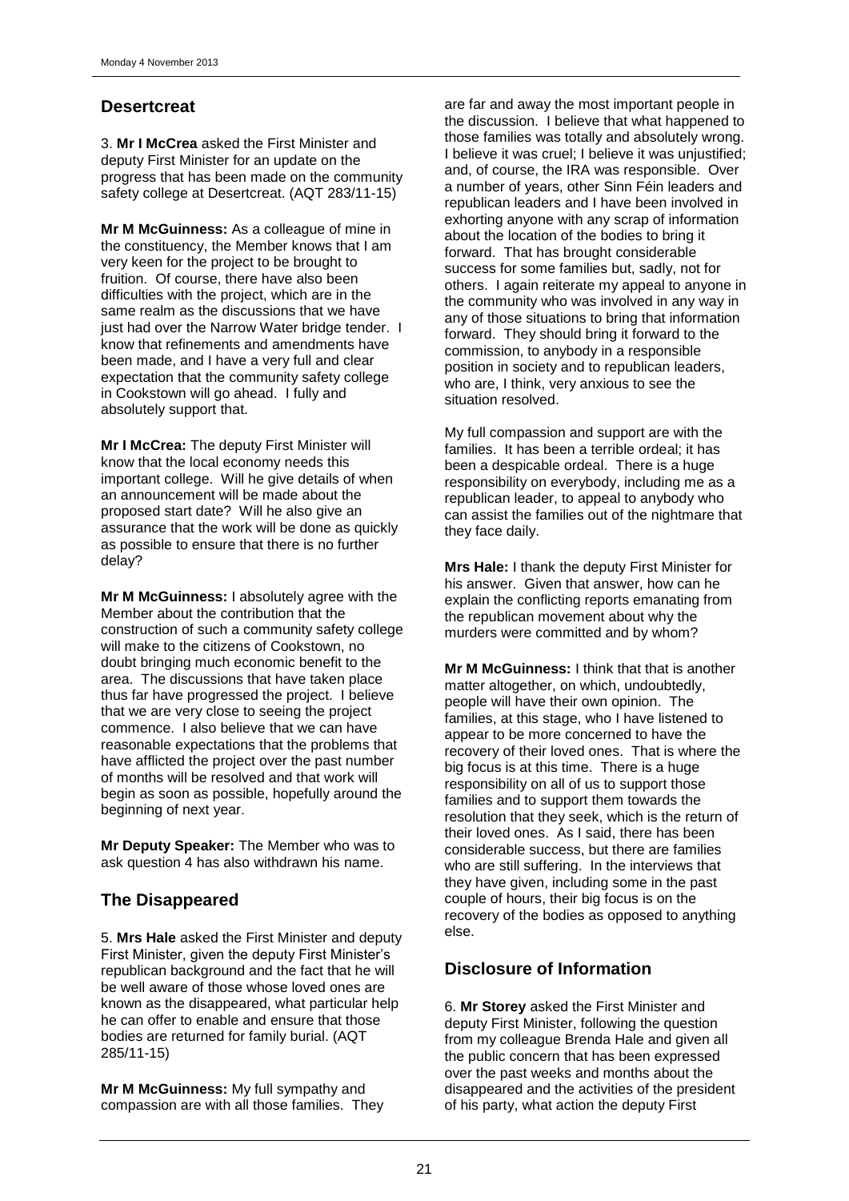## Desertcreat

3. **Mr I McCrea** asked the First Minister and deputy First Minister for an update on the progress that has been made on the community safety college at Desertcreat. (AQT 283/11-15)

**Mr M McGuinness:** As a colleague of mine in the constituency, the Member knows that I am very keen for the project to be brought to fruition. Of course, there have also been difficulties with the project, which are in the same realm as the discussions that we have just had over the Narrow Water bridge tender. I know that refinements and amendments have been made, and I have a very full and clear expectation that the community safety college in Cookstown will go ahead. I fully and absolutely support that.

**Mr I McCrea:** The deputy First Minister will know that the local economy needs this important college. Will he give details of when an announcement will be made about the proposed start date? Will he also give an assurance that the work will be done as quickly as possible to ensure that there is no further delay?

**Mr M McGuinness:** I absolutely agree with the Member about the contribution that the construction of such a community safety college will make to the citizens of Cookstown, no doubt bringing much economic benefit to the area. The discussions that have taken place thus far have progressed the project. I believe that we are very close to seeing the project commence. I also believe that we can have reasonable expectations that the problems that have afflicted the project over the past number of months will be resolved and that work will begin as soon as possible, hopefully around the beginning of next year.

**Mr Deputy Speaker:** The Member who was to ask question 4 has also withdrawn his name.

## The Disappeared

5. **Mrs Hale** asked the First Minister and deputy First Minister, given the deputy First Minister's republican background and the fact that he will be well aware of those whose loved ones are known as the disappeared, what particular help he can offer to enable and ensure that those bodies are returned for family burial. (AQT 285/11-15)

**Mr M McGuinness:** My full sympathy and compassion are with all those families. They are far and away the most important people in the discussion. I believe that what happened to those families was totally and absolutely wrong. I believe it was cruel; I believe it was unjustified; and, of course, the IRA was responsible. Over a number of years, other Sinn Féin leaders and republican leaders and I have been involved in exhorting anyone with any scrap of information about the location of the bodies to bring it forward. That has brought considerable success for some families but, sadly, not for others. I again reiterate my appeal to anyone in the community who was involved in any way in any of those situations to bring that information forward. They should bring it forward to the commission, to anybody in a responsible position in society and to republican leaders, who are, I think, very anxious to see the situation resolved.

My full compassion and support are with the families. It has been a terrible ordeal; it has been a despicable ordeal. There is a huge responsibility on everybody, including me as a republican leader, to appeal to anybody who can assist the families out of the nightmare that they face daily.

**Mrs Hale:** I thank the deputy First Minister for his answer. Given that answer, how can he explain the conflicting reports emanating from the republican movement about why the murders were committed and by whom?

**Mr M McGuinness:** I think that that is another matter altogether, on which, undoubtedly, people will have their own opinion. The families, at this stage, who I have listened to appear to be more concerned to have the recovery of their loved ones. That is where the big focus is at this time. There is a huge responsibility on all of us to support those families and to support them towards the resolution that they seek, which is the return of their loved ones. As I said, there has been considerable success, but there are families who are still suffering. In the interviews that they have given, including some in the past couple of hours, their big focus is on the recovery of the bodies as opposed to anything else.

## Disclosure of Information

6. **Mr Storey** asked the First Minister and deputy First Minister, following the question from my colleague Brenda Hale and given all the public concern that has been expressed over the past weeks and months about the disappeared and the activities of the president of his party, what action the deputy First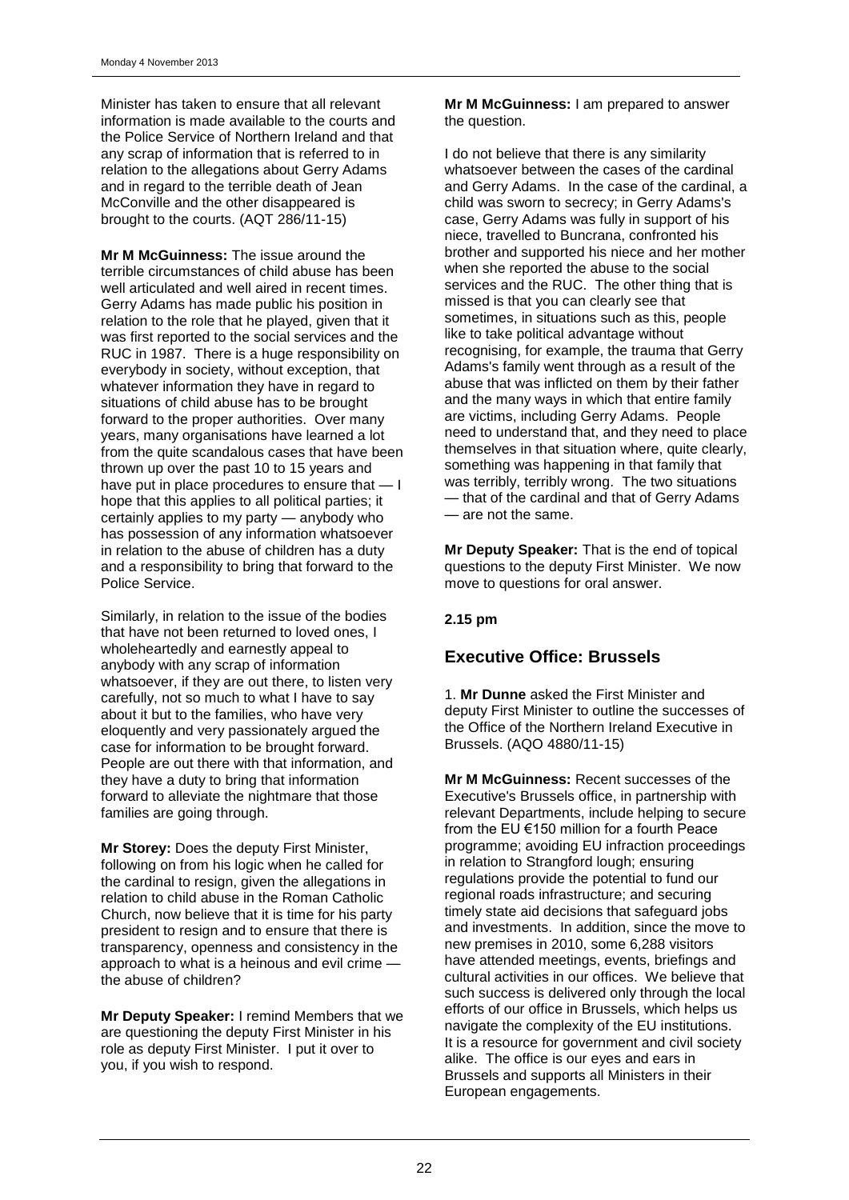Minister has taken to ensure that all relevant information is made available to the courts and the Police Service of Northern Ireland and that any scrap of information that is referred to in relation to the allegations about Gerry Adams and in regard to the terrible death of Jean McConville and the other disappeared is brought to the courts. (AQT 286/11-15)

**Mr M McGuinness:** The issue around the terrible circumstances of child abuse has been well articulated and well aired in recent times. Gerry Adams has made public his position in relation to the role that he played, given that it was first reported to the social services and the RUC in 1987. There is a huge responsibility on everybody in society, without exception, that whatever information they have in regard to situations of child abuse has to be brought forward to the proper authorities. Over many years, many organisations have learned a lot from the quite scandalous cases that have been thrown up over the past 10 to 15 years and have put in place procedures to ensure that — I hope that this applies to all political parties; it certainly applies to my party — anybody who has possession of any information whatsoever in relation to the abuse of children has a duty and a responsibility to bring that forward to the Police Service.

Similarly, in relation to the issue of the bodies that have not been returned to loved ones, I wholeheartedly and earnestly appeal to anybody with any scrap of information whatsoever, if they are out there, to listen very carefully, not so much to what I have to say about it but to the families, who have very eloquently and very passionately argued the case for information to be brought forward. People are out there with that information, and they have a duty to bring that information forward to alleviate the nightmare that those families are going through.

**Mr Storey:** Does the deputy First Minister, following on from his logic when he called for the cardinal to resign, given the allegations in relation to child abuse in the Roman Catholic Church, now believe that it is time for his party president to resign and to ensure that there is transparency, openness and consistency in the approach to what is a heinous and evil crime — the abuse of children?

**Mr Deputy Speaker:** I remind Members that we are questioning the deputy First Minister in his role as deputy First Minister. I put it over to you, if you wish to respond.

**Mr M McGuinness:** I am prepared to answer the question.

I do not believe that there is any similarity whatsoever between the cases of the cardinal and Gerry Adams. In the case of the cardinal, a child was sworn to secrecy; in Gerry Adams's case, Gerry Adams was fully in support of his niece, travelled to Buncrana, confronted his brother and supported his niece and her mother when she reported the abuse to the social services and the RUC. The other thing that is missed is that you can clearly see that sometimes, in situations such as this, people like to take political advantage without recognising, for example, the trauma that Gerry Adams's family went through as a result of the abuse that was inflicted on them by their father and the many ways in which that entire family are victims, including Gerry Adams. People need to understand that, and they need to place themselves in that situation where, quite clearly, something was happening in that family that was terribly, terribly wrong. The two situations — that of the cardinal and that of Gerry Adams — are not the same.

**Mr Deputy Speaker:** That is the end of topical questions to the deputy First Minister. We now move to questions for oral answer.

**2.15 pm**

## Executive Office: Brussels

1. **Mr Dunne** asked the First Minister and deputy First Minister to outline the successes of the Office of the Northern Ireland Executive in Brussels. (AQO 4880/11-15)

**Mr M McGuinness:** Recent successes of the Executive's Brussels office, in partnership with relevant Departments, include helping to secure from the EU €150 million for a fourth Peace programme; avoiding EU infraction proceedings in relation to Strangford lough; ensuring regulations provide the potential to fund our regional roads infrastructure; and securing timely state aid decisions that safeguard jobs and investments. In addition, since the move to new premises in 2010, some 6,288 visitors have attended meetings, events, briefings and cultural activities in our offices. We believe that such success is delivered only through the local efforts of our office in Brussels, which helps us navigate the complexity of the EU institutions. It is a resource for government and civil society alike. The office is our eyes and ears in Brussels and supports all Ministers in their European engagements.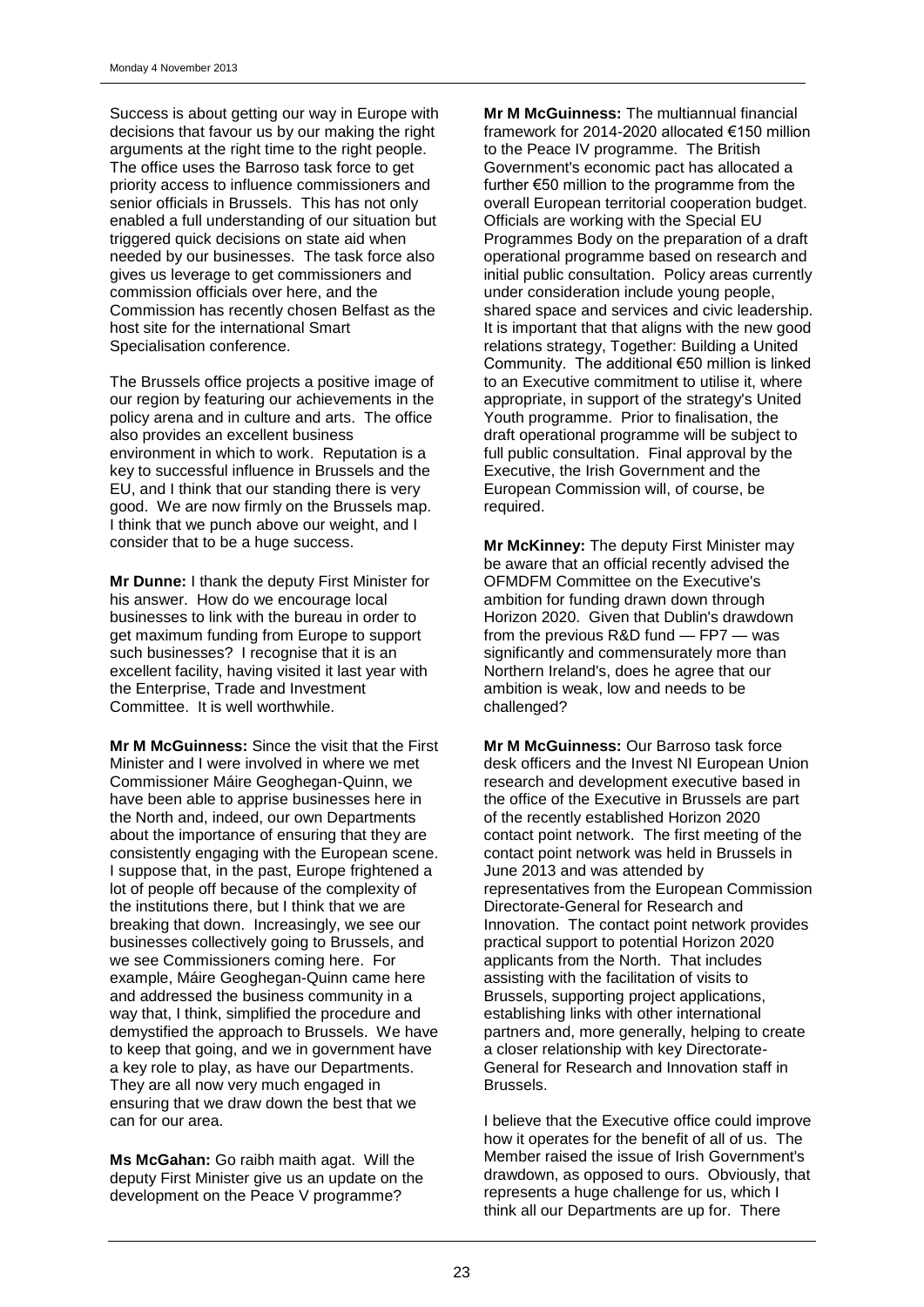Success is about getting our way in Europe with decisions that favour us by our making the right arguments at the right time to the right people. The office uses the Barroso task force to get priority access to influence commissioners and senior officials in Brussels. This has not only enabled a full understanding of our situation but triggered quick decisions on state aid when needed by our businesses. The task force also gives us leverage to get commissioners and commission officials over here, and the Commission has recently chosen Belfast as the host site for the international Smart Specialisation conference.

The Brussels office projects a positive image of our region by featuring our achievements in the policy arena and in culture and arts. The office also provides an excellent business environment in which to work. Reputation is a key to successful influence in Brussels and the EU, and I think that our standing there is very good. We are now firmly on the Brussels map. I think that we punch above our weight, and I consider that to be a huge success.

**Mr Dunne:** I thank the deputy First Minister for his answer. How do we encourage local businesses to link with the bureau in order to get maximum funding from Europe to support such businesses? I recognise that it is an excellent facility, having visited it last year with the Enterprise, Trade and Investment Committee. It is well worthwhile.

**Mr M McGuinness:** Since the visit that the First Minister and I were involved in where we met Commissioner Máire Geoghegan-Quinn, we have been able to apprise businesses here in the North and, indeed, our own Departments about the importance of ensuring that they are consistently engaging with the European scene. I suppose that, in the past, Europe frightened a lot of people off because of the complexity of the institutions there, but I think that we are breaking that down. Increasingly, we see our businesses collectively going to Brussels, and we see Commissioners coming here. For example, Máire Geoghegan-Quinn came here and addressed the business community in a way that, I think, simplified the procedure and demystified the approach to Brussels. We have to keep that going, and we in government have a key role to play, as have our Departments. They are all now very much engaged in ensuring that we draw down the best that we can for our area.

**Ms McGahan:** Go raibh maith agat. Will the deputy First Minister give us an update on the development on the Peace V programme?

**Mr M McGuinness:** The multiannual financial framework for 2014-2020 allocated €150 million to the Peace IV programme. The British Government's economic pact has allocated a further €50 million to the programme from the overall European territorial cooperation budget. Officials are working with the Special EU Programmes Body on the preparation of a draft operational programme based on research and initial public consultation. Policy areas currently under consideration include young people, shared space and services and civic leadership. It is important that that aligns with the new good relations strategy, Together: Building a United Community. The additional €50 million is linked to an Executive commitment to utilise it, where appropriate, in support of the strategy's United Youth programme. Prior to finalisation, the draft operational programme will be subject to full public consultation. Final approval by the Executive, the Irish Government and the European Commission will, of course, be required.

**Mr McKinney:** The deputy First Minister may be aware that an official recently advised the OFMDFM Committee on the Executive's ambition for funding drawn down through Horizon 2020. Given that Dublin's drawdown from the previous R&D fund — FP7 — was significantly and commensurately more than Northern Ireland's, does he agree that our ambition is weak, low and needs to be challenged?

**Mr M McGuinness:** Our Barroso task force desk officers and the Invest NI European Union research and development executive based in the office of the Executive in Brussels are part of the recently established Horizon 2020 contact point network. The first meeting of the contact point network was held in Brussels in June 2013 and was attended by representatives from the European Commission Directorate-General for Research and Innovation. The contact point network provides practical support to potential Horizon 2020 applicants from the North. That includes assisting with the facilitation of visits to Brussels, supporting project applications, establishing links with other international partners and, more generally, helping to create a closer relationship with key Directorate-General for Research and Innovation staff in Brussels.

I believe that the Executive office could improve how it operates for the benefit of all of us. The Member raised the issue of Irish Government's drawdown, as opposed to ours. Obviously, that represents a huge challenge for us, which I think all our Departments are up for. There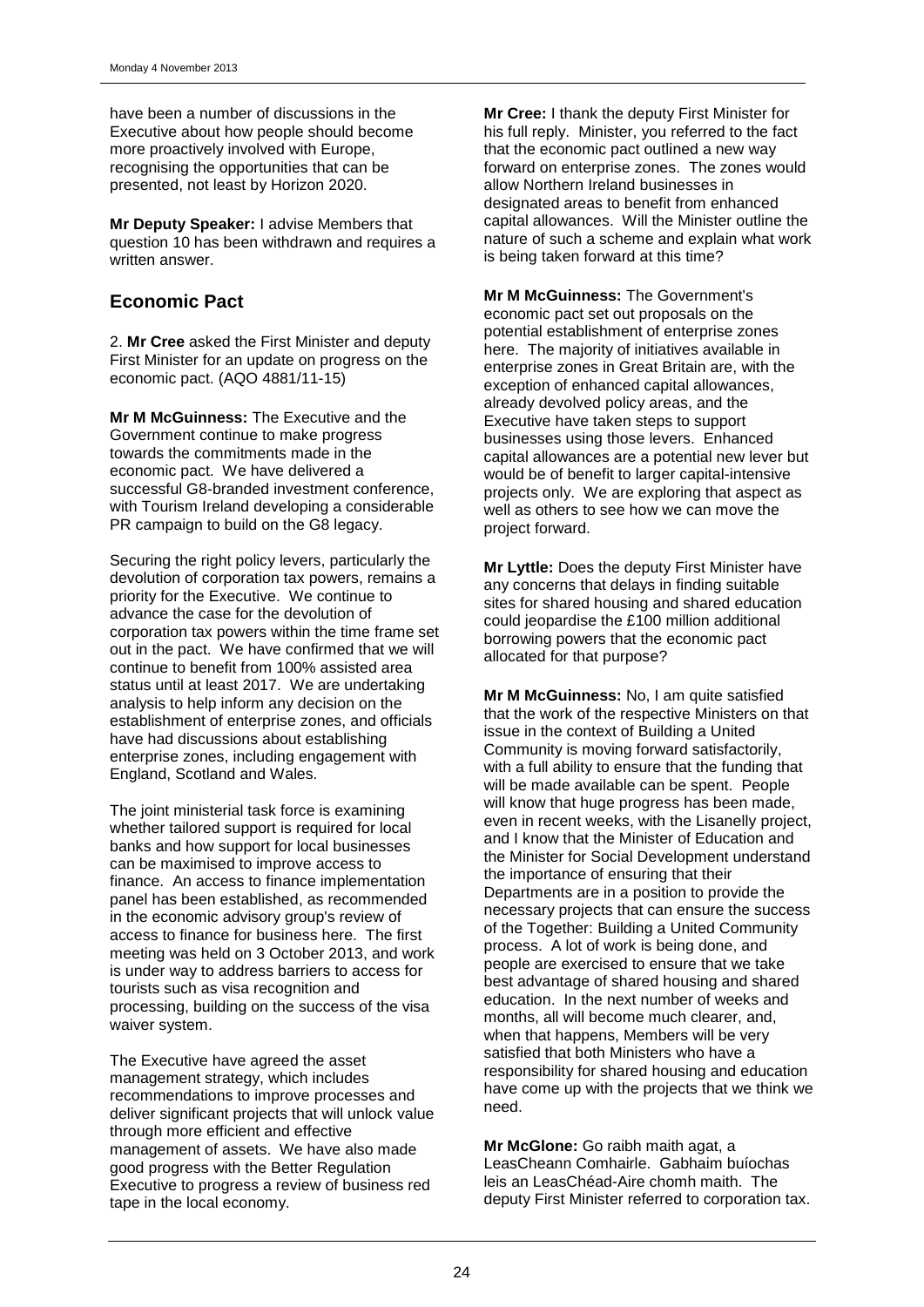have been a number of discussions in the Executive about how people should become more proactively involved with Europe, recognising the opportunities that can be presented, not least by Horizon 2020.

**Mr Deputy Speaker:** I advise Members that question 10 has been withdrawn and requires a written answer.

## Economic Pact

2. **Mr Cree** asked the First Minister and deputy First Minister for an update on progress on the economic pact. (AQO 4881/11-15)

**Mr M McGuinness:** The Executive and the Government continue to make progress towards the commitments made in the economic pact. We have delivered a successful G8-branded investment conference, with Tourism Ireland developing a considerable PR campaign to build on the G8 legacy.

Securing the right policy levers, particularly the devolution of corporation tax powers, remains a priority for the Executive. We continue to advance the case for the devolution of corporation tax powers within the time frame set out in the pact. We have confirmed that we will continue to benefit from 100% assisted area status until at least 2017. We are undertaking analysis to help inform any decision on the establishment of enterprise zones, and officials have had discussions about establishing enterprise zones, including engagement with England, Scotland and Wales.

The joint ministerial task force is examining whether tailored support is required for local banks and how support for local businesses can be maximised to improve access to finance. An access to finance implementation panel has been established, as recommended in the economic advisory group's review of access to finance for business here. The first meeting was held on 3 October 2013, and work is under way to address barriers to access for tourists such as visa recognition and processing, building on the success of the visa waiver system.

The Executive have agreed the asset management strategy, which includes recommendations to improve processes and deliver significant projects that will unlock value through more efficient and effective management of assets. We have also made good progress with the Better Regulation Executive to progress a review of business red tape in the local economy.

**Mr Cree:** I thank the deputy First Minister for his full reply. Minister, you referred to the fact that the economic pact outlined a new way forward on enterprise zones. The zones would allow Northern Ireland businesses in designated areas to benefit from enhanced capital allowances. Will the Minister outline the nature of such a scheme and explain what work is being taken forward at this time?

**Mr M McGuinness:** The Government's economic pact set out proposals on the potential establishment of enterprise zones here. The majority of initiatives available in enterprise zones in Great Britain are, with the exception of enhanced capital allowances, already devolved policy areas, and the Executive have taken steps to support businesses using those levers. Enhanced capital allowances are a potential new lever but would be of benefit to larger capital-intensive projects only. We are exploring that aspect as well as others to see how we can move the project forward.

**Mr Lyttle:** Does the deputy First Minister have any concerns that delays in finding suitable sites for shared housing and shared education could jeopardise the £100 million additional borrowing powers that the economic pact allocated for that purpose?

**Mr M McGuinness:** No, I am quite satisfied that the work of the respective Ministers on that issue in the context of Building a United Community is moving forward satisfactorily, with a full ability to ensure that the funding that will be made available can be spent. People will know that huge progress has been made, even in recent weeks, with the Lisanelly project, and I know that the Minister of Education and the Minister for Social Development understand the importance of ensuring that their Departments are in a position to provide the necessary projects that can ensure the success of the Together: Building a United Community process. A lot of work is being done, and people are exercised to ensure that we take best advantage of shared housing and shared education. In the next number of weeks and months, all will become much clearer, and, when that happens, Members will be very satisfied that both Ministers who have a responsibility for shared housing and education have come up with the projects that we think we need.

**Mr McGlone:** Go raibh maith agat, a LeasCheann Comhairle. Gabhaim buíochas leis an LeasChéad-Aire chomh maith. The deputy First Minister referred to corporation tax.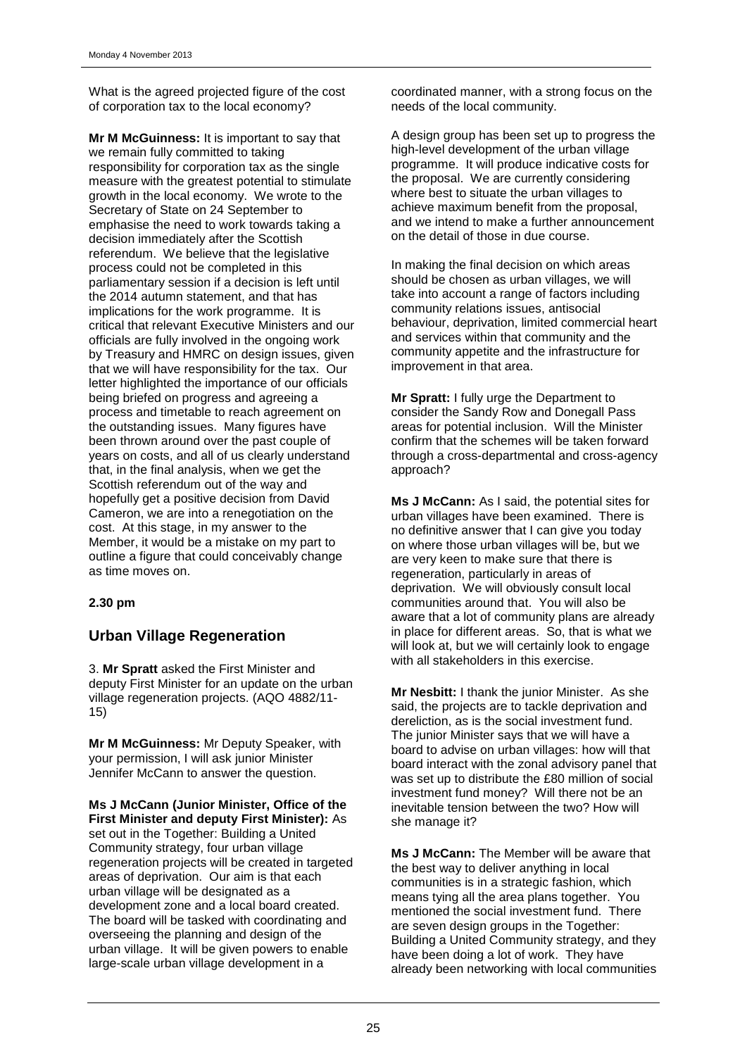What is the agreed projected figure of the cost of corporation tax to the local economy?

**Mr M McGuinness:** It is important to say that we remain fully committed to taking responsibility for corporation tax as the single measure with the greatest potential to stimulate growth in the local economy. We wrote to the Secretary of State on 24 September to emphasise the need to work towards taking a decision immediately after the Scottish referendum. We believe that the legislative process could not be completed in this parliamentary session if a decision is left until the 2014 autumn statement, and that has implications for the work programme. It is critical that relevant Executive Ministers and our officials are fully involved in the ongoing work by Treasury and HMRC on design issues, given that we will have responsibility for the tax. Our letter highlighted the importance of our officials being briefed on progress and agreeing a process and timetable to reach agreement on the outstanding issues. Many figures have been thrown around over the past couple of years on costs, and all of us clearly understand that, in the final analysis, when we get the Scottish referendum out of the way and hopefully get a positive decision from David Cameron, we are into a renegotiation on the cost. At this stage, in my answer to the Member, it would be a mistake on my part to outline a figure that could conceivably change as time moves on.

**2.30 pm**

## Urban Village Regeneration

3. **Mr Spratt** asked the First Minister and deputy First Minister for an update on the urban village regeneration projects. (AQO 4882/11-15)

**Mr M McGuinness:** Mr Deputy Speaker, with your permission, I will ask junior Minister Jennifer McCann to answer the question.

**Ms J McCann (Junior Minister, Office of the First Minister and deputy First Minister):** As set out in the Together: Building a United Community strategy, four urban village regeneration projects will be created in targeted areas of deprivation. Our aim is that each urban village will be designated as a development zone and a local board created. The board will be tasked with coordinating and overseeing the planning and design of the urban village. It will be given powers to enable large-scale urban village development in a coordinated manner, with a strong focus on the needs of the local community.

A design group has been set up to progress the high-level development of the urban village programme. It will produce indicative costs for the proposal. We are currently considering where best to situate the urban villages to achieve maximum benefit from the proposal, and we intend to make a further announcement on the detail of those in due course.

In making the final decision on which areas should be chosen as urban villages, we will take into account a range of factors including community relations issues, antisocial behaviour, deprivation, limited commercial heart and services within that community and the community appetite and the infrastructure for improvement in that area.

**Mr Spratt:** I fully urge the Department to consider the Sandy Row and Donegall Pass areas for potential inclusion. Will the Minister confirm that the schemes will be taken forward through a cross-departmental and cross-agency approach?

**Ms J McCann:** As I said, the potential sites for urban villages have been examined. There is no definitive answer that I can give you today on where those urban villages will be, but we are very keen to make sure that there is regeneration, particularly in areas of deprivation. We will obviously consult local communities around that. You will also be aware that a lot of community plans are already in place for different areas. So, that is what we will look at, but we will certainly look to engage with all stakeholders in this exercise.

**Mr Nesbitt:** I thank the junior Minister. As she said, the projects are to tackle deprivation and dereliction, as is the social investment fund. The junior Minister says that we will have a board to advise on urban villages: how will that board interact with the zonal advisory panel that was set up to distribute the £80 million of social investment fund money? Will there not be an inevitable tension between the two? How will she manage it?

**Ms J McCann:** The Member will be aware that the best way to deliver anything in local communities is in a strategic fashion, which means tying all the area plans together. You mentioned the social investment fund. There are seven design groups in the Together: Building a United Community strategy, and they have been doing a lot of work. They have already been networking with local communities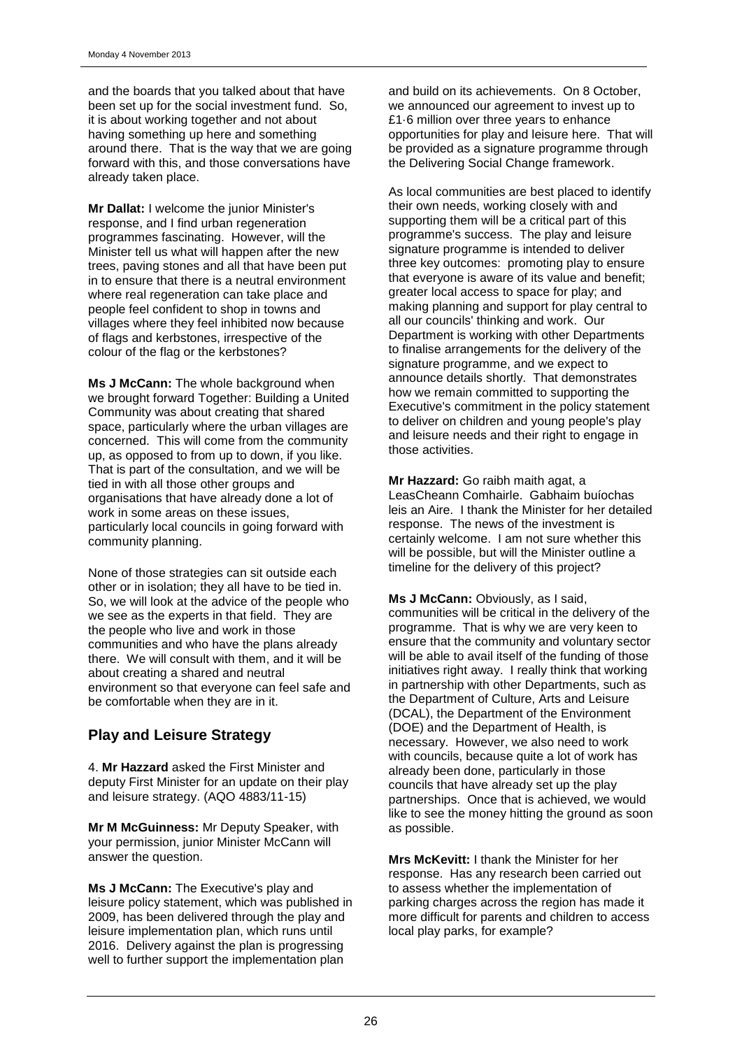and the boards that you talked about that have been set up for the social investment fund. So, it is about working together and not about having something up here and something around there. That is the way that we are going forward with this, and those conversations have already taken place.

**Mr Dallat:** I welcome the junior Minister's response, and I find urban regeneration programmes fascinating. However, will the Minister tell us what will happen after the new trees, paving stones and all that have been put in to ensure that there is a neutral environment where real regeneration can take place and people feel confident to shop in towns and villages where they feel inhibited now because of flags and kerbstones, irrespective of the colour of the flag or the kerbstones?

**Ms J McCann:** The whole background when we brought forward Together: Building a United Community was about creating that shared space, particularly where the urban villages are concerned. This will come from the community up, as opposed to from up to down, if you like. That is part of the consultation, and we will be tied in with all those other groups and organisations that have already done a lot of work in some areas on these issues, particularly local councils in going forward with community planning.

None of those strategies can sit outside each other or in isolation; they all have to be tied in. So, we will look at the advice of the people who we see as the experts in that field. They are the people who live and work in those communities and who have the plans already there. We will consult with them, and it will be about creating a shared and neutral environment so that everyone can feel safe and be comfortable when they are in it.

## Play and Leisure Strategy

4. **Mr Hazzard** asked the First Minister and deputy First Minister for an update on their play and leisure strategy. (AQO 4883/11-15)

**Mr M McGuinness:** Mr Deputy Speaker, with your permission, junior Minister McCann will answer the question.

**Ms J McCann:** The Executive's play and leisure policy statement, which was published in 2009, has been delivered through the play and leisure implementation plan, which runs until 2016. Delivery against the plan is progressing well to further support the implementation plan and build on its achievements. On 8 October, we announced our agreement to invest up to £1·6 million over three years to enhance opportunities for play and leisure here. That will be provided as a signature programme through the Delivering Social Change framework.

As local communities are best placed to identify their own needs, working closely with and supporting them will be a critical part of this programme's success. The play and leisure signature programme is intended to deliver three key outcomes: promoting play to ensure that everyone is aware of its value and benefit; greater local access to space for play; and making planning and support for play central to all our councils' thinking and work. Our Department is working with other Departments to finalise arrangements for the delivery of the signature programme, and we expect to announce details shortly. That demonstrates how we remain committed to supporting the Executive's commitment in the policy statement to deliver on children and young people's play and leisure needs and their right to engage in those activities.

**Mr Hazzard:** Go raibh maith agat, a LeasCheann Comhairle. Gabhaim buíochas leis an Aire. I thank the Minister for her detailed response. The news of the investment is certainly welcome. I am not sure whether this will be possible, but will the Minister outline a timeline for the delivery of this project?

**Ms J McCann:** Obviously, as I said, communities will be critical in the delivery of the programme. That is why we are very keen to ensure that the community and voluntary sector will be able to avail itself of the funding of those initiatives right away. I really think that working in partnership with other Departments, such as the Department of Culture, Arts and Leisure (DCAL), the Department of the Environment (DOE) and the Department of Health, is necessary. However, we also need to work with councils, because quite a lot of work has already been done, particularly in those councils that have already set up the play partnerships. Once that is achieved, we would like to see the money hitting the ground as soon as possible.

**Mrs McKevitt:** I thank the Minister for her response. Has any research been carried out to assess whether the implementation of parking charges across the region has made it more difficult for parents and children to access local play parks, for example?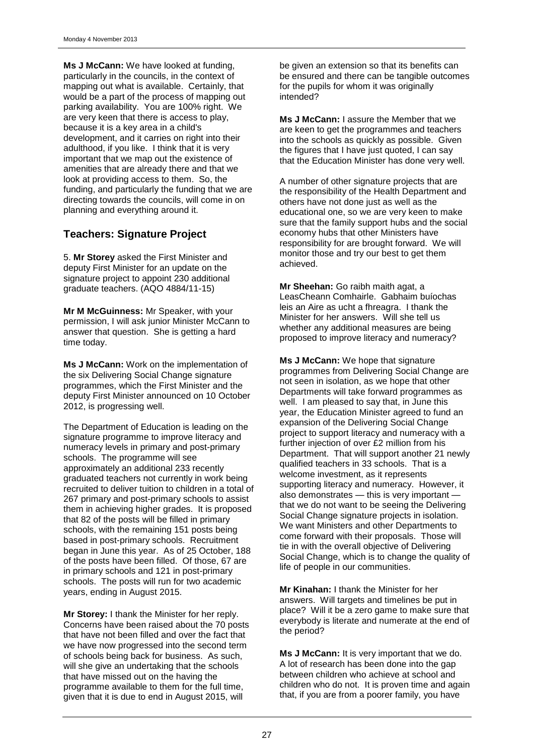**Ms J McCann:** We have looked at funding, particularly in the councils, in the context of mapping out what is available. Certainly, that would be a part of the process of mapping out parking availability. You are 100% right. We are very keen that there is access to play, because it is a key area in a child's development, and it carries on right into their adulthood, if you like. I think that it is very important that we map out the existence of amenities that are already there and that we look at providing access to them. So, the funding, and particularly the funding that we are directing towards the councils, will come in on planning and everything around it.

## Teachers: Signature Project

5. **Mr Storey** asked the First Minister and deputy First Minister for an update on the signature project to appoint 230 additional graduate teachers. (AQO 4884/11-15)

**Mr M McGuinness:** Mr Speaker, with your permission, I will ask junior Minister McCann to answer that question. She is getting a hard time today.

**Ms J McCann:** Work on the implementation of the six Delivering Social Change signature programmes, which the First Minister and the deputy First Minister announced on 10 October 2012, is progressing well.

The Department of Education is leading on the signature programme to improve literacy and numeracy levels in primary and post-primary schools. The programme will see approximately an additional 233 recently graduated teachers not currently in work being recruited to deliver tuition to children in a total of 267 primary and post-primary schools to assist them in achieving higher grades. It is proposed that 82 of the posts will be filled in primary schools, with the remaining 151 posts being based in post-primary schools. Recruitment began in June this year. As of 25 October, 188 of the posts have been filled. Of those, 67 are in primary schools and 121 in post-primary schools. The posts will run for two academic years, ending in August 2015.

**Mr Storey:** I thank the Minister for her reply. Concerns have been raised about the 70 posts that have not been filled and over the fact that we have now progressed into the second term of schools being back for business. As such, will she give an undertaking that the schools that have missed out on the having the programme available to them for the full time, given that it is due to end in August 2015, will be given an extension so that its benefits can be ensured and there can be tangible outcomes for the pupils for whom it was originally intended?

**Ms J McCann:** I assure the Member that we are keen to get the programmes and teachers into the schools as quickly as possible. Given the figures that I have just quoted, I can say that the Education Minister has done very well.

A number of other signature projects that are the responsibility of the Health Department and others have not done just as well as the educational one, so we are very keen to make sure that the family support hubs and the social economy hubs that other Ministers have responsibility for are brought forward. We will monitor those and try our best to get them achieved.

**Mr Sheehan:** Go raibh maith agat, a LeasCheann Comhairle. Gabhaim buíochas leis an Aire as ucht a fhreagra. I thank the Minister for her answers. Will she tell us whether any additional measures are being proposed to improve literacy and numeracy?

**Ms J McCann:** We hope that signature programmes from Delivering Social Change are not seen in isolation, as we hope that other Departments will take forward programmes as well. I am pleased to say that, in June this year, the Education Minister agreed to fund an expansion of the Delivering Social Change project to support literacy and numeracy with a further injection of over £2 million from his Department. That will support another 21 newly qualified teachers in 33 schools. That is a welcome investment, as it represents supporting literacy and numeracy. However, it also demonstrates — this is very important — that we do not want to be seeing the Delivering Social Change signature projects in isolation. We want Ministers and other Departments to come forward with their proposals. Those will tie in with the overall objective of Delivering Social Change, which is to change the quality of life of people in our communities.

**Mr Kinahan:** I thank the Minister for her answers. Will targets and timelines be put in place? Will it be a zero game to make sure that everybody is literate and numerate at the end of the period?

**Ms J McCann:** It is very important that we do. A lot of research has been done into the gap between children who achieve at school and children who do not. It is proven time and again that, if you are from a poorer family, you have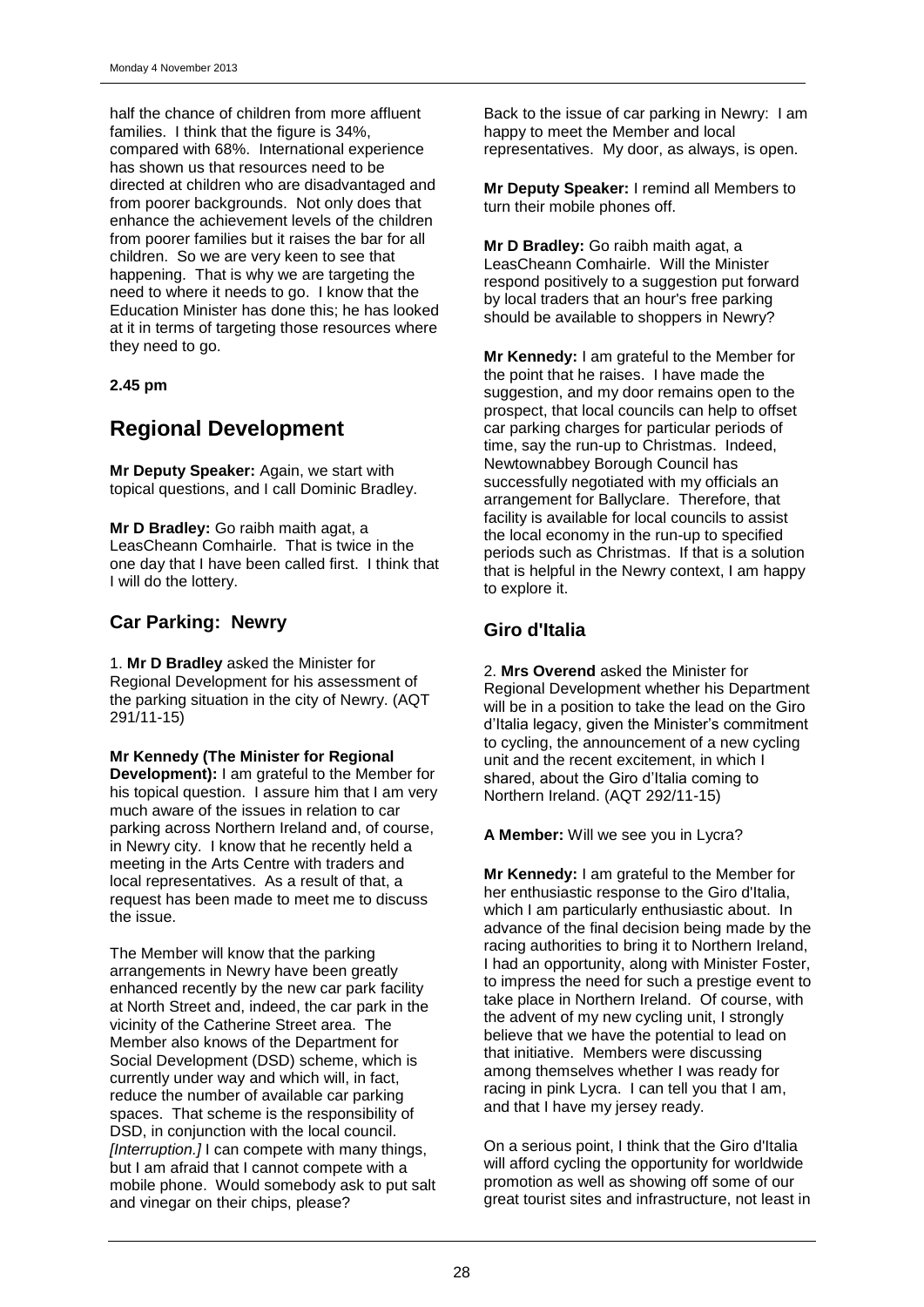half the chance of children from more affluent families. I think that the figure is 34%, compared with 68%. International experience has shown us that resources need to be directed at children who are disadvantaged and from poorer backgrounds. Not only does that enhance the achievement levels of the children from poorer families but it raises the bar for all children. So we are very keen to see that happening. That is why we are targeting the need to where it needs to go. I know that the Education Minister has done this; he has looked at it in terms of targeting those resources where they need to go.

**2.45 pm**

# Regional Development

**Mr Deputy Speaker:** Again, we start with topical questions, and I call Dominic Bradley.

**Mr D Bradley:** Go raibh maith agat, a LeasCheann Comhairle. That is twice in the one day that I have been called first. I think that I will do the lottery.

## Car Parking: Newry

1. **Mr D Bradley** asked the Minister for Regional Development for his assessment of the parking situation in the city of Newry. (AQT 291/11-15)

**Mr Kennedy (The Minister for Regional Development):** I am grateful to the Member for his topical question. I assure him that I am very much aware of the issues in relation to car parking across Northern Ireland and, of course, in Newry city. I know that he recently held a meeting in the Arts Centre with traders and local representatives. As a result of that, a request has been made to meet me to discuss the issue.

The Member will know that the parking arrangements in Newry have been greatly enhanced recently by the new car park facility at North Street and, indeed, the car park in the vicinity of the Catherine Street area. The Member also knows of the Department for Social Development (DSD) scheme, which is currently under way and which will, in fact, reduce the number of available car parking spaces. That scheme is the responsibility of DSD, in conjunction with the local council. *[Interruption.]* I can compete with many things, but I am afraid that I cannot compete with a mobile phone. Would somebody ask to put salt and vinegar on their chips, please?

Back to the issue of car parking in Newry: I am happy to meet the Member and local representatives. My door, as always, is open.

**Mr Deputy Speaker:** I remind all Members to turn their mobile phones off.

**Mr D Bradley:** Go raibh maith agat, a LeasCheann Comhairle. Will the Minister respond positively to a suggestion put forward by local traders that an hour's free parking should be available to shoppers in Newry?

**Mr Kennedy:** I am grateful to the Member for the point that he raises. I have made the suggestion, and my door remains open to the prospect, that local councils can help to offset car parking charges for particular periods of time, say the run-up to Christmas. Indeed, Newtownabbey Borough Council has successfully negotiated with my officials an arrangement for Ballyclare. Therefore, that facility is available for local councils to assist the local economy in the run-up to specified periods such as Christmas. If that is a solution that is helpful in the Newry context, I am happy to explore it.

## Giro d'Italia

2. **Mrs Overend** asked the Minister for Regional Development whether his Department will be in a position to take the lead on the Giro d'Italia legacy, given the Minister's commitment to cycling, the announcement of a new cycling unit and the recent excitement, in which I shared, about the Giro d'Italia coming to Northern Ireland. (AQT 292/11-15)

**A Member:** Will we see you in Lycra?

**Mr Kennedy:** I am grateful to the Member for her enthusiastic response to the Giro d'Italia, which I am particularly enthusiastic about. In advance of the final decision being made by the racing authorities to bring it to Northern Ireland, I had an opportunity, along with Minister Foster, to impress the need for such a prestige event to take place in Northern Ireland. Of course, with the advent of my new cycling unit, I strongly believe that we have the potential to lead on that initiative. Members were discussing among themselves whether I was ready for racing in pink Lycra. I can tell you that I am, and that I have my jersey ready.

On a serious point, I think that the Giro d'Italia will afford cycling the opportunity for worldwide promotion as well as showing off some of our great tourist sites and infrastructure, not least in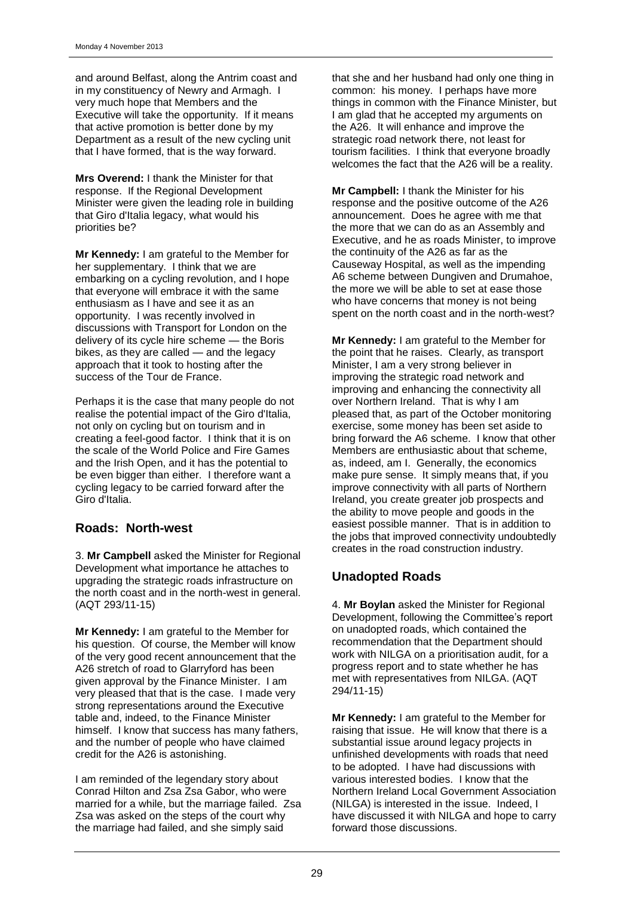and around Belfast, along the Antrim coast and in my constituency of Newry and Armagh. I very much hope that Members and the Executive will take the opportunity. If it means that active promotion is better done by my Department as a result of the new cycling unit that I have formed, that is the way forward.

**Mrs Overend:** I thank the Minister for that response. If the Regional Development Minister were given the leading role in building that Giro d'Italia legacy, what would his priorities be?

**Mr Kennedy:** I am grateful to the Member for her supplementary. I think that we are embarking on a cycling revolution, and I hope that everyone will embrace it with the same enthusiasm as I have and see it as an opportunity. I was recently involved in discussions with Transport for London on the delivery of its cycle hire scheme — the Boris bikes, as they are called — and the legacy approach that it took to hosting after the success of the Tour de France.

Perhaps it is the case that many people do not realise the potential impact of the Giro d'Italia, not only on cycling but on tourism and in creating a feel-good factor. I think that it is on the scale of the World Police and Fire Games and the Irish Open, and it has the potential to be even bigger than either. I therefore want a cycling legacy to be carried forward after the Giro d'Italia.

## Roads: North-west

3. **Mr Campbell** asked the Minister for Regional Development what importance he attaches to upgrading the strategic roads infrastructure on the north coast and in the north-west in general. (AQT 293/11-15)

**Mr Kennedy:** I am grateful to the Member for his question. Of course, the Member will know of the very good recent announcement that the A26 stretch of road to Glarryford has been given approval by the Finance Minister. I am very pleased that that is the case. I made very strong representations around the Executive table and, indeed, to the Finance Minister himself. I know that success has many fathers, and the number of people who have claimed credit for the A26 is astonishing.

I am reminded of the legendary story about Conrad Hilton and Zsa Zsa Gabor, who were married for a while, but the marriage failed. Zsa Zsa was asked on the steps of the court why the marriage had failed, and she simply said that she and her husband had only one thing in common: his money. I perhaps have more things in common with the Finance Minister, but I am glad that he accepted my arguments on the A26. It will enhance and improve the strategic road network there, not least for tourism facilities. I think that everyone broadly welcomes the fact that the A26 will be a reality.

**Mr Campbell:** I thank the Minister for his response and the positive outcome of the A26 announcement. Does he agree with me that the more that we can do as an Assembly and Executive, and he as roads Minister, to improve the continuity of the A26 as far as the Causeway Hospital, as well as the impending A6 scheme between Dungiven and Drumahoe, the more we will be able to set at ease those who have concerns that money is not being spent on the north coast and in the north-west?

**Mr Kennedy:** I am grateful to the Member for the point that he raises. Clearly, as transport Minister, I am a very strong believer in improving the strategic road network and improving and enhancing the connectivity all over Northern Ireland. That is why I am pleased that, as part of the October monitoring exercise, some money has been set aside to bring forward the A6 scheme. I know that other Members are enthusiastic about that scheme, as, indeed, am I. Generally, the economics make pure sense. It simply means that, if you improve connectivity with all parts of Northern Ireland, you create greater job prospects and the ability to move people and goods in the easiest possible manner. That is in addition to the jobs that improved connectivity undoubtedly creates in the road construction industry.

## Unadopted Roads

4. **Mr Boylan** asked the Minister for Regional Development, following the Committee's report on unadopted roads, which contained the recommendation that the Department should work with NILGA on a prioritisation audit, for a progress report and to state whether he has met with representatives from NILGA. (AQT 294/11-15)

**Mr Kennedy:** I am grateful to the Member for raising that issue. He will know that there is a substantial issue around legacy projects in unfinished developments with roads that need to be adopted. I have had discussions with various interested bodies. I know that the Northern Ireland Local Government Association (NILGA) is interested in the issue. Indeed, I have discussed it with NILGA and hope to carry forward those discussions.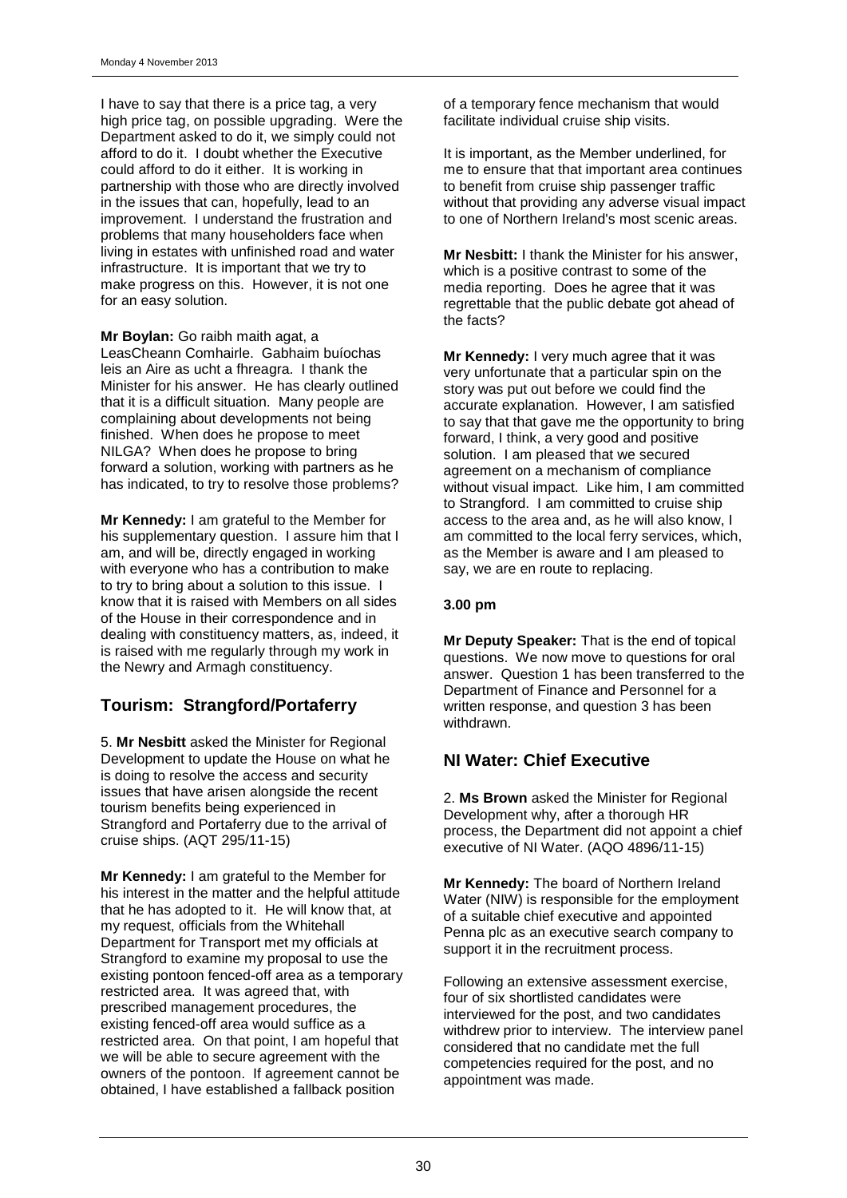I have to say that there is a price tag, a very high price tag, on possible upgrading. Were the Department asked to do it, we simply could not afford to do it. I doubt whether the Executive could afford to do it either. It is working in partnership with those who are directly involved in the issues that can, hopefully, lead to an improvement. I understand the frustration and problems that many householders face when living in estates with unfinished road and water infrastructure. It is important that we try to make progress on this. However, it is not one for an easy solution.

**Mr Boylan:** Go raibh maith agat, a LeasCheann Comhairle. Gabhaim buíochas leis an Aire as ucht a fhreagra. I thank the Minister for his answer. He has clearly outlined that it is a difficult situation. Many people are complaining about developments not being finished. When does he propose to meet NILGA? When does he propose to bring forward a solution, working with partners as he has indicated, to try to resolve those problems?

**Mr Kennedy:** I am grateful to the Member for his supplementary question. I assure him that I am, and will be, directly engaged in working with everyone who has a contribution to make to try to bring about a solution to this issue. I know that it is raised with Members on all sides of the House in their correspondence and in dealing with constituency matters, as, indeed, it is raised with me regularly through my work in the Newry and Armagh constituency.

## Tourism: Strangford/Portaferry

5. **Mr Nesbitt** asked the Minister for Regional Development to update the House on what he is doing to resolve the access and security issues that have arisen alongside the recent tourism benefits being experienced in Strangford and Portaferry due to the arrival of cruise ships. (AQT 295/11-15)

**Mr Kennedy:** I am grateful to the Member for his interest in the matter and the helpful attitude that he has adopted to it. He will know that, at my request, officials from the Whitehall Department for Transport met my officials at Strangford to examine my proposal to use the existing pontoon fenced-off area as a temporary restricted area. It was agreed that, with prescribed management procedures, the existing fenced-off area would suffice as a restricted area. On that point, I am hopeful that we will be able to secure agreement with the owners of the pontoon. If agreement cannot be obtained, I have established a fallback position of a temporary fence mechanism that would facilitate individual cruise ship visits.

It is important, as the Member underlined, for me to ensure that that important area continues to benefit from cruise ship passenger traffic without that providing any adverse visual impact to one of Northern Ireland's most scenic areas.

**Mr Nesbitt:** I thank the Minister for his answer, which is a positive contrast to some of the media reporting. Does he agree that it was regrettable that the public debate got ahead of the facts?

**Mr Kennedy:** I very much agree that it was very unfortunate that a particular spin on the story was put out before we could find the accurate explanation. However, I am satisfied to say that that gave me the opportunity to bring forward, I think, a very good and positive solution. I am pleased that we secured agreement on a mechanism of compliance without visual impact. Like him, I am committed to Strangford. I am committed to cruise ship access to the area and, as he will also know, I am committed to the local ferry services, which, as the Member is aware and I am pleased to say, we are en route to replacing.

**3.00 pm**

**Mr Deputy Speaker:** That is the end of topical questions. We now move to questions for oral answer. Question 1 has been transferred to the Department of Finance and Personnel for a written response, and question 3 has been withdrawn.

## NI Water: Chief Executive

2. **Ms Brown** asked the Minister for Regional Development why, after a thorough HR process, the Department did not appoint a chief executive of NI Water. (AQO 4896/11-15)

**Mr Kennedy:** The board of Northern Ireland Water (NIW) is responsible for the employment of a suitable chief executive and appointed Penna plc as an executive search company to support it in the recruitment process.

Following an extensive assessment exercise, four of six shortlisted candidates were interviewed for the post, and two candidates withdrew prior to interview. The interview panel considered that no candidate met the full competencies required for the post, and no appointment was made.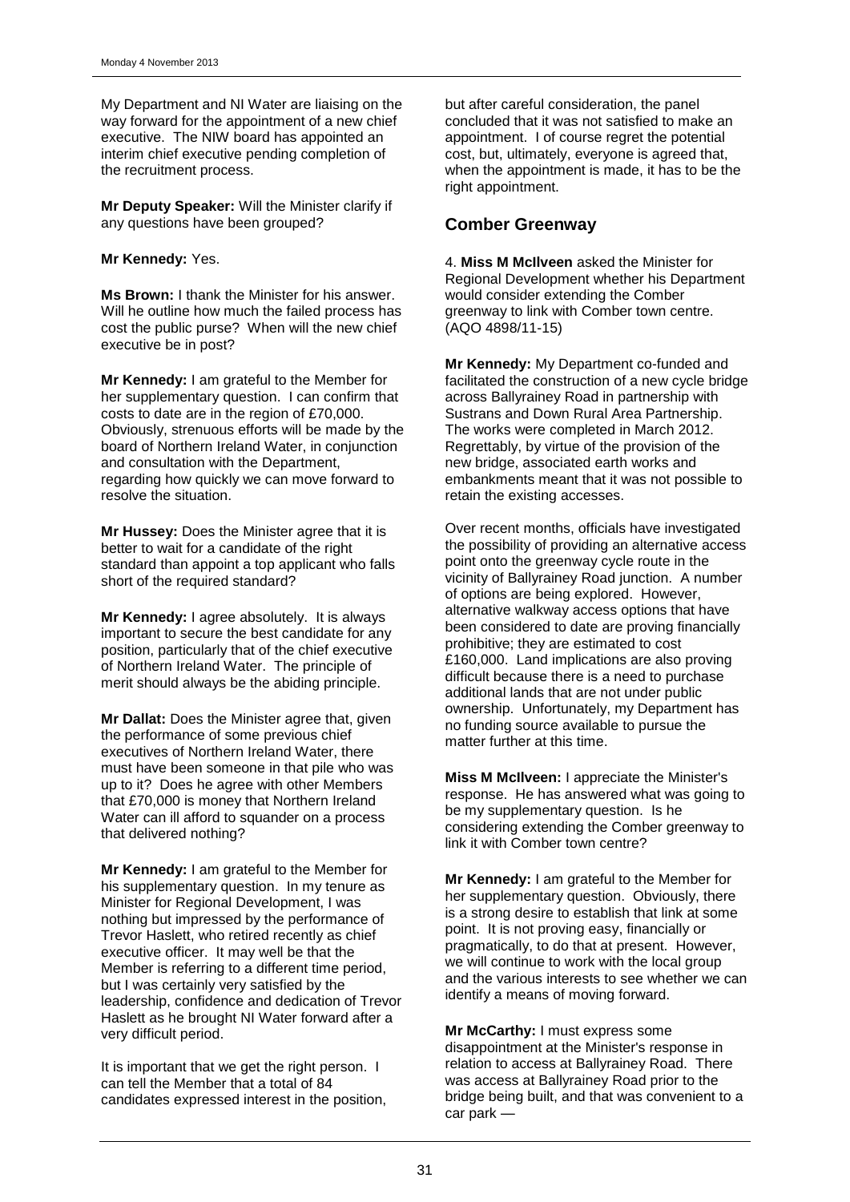My Department and NI Water are liaising on the way forward for the appointment of a new chief executive. The NIW board has appointed an interim chief executive pending completion of the recruitment process.

**Mr Deputy Speaker:** Will the Minister clarify if any questions have been grouped?

**Mr Kennedy:** Yes.

**Ms Brown:** I thank the Minister for his answer. Will he outline how much the failed process has cost the public purse? When will the new chief executive be in post?

**Mr Kennedy:** I am grateful to the Member for her supplementary question. I can confirm that costs to date are in the region of £70,000. Obviously, strenuous efforts will be made by the board of Northern Ireland Water, in conjunction and consultation with the Department, regarding how quickly we can move forward to resolve the situation.

**Mr Hussey:** Does the Minister agree that it is better to wait for a candidate of the right standard than appoint a top applicant who falls short of the required standard?

**Mr Kennedy:** I agree absolutely. It is always important to secure the best candidate for any position, particularly that of the chief executive of Northern Ireland Water. The principle of merit should always be the abiding principle.

**Mr Dallat:** Does the Minister agree that, given the performance of some previous chief executives of Northern Ireland Water, there must have been someone in that pile who was up to it? Does he agree with other Members that £70,000 is money that Northern Ireland Water can ill afford to squander on a process that delivered nothing?

**Mr Kennedy:** I am grateful to the Member for his supplementary question. In my tenure as Minister for Regional Development, I was nothing but impressed by the performance of Trevor Haslett, who retired recently as chief executive officer. It may well be that the Member is referring to a different time period, but I was certainly very satisfied by the leadership, confidence and dedication of Trevor Haslett as he brought NI Water forward after a very difficult period.

It is important that we get the right person. I can tell the Member that a total of 84 candidates expressed interest in the position, but after careful consideration, the panel concluded that it was not satisfied to make an appointment. I of course regret the potential cost, but, ultimately, everyone is agreed that, when the appointment is made, it has to be the right appointment.

## Comber Greenway

4. **Miss M McIlveen** asked the Minister for Regional Development whether his Department would consider extending the Comber greenway to link with Comber town centre. (AQO 4898/11-15)

**Mr Kennedy:** My Department co-funded and facilitated the construction of a new cycle bridge across Ballyrainey Road in partnership with Sustrans and Down Rural Area Partnership. The works were completed in March 2012. Regrettably, by virtue of the provision of the new bridge, associated earth works and embankments meant that it was not possible to retain the existing accesses.

Over recent months, officials have investigated the possibility of providing an alternative access point onto the greenway cycle route in the vicinity of Ballyrainey Road junction. A number of options are being explored. However, alternative walkway access options that have been considered to date are proving financially prohibitive; they are estimated to cost £160,000. Land implications are also proving difficult because there is a need to purchase additional lands that are not under public ownership. Unfortunately, my Department has no funding source available to pursue the matter further at this time.

**Miss M McIlveen:** I appreciate the Minister's response. He has answered what was going to be my supplementary question. Is he considering extending the Comber greenway to link it with Comber town centre?

**Mr Kennedy:** I am grateful to the Member for her supplementary question. Obviously, there is a strong desire to establish that link at some point. It is not proving easy, financially or pragmatically, to do that at present. However, we will continue to work with the local group and the various interests to see whether we can identify a means of moving forward.

**Mr McCarthy:** I must express some disappointment at the Minister's response in relation to access at Ballyrainey Road. There was access at Ballyrainey Road prior to the bridge being built, and that was convenient to a car park —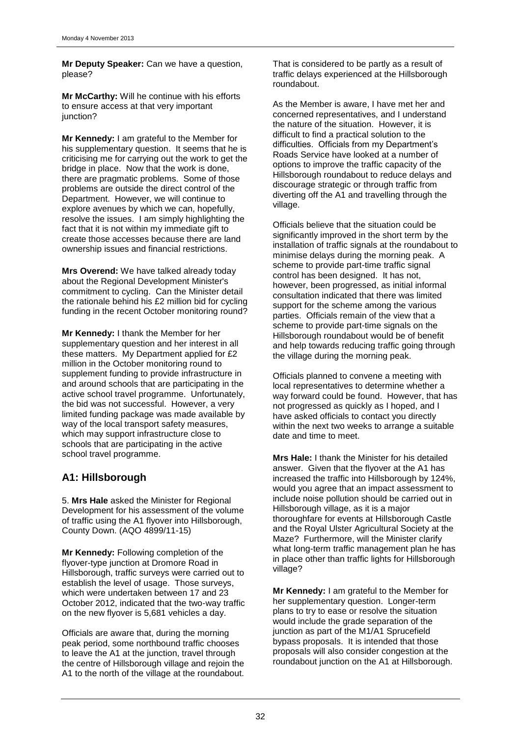**Mr Deputy Speaker:** Can we have a question, please?

**Mr McCarthy:** Will he continue with his efforts to ensure access at that very important junction?

**Mr Kennedy:** I am grateful to the Member for his supplementary question. It seems that he is criticising me for carrying out the work to get the bridge in place. Now that the work is done, there are pragmatic problems. Some of those problems are outside the direct control of the Department. However, we will continue to explore avenues by which we can, hopefully, resolve the issues. I am simply highlighting the fact that it is not within my immediate gift to create those accesses because there are land ownership issues and financial restrictions.

**Mrs Overend:** We have talked already today about the Regional Development Minister's commitment to cycling. Can the Minister detail the rationale behind his £2 million bid for cycling funding in the recent October monitoring round?

**Mr Kennedy:** I thank the Member for her supplementary question and her interest in all these matters. My Department applied for £2 million in the October monitoring round to supplement funding to provide infrastructure in and around schools that are participating in the active school travel programme. Unfortunately, the bid was not successful. However, a very limited funding package was made available by way of the local transport safety measures, which may support infrastructure close to schools that are participating in the active school travel programme.

## A1: Hillsborough

5. **Mrs Hale** asked the Minister for Regional Development for his assessment of the volume of traffic using the A1 flyover into Hillsborough, County Down. (AQO 4899/11-15)

**Mr Kennedy:** Following completion of the flyover-type junction at Dromore Road in Hillsborough, traffic surveys were carried out to establish the level of usage. Those surveys, which were undertaken between 17 and 23 October 2012, indicated that the two-way traffic on the new flyover is 5,681 vehicles a day.

Officials are aware that, during the morning peak period, some northbound traffic chooses to leave the A1 at the junction, travel through the centre of Hillsborough village and rejoin the A1 to the north of the village at the roundabout. That is considered to be partly as a result of traffic delays experienced at the Hillsborough roundabout.

As the Member is aware, I have met her and concerned representatives, and I understand the nature of the situation. However, it is difficult to find a practical solution to the difficulties. Officials from my Department's Roads Service have looked at a number of options to improve the traffic capacity of the Hillsborough roundabout to reduce delays and discourage strategic or through traffic from diverting off the A1 and travelling through the village.

Officials believe that the situation could be significantly improved in the short term by the installation of traffic signals at the roundabout to minimise delays during the morning peak. A scheme to provide part-time traffic signal control has been designed. It has not, however, been progressed, as initial informal consultation indicated that there was limited support for the scheme among the various parties. Officials remain of the view that a scheme to provide part-time signals on the Hillsborough roundabout would be of benefit and help towards reducing traffic going through the village during the morning peak.

Officials planned to convene a meeting with local representatives to determine whether a way forward could be found. However, that has not progressed as quickly as I hoped, and I have asked officials to contact you directly within the next two weeks to arrange a suitable date and time to meet.

**Mrs Hale:** I thank the Minister for his detailed answer. Given that the flyover at the A1 has increased the traffic into Hillsborough by 124%, would you agree that an impact assessment to include noise pollution should be carried out in Hillsborough village, as it is a major thoroughfare for events at Hillsborough Castle and the Royal Ulster Agricultural Society at the Maze? Furthermore, will the Minister clarify what long-term traffic management plan he has in place other than traffic lights for Hillsborough village?

**Mr Kennedy:** I am grateful to the Member for her supplementary question. Longer-term plans to try to ease or resolve the situation would include the grade separation of the junction as part of the M1/A1 Sprucefield bypass proposals. It is intended that those proposals will also consider congestion at the roundabout junction on the A1 at Hillsborough.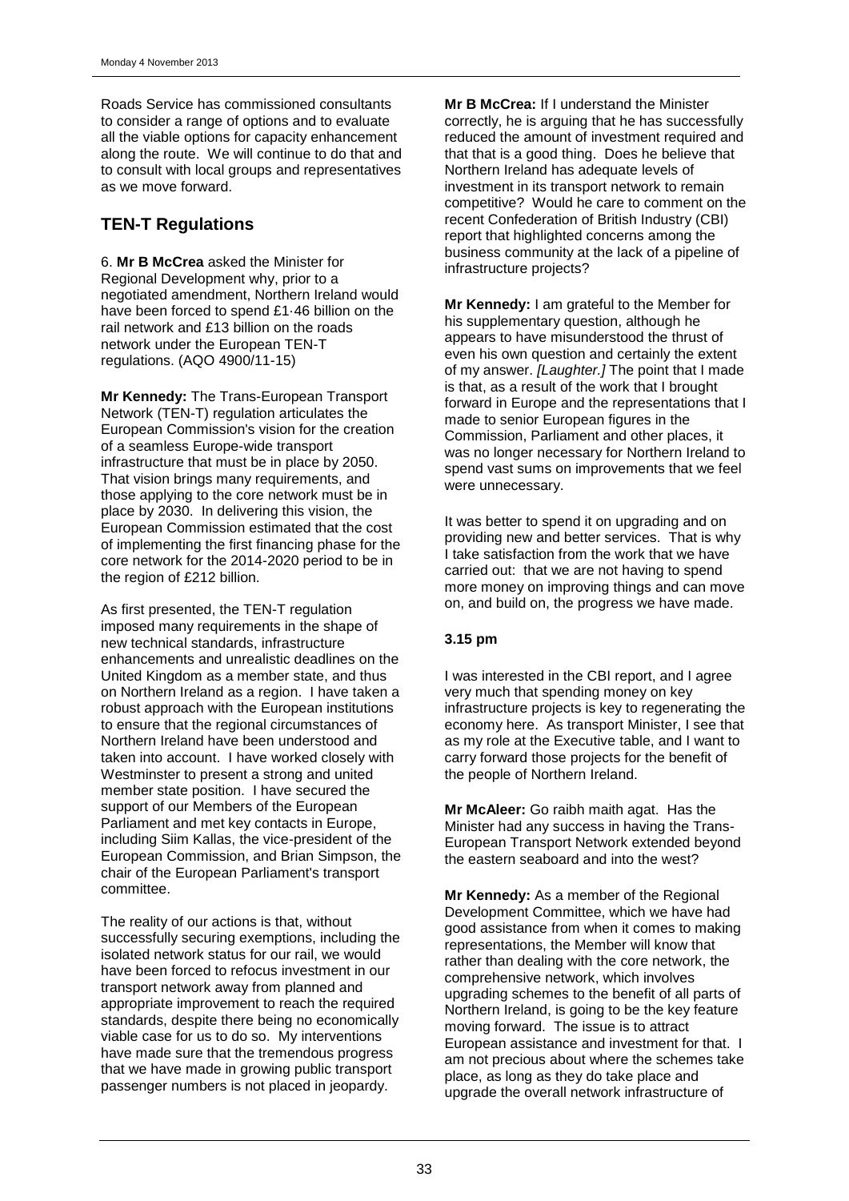Roads Service has commissioned consultants to consider a range of options and to evaluate all the viable options for capacity enhancement along the route. We will continue to do that and to consult with local groups and representatives as we move forward.

## TEN-T Regulations

6. **Mr B McCrea** asked the Minister for Regional Development why, prior to a negotiated amendment, Northern Ireland would have been forced to spend £1·46 billion on the rail network and £13 billion on the roads network under the European TEN-T regulations. (AQO 4900/11-15)

**Mr Kennedy:** The Trans-European Transport Network (TEN-T) regulation articulates the European Commission's vision for the creation of a seamless Europe-wide transport infrastructure that must be in place by 2050. That vision brings many requirements, and those applying to the core network must be in place by 2030. In delivering this vision, the European Commission estimated that the cost of implementing the first financing phase for the core network for the 2014-2020 period to be in the region of £212 billion.

As first presented, the TEN-T regulation imposed many requirements in the shape of new technical standards, infrastructure enhancements and unrealistic deadlines on the United Kingdom as a member state, and thus on Northern Ireland as a region. I have taken a robust approach with the European institutions to ensure that the regional circumstances of Northern Ireland have been understood and taken into account. I have worked closely with Westminster to present a strong and united member state position. I have secured the support of our Members of the European Parliament and met key contacts in Europe, including Siim Kallas, the vice-president of the European Commission, and Brian Simpson, the chair of the European Parliament's transport committee.

The reality of our actions is that, without successfully securing exemptions, including the isolated network status for our rail, we would have been forced to refocus investment in our transport network away from planned and appropriate improvement to reach the required standards, despite there being no economically viable case for us to do so. My interventions have made sure that the tremendous progress that we have made in growing public transport passenger numbers is not placed in jeopardy.

**Mr B McCrea:** If I understand the Minister correctly, he is arguing that he has successfully reduced the amount of investment required and that that is a good thing. Does he believe that Northern Ireland has adequate levels of investment in its transport network to remain competitive? Would he care to comment on the recent Confederation of British Industry (CBI) report that highlighted concerns among the business community at the lack of a pipeline of infrastructure projects?

**Mr Kennedy:** I am grateful to the Member for his supplementary question, although he appears to have misunderstood the thrust of even his own question and certainly the extent of my answer. *[Laughter.]* The point that I made is that, as a result of the work that I brought forward in Europe and the representations that I made to senior European figures in the Commission, Parliament and other places, it was no longer necessary for Northern Ireland to spend vast sums on improvements that we feel were unnecessary.

It was better to spend it on upgrading and on providing new and better services. That is why I take satisfaction from the work that we have carried out: that we are not having to spend more money on improving things and can move on, and build on, the progress we have made.

**3.15 pm**

I was interested in the CBI report, and I agree very much that spending money on key infrastructure projects is key to regenerating the economy here. As transport Minister, I see that as my role at the Executive table, and I want to carry forward those projects for the benefit of the people of Northern Ireland.

**Mr McAleer:** Go raibh maith agat. Has the Minister had any success in having the Trans-European Transport Network extended beyond the eastern seaboard and into the west?

**Mr Kennedy:** As a member of the Regional Development Committee, which we have had good assistance from when it comes to making representations, the Member will know that rather than dealing with the core network, the comprehensive network, which involves upgrading schemes to the benefit of all parts of Northern Ireland, is going to be the key feature moving forward. The issue is to attract European assistance and investment for that. I am not precious about where the schemes take place, as long as they do take place and upgrade the overall network infrastructure of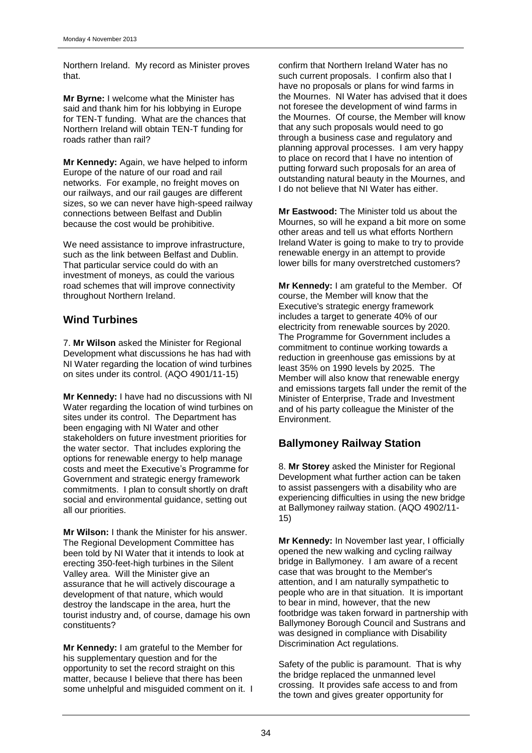Northern Ireland. My record as Minister proves that.

**Mr Byrne:** I welcome what the Minister has said and thank him for his lobbying in Europe for TEN-T funding. What are the chances that Northern Ireland will obtain TEN-T funding for roads rather than rail?

**Mr Kennedy:** Again, we have helped to inform Europe of the nature of our road and rail networks. For example, no freight moves on our railways, and our rail gauges are different sizes, so we can never have high-speed railway connections between Belfast and Dublin because the cost would be prohibitive.

We need assistance to improve infrastructure, such as the link between Belfast and Dublin. That particular service could do with an investment of moneys, as could the various road schemes that will improve connectivity throughout Northern Ireland.

## Wind Turbines

7. **Mr Wilson** asked the Minister for Regional Development what discussions he has had with NI Water regarding the location of wind turbines on sites under its control. (AQO 4901/11-15)

**Mr Kennedy:** I have had no discussions with NI Water regarding the location of wind turbines on sites under its control. The Department has been engaging with NI Water and other stakeholders on future investment priorities for the water sector. That includes exploring the options for renewable energy to help manage costs and meet the Executive's Programme for Government and strategic energy framework commitments. I plan to consult shortly on draft social and environmental guidance, setting out all our priorities.

**Mr Wilson:** I thank the Minister for his answer. The Regional Development Committee has been told by NI Water that it intends to look at erecting 350-feet-high turbines in the Silent Valley area. Will the Minister give an assurance that he will actively discourage a development of that nature, which would destroy the landscape in the area, hurt the tourist industry and, of course, damage his own constituents?

**Mr Kennedy:** I am grateful to the Member for his supplementary question and for the opportunity to set the record straight on this matter, because I believe that there has been some unhelpful and misguided comment on it. I confirm that Northern Ireland Water has no such current proposals. I confirm also that I have no proposals or plans for wind farms in the Mournes. NI Water has advised that it does not foresee the development of wind farms in the Mournes. Of course, the Member will know that any such proposals would need to go through a business case and regulatory and planning approval processes. I am very happy to place on record that I have no intention of putting forward such proposals for an area of outstanding natural beauty in the Mournes, and I do not believe that NI Water has either.

**Mr Eastwood:** The Minister told us about the Mournes, so will he expand a bit more on some other areas and tell us what efforts Northern Ireland Water is going to make to try to provide renewable energy in an attempt to provide lower bills for many overstretched customers?

**Mr Kennedy:** I am grateful to the Member. Of course, the Member will know that the Executive's strategic energy framework includes a target to generate 40% of our electricity from renewable sources by 2020. The Programme for Government includes a commitment to continue working towards a reduction in greenhouse gas emissions by at least 35% on 1990 levels by 2025. The Member will also know that renewable energy and emissions targets fall under the remit of the Minister of Enterprise, Trade and Investment and of his party colleague the Minister of the Environment.

## Ballymoney Railway Station

8. **Mr Storey** asked the Minister for Regional Development what further action can be taken to assist passengers with a disability who are experiencing difficulties in using the new bridge at Ballymoney railway station. (AQO 4902/11-15)

**Mr Kennedy:** In November last year, I officially opened the new walking and cycling railway bridge in Ballymoney. I am aware of a recent case that was brought to the Member's attention, and I am naturally sympathetic to people who are in that situation. It is important to bear in mind, however, that the new footbridge was taken forward in partnership with Ballymoney Borough Council and Sustrans and was designed in compliance with Disability Discrimination Act regulations.

Safety of the public is paramount. That is why the bridge replaced the unmanned level crossing. It provides safe access to and from the town and gives greater opportunity for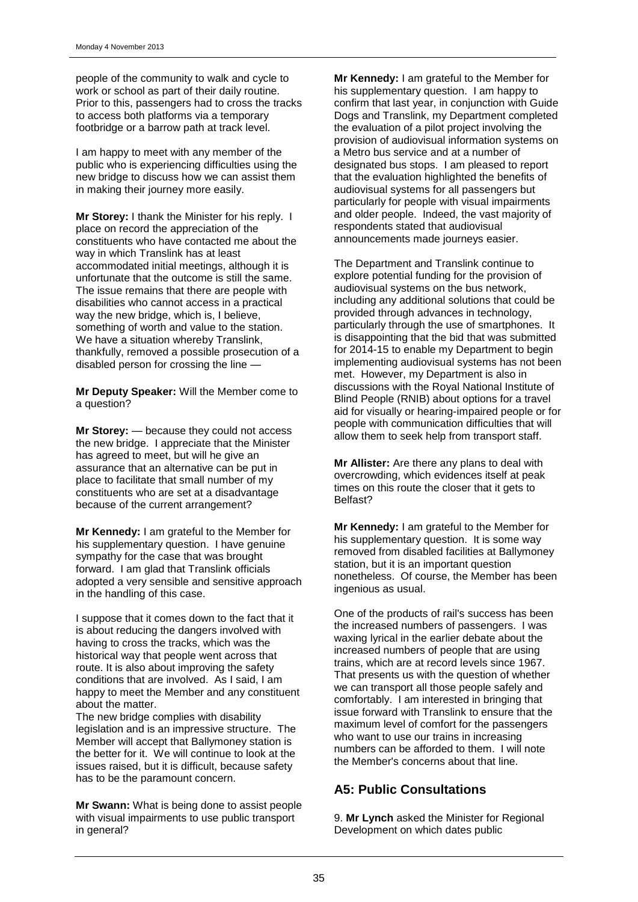people of the community to walk and cycle to work or school as part of their daily routine. Prior to this, passengers had to cross the tracks to access both platforms via a temporary footbridge or a barrow path at track level.

I am happy to meet with any member of the public who is experiencing difficulties using the new bridge to discuss how we can assist them in making their journey more easily.

**Mr Storey:** I thank the Minister for his reply. I place on record the appreciation of the constituents who have contacted me about the way in which Translink has at least accommodated initial meetings, although it is unfortunate that the outcome is still the same. The issue remains that there are people with disabilities who cannot access in a practical way the new bridge, which is, I believe, something of worth and value to the station. We have a situation whereby Translink, thankfully, removed a possible prosecution of a disabled person for crossing the line —

**Mr Deputy Speaker:** Will the Member come to a question?

**Mr Storey:** — because they could not access the new bridge. I appreciate that the Minister has agreed to meet, but will he give an assurance that an alternative can be put in place to facilitate that small number of my constituents who are set at a disadvantage because of the current arrangement?

**Mr Kennedy:** I am grateful to the Member for his supplementary question. I have genuine sympathy for the case that was brought forward. I am glad that Translink officials adopted a very sensible and sensitive approach in the handling of this case.

I suppose that it comes down to the fact that it is about reducing the dangers involved with having to cross the tracks, which was the historical way that people went across that route. It is also about improving the safety conditions that are involved. As I said, I am happy to meet the Member and any constituent about the matter.

The new bridge complies with disability legislation and is an impressive structure. The Member will accept that Ballymoney station is the better for it. We will continue to look at the issues raised, but it is difficult, because safety has to be the paramount concern.

**Mr Swann:** What is being done to assist people with visual impairments to use public transport in general?

**Mr Kennedy:** I am grateful to the Member for his supplementary question. I am happy to confirm that last year, in conjunction with Guide Dogs and Translink, my Department completed the evaluation of a pilot project involving the provision of audiovisual information systems on a Metro bus service and at a number of designated bus stops. I am pleased to report that the evaluation highlighted the benefits of audiovisual systems for all passengers but particularly for people with visual impairments and older people. Indeed, the vast majority of respondents stated that audiovisual announcements made journeys easier.

The Department and Translink continue to explore potential funding for the provision of audiovisual systems on the bus network, including any additional solutions that could be provided through advances in technology, particularly through the use of smartphones. It is disappointing that the bid that was submitted for 2014-15 to enable my Department to begin implementing audiovisual systems has not been met. However, my Department is also in discussions with the Royal National Institute of Blind People (RNIB) about options for a travel aid for visually or hearing-impaired people or for people with communication difficulties that will allow them to seek help from transport staff.

**Mr Allister:** Are there any plans to deal with overcrowding, which evidences itself at peak times on this route the closer that it gets to Belfast?

**Mr Kennedy:** I am grateful to the Member for his supplementary question. It is some way removed from disabled facilities at Ballymoney station, but it is an important question nonetheless. Of course, the Member has been ingenious as usual.

One of the products of rail's success has been the increased numbers of passengers. I was waxing lyrical in the earlier debate about the increased numbers of people that are using trains, which are at record levels since 1967. That presents us with the question of whether we can transport all those people safely and comfortably. I am interested in bringing that issue forward with Translink to ensure that the maximum level of comfort for the passengers who want to use our trains in increasing numbers can be afforded to them. I will note the Member's concerns about that line.

## A5: Public Consultations

9. **Mr Lynch** asked the Minister for Regional Development on which dates public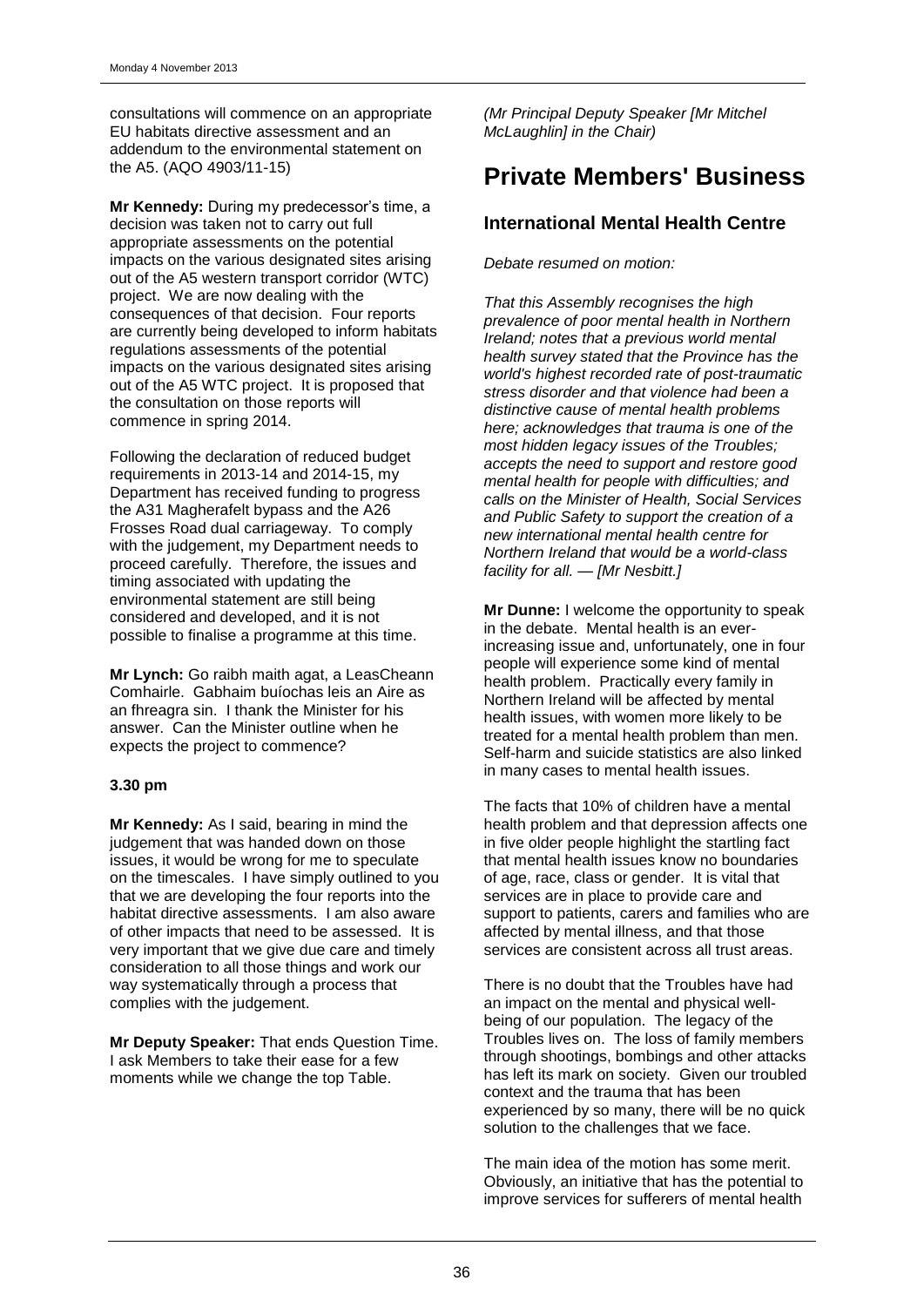consultations will commence on an appropriate EU habitats directive assessment and an addendum to the environmental statement on the A5. (AQO 4903/11-15)

**Mr Kennedy:** During my predecessor's time, a decision was taken not to carry out full appropriate assessments on the potential impacts on the various designated sites arising out of the A5 western transport corridor (WTC) project. We are now dealing with the consequences of that decision. Four reports are currently being developed to inform habitats regulations assessments of the potential impacts on the various designated sites arising out of the A5 WTC project. It is proposed that the consultation on those reports will commence in spring 2014.

Following the declaration of reduced budget requirements in 2013-14 and 2014-15, my Department has received funding to progress the A31 Magherafelt bypass and the A26 Frosses Road dual carriageway. To comply with the judgement, my Department needs to proceed carefully. Therefore, the issues and timing associated with updating the environmental statement are still being considered and developed, and it is not possible to finalise a programme at this time.

**Mr Lynch:** Go raibh maith agat, a LeasCheann Comhairle. Gabhaim buíochas leis an Aire as an fhreagra sin. I thank the Minister for his answer. Can the Minister outline when he expects the project to commence?

**3.30 pm**

**Mr Kennedy:** As I said, bearing in mind the judgement that was handed down on those issues, it would be wrong for me to speculate on the timescales. I have simply outlined to you that we are developing the four reports into the habitat directive assessments. I am also aware of other impacts that need to be assessed. It is very important that we give due care and timely consideration to all those things and work our way systematically through a process that complies with the judgement.

**Mr Deputy Speaker:** That ends Question Time. I ask Members to take their ease for a few moments while we change the top Table.

*(Mr Principal Deputy Speaker [Mr Mitchel McLaughlin] in the Chair)*

# Private Members' Business

## International Mental Health Centre

*Debate resumed on motion:*

*That this Assembly recognises the high prevalence of poor mental health in Northern Ireland; notes that a previous world mental health survey stated that the Province has the world's highest recorded rate of post-traumatic stress disorder and that violence had been a distinctive cause of mental health problems here; acknowledges that trauma is one of the most hidden legacy issues of the Troubles; accepts the need to support and restore good mental health for people with difficulties; and calls on the Minister of Health, Social Services and Public Safety to support the creation of a new international mental health centre for Northern Ireland that would be a world-class facility for all. — [Mr Nesbitt.]*

**Mr Dunne:** I welcome the opportunity to speak in the debate. Mental health is an ever-increasing issue and, unfortunately, one in four people will experience some kind of mental health problem. Practically every family in Northern Ireland will be affected by mental health issues, with women more likely to be treated for a mental health problem than men. Self-harm and suicide statistics are also linked in many cases to mental health issues.

The facts that 10% of children have a mental health problem and that depression affects one in five older people highlight the startling fact that mental health issues know no boundaries of age, race, class or gender. It is vital that services are in place to provide care and support to patients, carers and families who are affected by mental illness, and that those services are consistent across all trust areas.

There is no doubt that the Troubles have had an impact on the mental and physical well-being of our population. The legacy of the Troubles lives on. The loss of family members through shootings, bombings and other attacks has left its mark on society. Given our troubled context and the trauma that has been experienced by so many, there will be no quick solution to the challenges that we face.

The main idea of the motion has some merit. Obviously, an initiative that has the potential to improve services for sufferers of mental health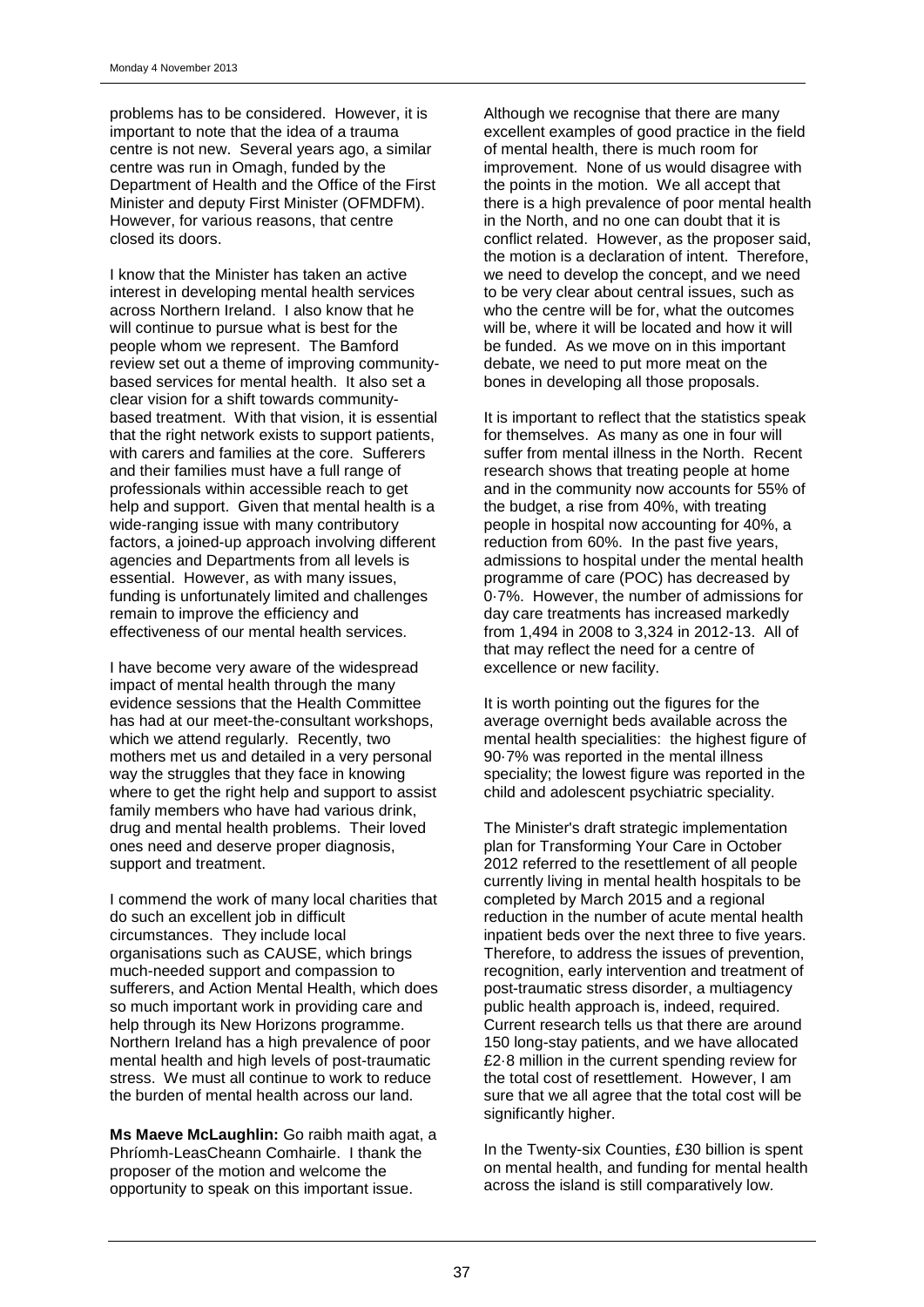problems has to be considered. However, it is important to note that the idea of a trauma centre is not new. Several years ago, a similar centre was run in Omagh, funded by the Department of Health and the Office of the First Minister and deputy First Minister (OFMDFM). However, for various reasons, that centre closed its doors.

I know that the Minister has taken an active interest in developing mental health services across Northern Ireland. I also know that he will continue to pursue what is best for the people whom we represent. The Bamford review set out a theme of improving community-based services for mental health. It also set a clear vision for a shift towards community-based treatment. With that vision, it is essential that the right network exists to support patients, with carers and families at the core. Sufferers and their families must have a full range of professionals within accessible reach to get help and support. Given that mental health is a wide-ranging issue with many contributory factors, a joined-up approach involving different agencies and Departments from all levels is essential. However, as with many issues, funding is unfortunately limited and challenges remain to improve the efficiency and effectiveness of our mental health services.

I have become very aware of the widespread impact of mental health through the many evidence sessions that the Health Committee has had at our meet-the-consultant workshops, which we attend regularly. Recently, two mothers met us and detailed in a very personal way the struggles that they face in knowing where to get the right help and support to assist family members who have had various drink, drug and mental health problems. Their loved ones need and deserve proper diagnosis, support and treatment.

I commend the work of many local charities that do such an excellent job in difficult circumstances. They include local organisations such as CAUSE, which brings much-needed support and compassion to sufferers, and Action Mental Health, which does so much important work in providing care and help through its New Horizons programme. Northern Ireland has a high prevalence of poor mental health and high levels of post-traumatic stress. We must all continue to work to reduce the burden of mental health across our land.

**Ms Maeve McLaughlin:** Go raibh maith agat, a Phríomh-LeasCheann Comhairle. I thank the proposer of the motion and welcome the opportunity to speak on this important issue.

Although we recognise that there are many excellent examples of good practice in the field of mental health, there is much room for improvement. None of us would disagree with the points in the motion. We all accept that there is a high prevalence of poor mental health in the North, and no one can doubt that it is conflict related. However, as the proposer said, the motion is a declaration of intent. Therefore, we need to develop the concept, and we need to be very clear about central issues, such as who the centre will be for, what the outcomes will be, where it will be located and how it will be funded. As we move on in this important debate, we need to put more meat on the bones in developing all those proposals.

It is important to reflect that the statistics speak for themselves. As many as one in four will suffer from mental illness in the North. Recent research shows that treating people at home and in the community now accounts for 55% of the budget, a rise from 40%, with treating people in hospital now accounting for 40%, a reduction from 60%. In the past five years, admissions to hospital under the mental health programme of care (POC) has decreased by 0·7%. However, the number of admissions for day care treatments has increased markedly from 1,494 in 2008 to 3,324 in 2012-13. All of that may reflect the need for a centre of excellence or new facility.

It is worth pointing out the figures for the average overnight beds available across the mental health specialities: the highest figure of 90·7% was reported in the mental illness speciality; the lowest figure was reported in the child and adolescent psychiatric speciality.

The Minister's draft strategic implementation plan for Transforming Your Care in October 2012 referred to the resettlement of all people currently living in mental health hospitals to be completed by March 2015 and a regional reduction in the number of acute mental health inpatient beds over the next three to five years. Therefore, to address the issues of prevention, recognition, early intervention and treatment of post-traumatic stress disorder, a multiagency public health approach is, indeed, required. Current research tells us that there are around 150 long-stay patients, and we have allocated £2·8 million in the current spending review for the total cost of resettlement. However, I am sure that we all agree that the total cost will be significantly higher.

In the Twenty-six Counties, £30 billion is spent on mental health, and funding for mental health across the island is still comparatively low.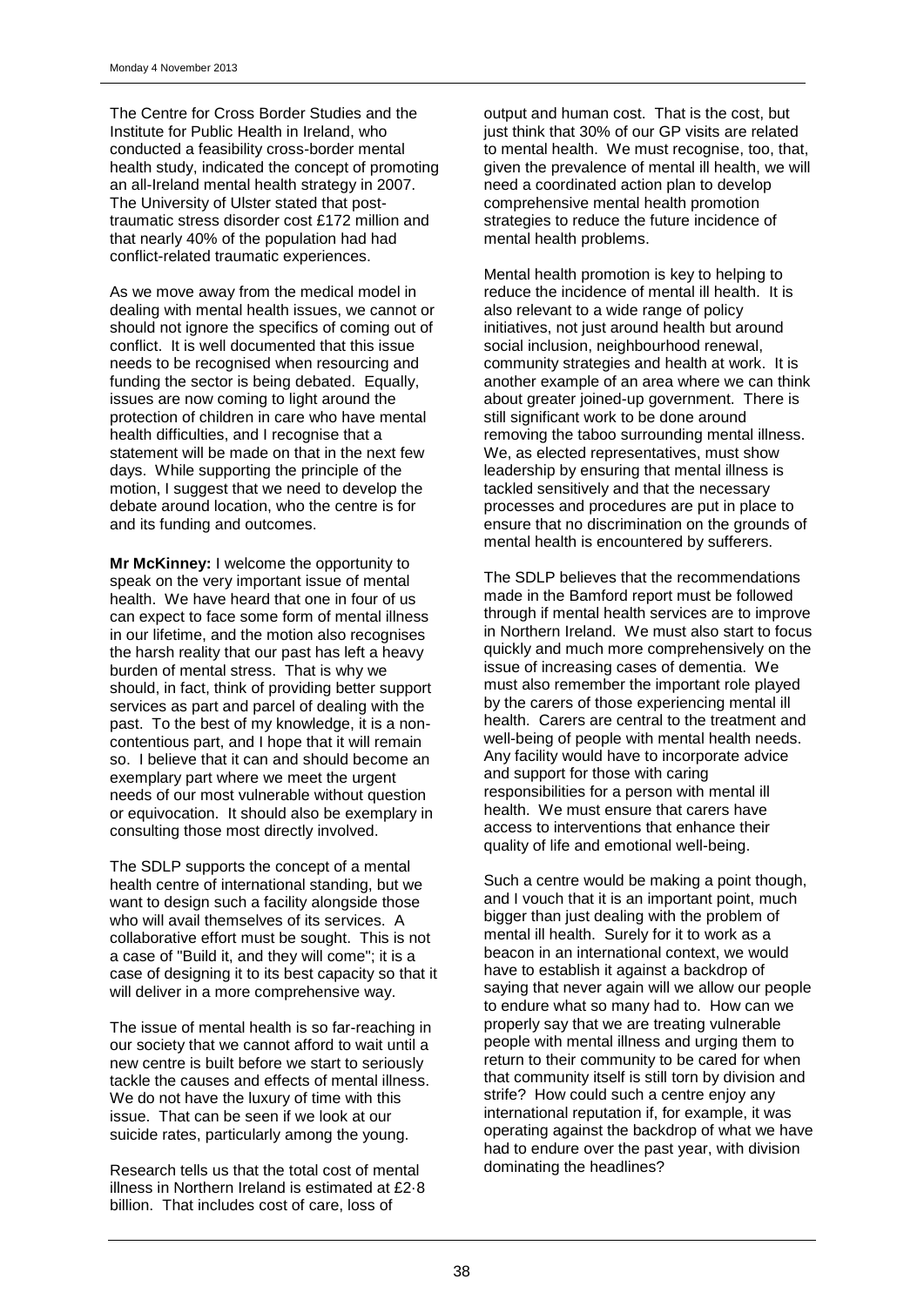The Centre for Cross Border Studies and the Institute for Public Health in Ireland, who conducted a feasibility cross-border mental health study, indicated the concept of promoting an all-Ireland mental health strategy in 2007. The University of Ulster stated that post-traumatic stress disorder cost £172 million and that nearly 40% of the population had had conflict-related traumatic experiences.

As we move away from the medical model in dealing with mental health issues, we cannot or should not ignore the specifics of coming out of conflict. It is well documented that this issue needs to be recognised when resourcing and funding the sector is being debated. Equally, issues are now coming to light around the protection of children in care who have mental health difficulties, and I recognise that a statement will be made on that in the next few days. While supporting the principle of the motion, I suggest that we need to develop the debate around location, who the centre is for and its funding and outcomes.

**Mr McKinney:** I welcome the opportunity to speak on the very important issue of mental health. We have heard that one in four of us can expect to face some form of mental illness in our lifetime, and the motion also recognises the harsh reality that our past has left a heavy burden of mental stress. That is why we should, in fact, think of providing better support services as part and parcel of dealing with the past. To the best of my knowledge, it is a non-contentious part, and I hope that it will remain so. I believe that it can and should become an exemplary part where we meet the urgent needs of our most vulnerable without question or equivocation. It should also be exemplary in consulting those most directly involved.

The SDLP supports the concept of a mental health centre of international standing, but we want to design such a facility alongside those who will avail themselves of its services. A collaborative effort must be sought. This is not a case of "Build it, and they will come"; it is a case of designing it to its best capacity so that it will deliver in a more comprehensive way.

The issue of mental health is so far-reaching in our society that we cannot afford to wait until a new centre is built before we start to seriously tackle the causes and effects of mental illness. We do not have the luxury of time with this issue. That can be seen if we look at our suicide rates, particularly among the young.

Research tells us that the total cost of mental illness in Northern Ireland is estimated at £2·8 billion. That includes cost of care, loss of output and human cost. That is the cost, but just think that 30% of our GP visits are related to mental health. We must recognise, too, that, given the prevalence of mental ill health, we will need a coordinated action plan to develop comprehensive mental health promotion strategies to reduce the future incidence of mental health problems.

Mental health promotion is key to helping to reduce the incidence of mental ill health. It is also relevant to a wide range of policy initiatives, not just around health but around social inclusion, neighbourhood renewal, community strategies and health at work. It is another example of an area where we can think about greater joined-up government. There is still significant work to be done around removing the taboo surrounding mental illness. We, as elected representatives, must show leadership by ensuring that mental illness is tackled sensitively and that the necessary processes and procedures are put in place to ensure that no discrimination on the grounds of mental health is encountered by sufferers.

The SDLP believes that the recommendations made in the Bamford report must be followed through if mental health services are to improve in Northern Ireland. We must also start to focus quickly and much more comprehensively on the issue of increasing cases of dementia. We must also remember the important role played by the carers of those experiencing mental ill health. Carers are central to the treatment and well-being of people with mental health needs. Any facility would have to incorporate advice and support for those with caring responsibilities for a person with mental ill health. We must ensure that carers have access to interventions that enhance their quality of life and emotional well-being.

Such a centre would be making a point though, and I vouch that it is an important point, much bigger than just dealing with the problem of mental ill health. Surely for it to work as a beacon in an international context, we would have to establish it against a backdrop of saying that never again will we allow our people to endure what so many had to. How can we properly say that we are treating vulnerable people with mental illness and urging them to return to their community to be cared for when that community itself is still torn by division and strife? How could such a centre enjoy any international reputation if, for example, it was operating against the backdrop of what we have had to endure over the past year, with division dominating the headlines?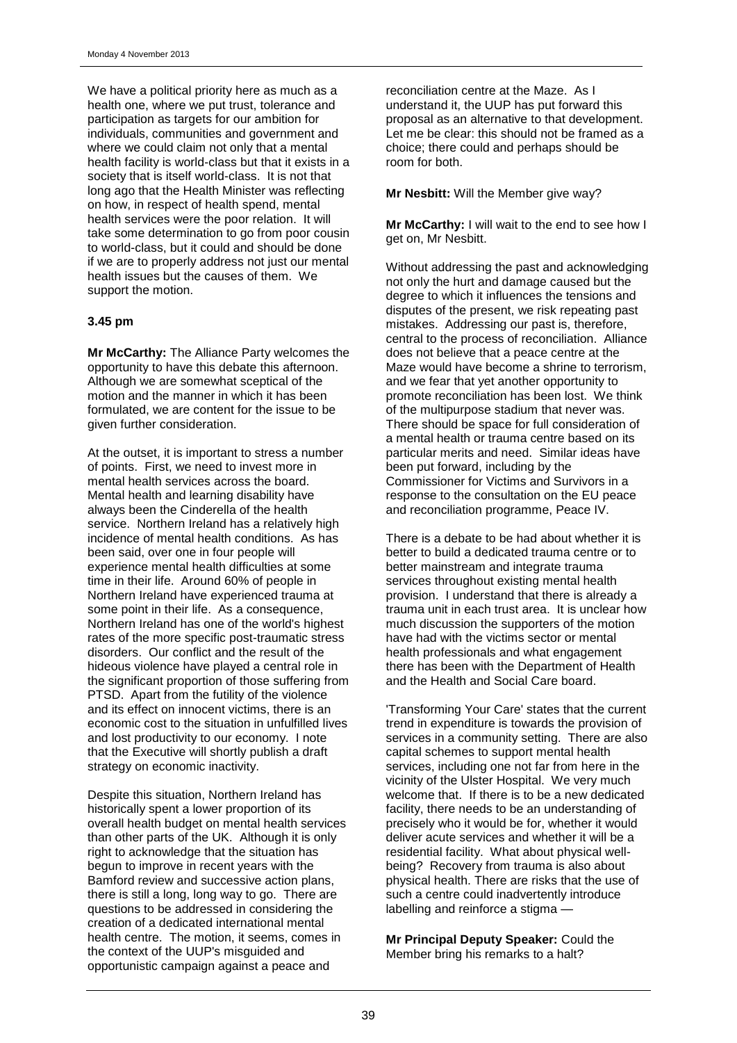We have a political priority here as much as a health one, where we put trust, tolerance and participation as targets for our ambition for individuals, communities and government and where we could claim not only that a mental health facility is world-class but that it exists in a society that is itself world-class. It is not that long ago that the Health Minister was reflecting on how, in respect of health spend, mental health services were the poor relation. It will take some determination to go from poor cousin to world-class, but it could and should be done if we are to properly address not just our mental health issues but the causes of them. We support the motion.

**3.45 pm**

**Mr McCarthy:** The Alliance Party welcomes the opportunity to have this debate this afternoon. Although we are somewhat sceptical of the motion and the manner in which it has been formulated, we are content for the issue to be given further consideration.

At the outset, it is important to stress a number of points. First, we need to invest more in mental health services across the board. Mental health and learning disability have always been the Cinderella of the health service. Northern Ireland has a relatively high incidence of mental health conditions. As has been said, over one in four people will experience mental health difficulties at some time in their life. Around 60% of people in Northern Ireland have experienced trauma at some point in their life. As a consequence, Northern Ireland has one of the world's highest rates of the more specific post-traumatic stress disorders. Our conflict and the result of the hideous violence have played a central role in the significant proportion of those suffering from PTSD. Apart from the futility of the violence and its effect on innocent victims, there is an economic cost to the situation in unfulfilled lives and lost productivity to our economy. I note that the Executive will shortly publish a draft strategy on economic inactivity.

Despite this situation, Northern Ireland has historically spent a lower proportion of its overall health budget on mental health services than other parts of the UK. Although it is only right to acknowledge that the situation has begun to improve in recent years with the Bamford review and successive action plans, there is still a long, long way to go. There are questions to be addressed in considering the creation of a dedicated international mental health centre. The motion, it seems, comes in the context of the UUP's misguided and opportunistic campaign against a peace and reconciliation centre at the Maze. As I understand it, the UUP has put forward this proposal as an alternative to that development. Let me be clear: this should not be framed as a choice; there could and perhaps should be room for both.

**Mr Nesbitt:** Will the Member give way?

**Mr McCarthy:** I will wait to the end to see how I get on, Mr Nesbitt.

Without addressing the past and acknowledging not only the hurt and damage caused but the degree to which it influences the tensions and disputes of the present, we risk repeating past mistakes. Addressing our past is, therefore, central to the process of reconciliation. Alliance does not believe that a peace centre at the Maze would have become a shrine to terrorism, and we fear that yet another opportunity to promote reconciliation has been lost. We think of the multipurpose stadium that never was. There should be space for full consideration of a mental health or trauma centre based on its particular merits and need. Similar ideas have been put forward, including by the Commissioner for Victims and Survivors in a response to the consultation on the EU peace and reconciliation programme, Peace IV.

There is a debate to be had about whether it is better to build a dedicated trauma centre or to better mainstream and integrate trauma services throughout existing mental health provision. I understand that there is already a trauma unit in each trust area. It is unclear how much discussion the supporters of the motion have had with the victims sector or mental health professionals and what engagement there has been with the Department of Health and the Health and Social Care board.

'Transforming Your Care' states that the current trend in expenditure is towards the provision of services in a community setting. There are also capital schemes to support mental health services, including one not far from here in the vicinity of the Ulster Hospital. We very much welcome that. If there is to be a new dedicated facility, there needs to be an understanding of precisely who it would be for, whether it would deliver acute services and whether it will be a residential facility. What about physical well-being? Recovery from trauma is also about physical health. There are risks that the use of such a centre could inadvertently introduce labelling and reinforce a stigma —

**Mr Principal Deputy Speaker:** Could the Member bring his remarks to a halt?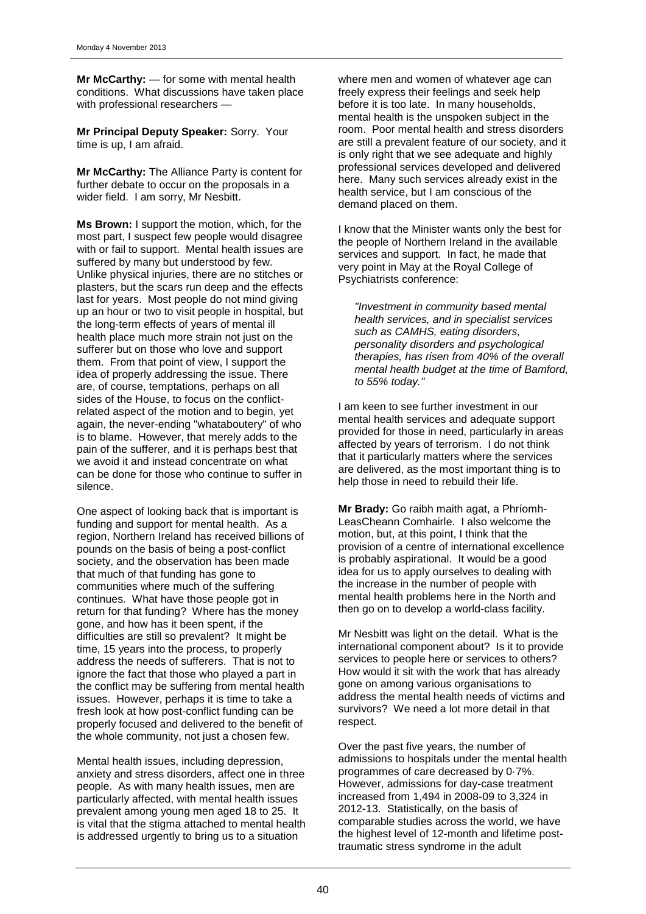**Mr McCarthy:** — for some with mental health conditions. What discussions have taken place with professional researchers —

**Mr Principal Deputy Speaker:** Sorry. Your time is up, I am afraid.

**Mr McCarthy:** The Alliance Party is content for further debate to occur on the proposals in a wider field. I am sorry, Mr Nesbitt.

**Ms Brown:** I support the motion, which, for the most part, I suspect few people would disagree with or fail to support. Mental health issues are suffered by many but understood by few. Unlike physical injuries, there are no stitches or plasters, but the scars run deep and the effects last for years. Most people do not mind giving up an hour or two to visit people in hospital, but the long-term effects of years of mental ill health place much more strain not just on the sufferer but on those who love and support them. From that point of view, I support the idea of properly addressing the issue. There are, of course, temptations, perhaps on all sides of the House, to focus on the conflict-related aspect of the motion and to begin, yet again, the never-ending "whataboutery" of who is to blame. However, that merely adds to the pain of the sufferer, and it is perhaps best that we avoid it and instead concentrate on what can be done for those who continue to suffer in silence.

One aspect of looking back that is important is funding and support for mental health. As a region, Northern Ireland has received billions of pounds on the basis of being a post-conflict society, and the observation has been made that much of that funding has gone to communities where much of the suffering continues. What have those people got in return for that funding? Where has the money gone, and how has it been spent, if the difficulties are still so prevalent? It might be time, 15 years into the process, to properly address the needs of sufferers. That is not to ignore the fact that those who played a part in the conflict may be suffering from mental health issues. However, perhaps it is time to take a fresh look at how post-conflict funding can be properly focused and delivered to the benefit of the whole community, not just a chosen few.

Mental health issues, including depression, anxiety and stress disorders, affect one in three people. As with many health issues, men are particularly affected, with mental health issues prevalent among young men aged 18 to 25. It is vital that the stigma attached to mental health is addressed urgently to bring us to a situation where men and women of whatever age can freely express their feelings and seek help before it is too late. In many households, mental health is the unspoken subject in the room. Poor mental health and stress disorders are still a prevalent feature of our society, and it is only right that we see adequate and highly professional services developed and delivered here. Many such services already exist in the health service, but I am conscious of the demand placed on them.

I know that the Minister wants only the best for the people of Northern Ireland in the available services and support. In fact, he made that very point in May at the Royal College of Psychiatrists conference:

> *"Investment in community based mental health services, and in specialist services such as CAMHS, eating disorders, personality disorders and psychological therapies, has risen from 40% of the overall mental health budget at the time of Bamford, to 55% today."*

I am keen to see further investment in our mental health services and adequate support provided for those in need, particularly in areas affected by years of terrorism. I do not think that it particularly matters where the services are delivered, as the most important thing is to help those in need to rebuild their life.

**Mr Brady:** Go raibh maith agat, a Phríomh-LeasCheann Comhairle. I also welcome the motion, but, at this point, I think that the provision of a centre of international excellence is probably aspirational. It would be a good idea for us to apply ourselves to dealing with the increase in the number of people with mental health problems here in the North and then go on to develop a world-class facility.

Mr Nesbitt was light on the detail. What is the international component about? Is it to provide services to people here or services to others? How would it sit with the work that has already gone on among various organisations to address the mental health needs of victims and survivors? We need a lot more detail in that respect.

Over the past five years, the number of admissions to hospitals under the mental health programmes of care decreased by 0·7%. However, admissions for day-case treatment increased from 1,494 in 2008-09 to 3,324 in 2012-13. Statistically, on the basis of comparable studies across the world, we have the highest level of 12-month and lifetime post-traumatic stress syndrome in the adult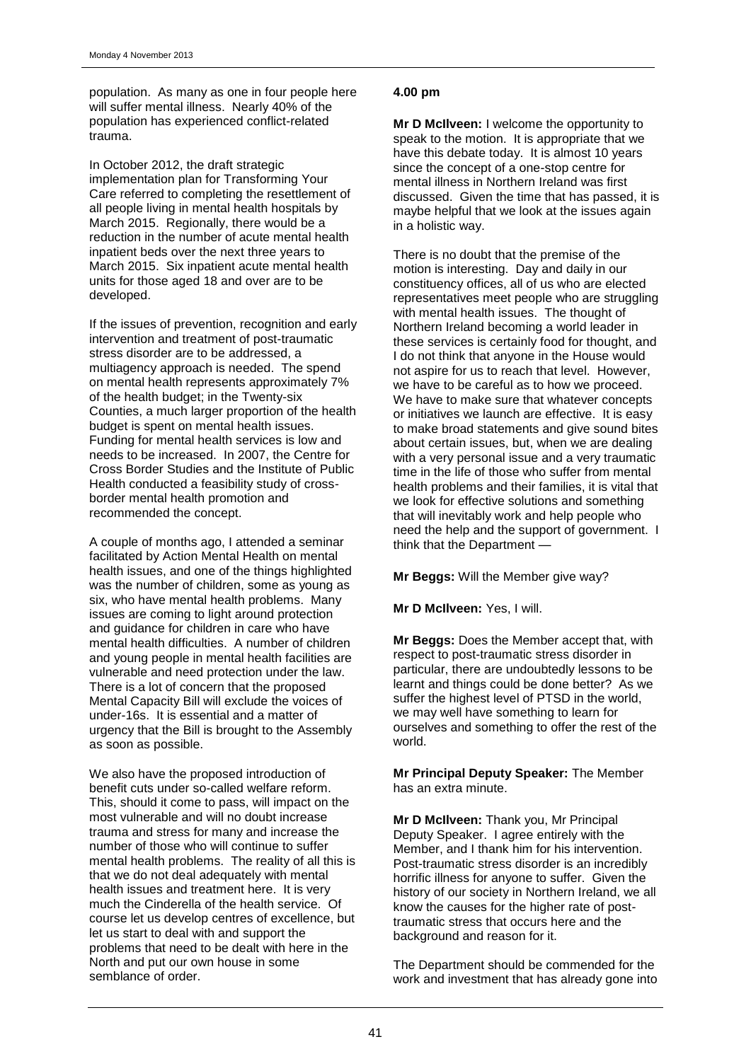population. As many as one in four people here will suffer mental illness. Nearly 40% of the population has experienced conflict-related trauma.

In October 2012, the draft strategic implementation plan for Transforming Your Care referred to completing the resettlement of all people living in mental health hospitals by March 2015. Regionally, there would be a reduction in the number of acute mental health inpatient beds over the next three years to March 2015. Six inpatient acute mental health units for those aged 18 and over are to be developed.

If the issues of prevention, recognition and early intervention and treatment of post-traumatic stress disorder are to be addressed, a multiagency approach is needed. The spend on mental health represents approximately 7% of the health budget; in the Twenty-six Counties, a much larger proportion of the health budget is spent on mental health issues. Funding for mental health services is low and needs to be increased. In 2007, the Centre for Cross Border Studies and the Institute of Public Health conducted a feasibility study of cross-border mental health promotion and recommended the concept.

A couple of months ago, I attended a seminar facilitated by Action Mental Health on mental health issues, and one of the things highlighted was the number of children, some as young as six, who have mental health problems. Many issues are coming to light around protection and guidance for children in care who have mental health difficulties. A number of children and young people in mental health facilities are vulnerable and need protection under the law. There is a lot of concern that the proposed Mental Capacity Bill will exclude the voices of under-16s. It is essential and a matter of urgency that the Bill is brought to the Assembly as soon as possible.

We also have the proposed introduction of benefit cuts under so-called welfare reform. This, should it come to pass, will impact on the most vulnerable and will no doubt increase trauma and stress for many and increase the number of those who will continue to suffer mental health problems. The reality of all this is that we do not deal adequately with mental health issues and treatment here. It is very much the Cinderella of the health service. Of course let us develop centres of excellence, but let us start to deal with and support the problems that need to be dealt with here in the North and put our own house in some semblance of order.

**4.00 pm**

**Mr D McIlveen:** I welcome the opportunity to speak to the motion. It is appropriate that we have this debate today. It is almost 10 years since the concept of a one-stop centre for mental illness in Northern Ireland was first discussed. Given the time that has passed, it is maybe helpful that we look at the issues again in a holistic way.

There is no doubt that the premise of the motion is interesting. Day and daily in our constituency offices, all of us who are elected representatives meet people who are struggling with mental health issues. The thought of Northern Ireland becoming a world leader in these services is certainly food for thought, and I do not think that anyone in the House would not aspire for us to reach that level. However, we have to be careful as to how we proceed. We have to make sure that whatever concepts or initiatives we launch are effective. It is easy to make broad statements and give sound bites about certain issues, but, when we are dealing with a very personal issue and a very traumatic time in the life of those who suffer from mental health problems and their families, it is vital that we look for effective solutions and something that will inevitably work and help people who need the help and the support of government. I think that the Department —

**Mr Beggs:** Will the Member give way?

**Mr D McIlveen:** Yes, I will.

**Mr Beggs:** Does the Member accept that, with respect to post-traumatic stress disorder in particular, there are undoubtedly lessons to be learnt and things could be done better? As we suffer the highest level of PTSD in the world, we may well have something to learn for ourselves and something to offer the rest of the world.

**Mr Principal Deputy Speaker:** The Member has an extra minute.

**Mr D McIlveen:** Thank you, Mr Principal Deputy Speaker. I agree entirely with the Member, and I thank him for his intervention. Post-traumatic stress disorder is an incredibly horrific illness for anyone to suffer. Given the history of our society in Northern Ireland, we all know the causes for the higher rate of post-traumatic stress that occurs here and the background and reason for it.

The Department should be commended for the work and investment that has already gone into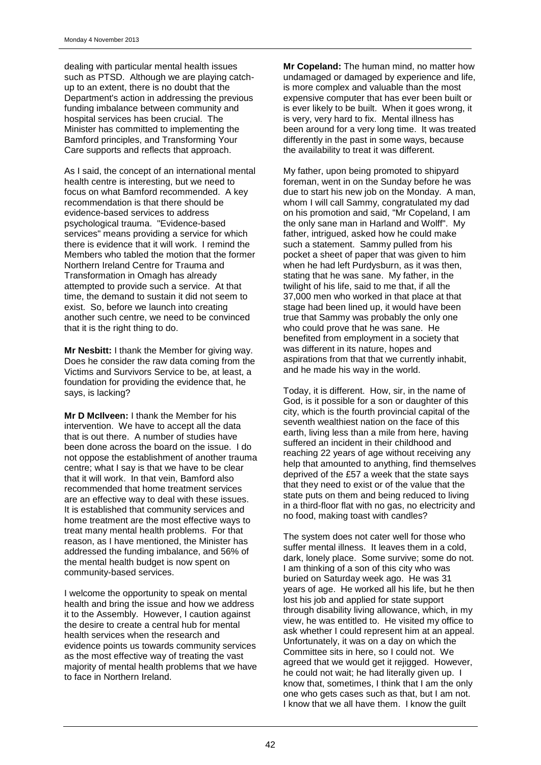dealing with particular mental health issues such as PTSD. Although we are playing catch-up to an extent, there is no doubt that the Department's action in addressing the previous funding imbalance between community and hospital services has been crucial. The Minister has committed to implementing the Bamford principles, and Transforming Your Care supports and reflects that approach.

As I said, the concept of an international mental health centre is interesting, but we need to focus on what Bamford recommended. A key recommendation is that there should be evidence-based services to address psychological trauma. "Evidence-based services" means providing a service for which there is evidence that it will work. I remind the Members who tabled the motion that the former Northern Ireland Centre for Trauma and Transformation in Omagh has already attempted to provide such a service. At that time, the demand to sustain it did not seem to exist. So, before we launch into creating another such centre, we need to be convinced that it is the right thing to do.

**Mr Nesbitt:** I thank the Member for giving way. Does he consider the raw data coming from the Victims and Survivors Service to be, at least, a foundation for providing the evidence that, he says, is lacking?

**Mr D McIlveen:** I thank the Member for his intervention. We have to accept all the data that is out there. A number of studies have been done across the board on the issue. I do not oppose the establishment of another trauma centre; what I say is that we have to be clear that it will work. In that vein, Bamford also recommended that home treatment services are an effective way to deal with these issues. It is established that community services and home treatment are the most effective ways to treat many mental health problems. For that reason, as I have mentioned, the Minister has addressed the funding imbalance, and 56% of the mental health budget is now spent on community-based services.

I welcome the opportunity to speak on mental health and bring the issue and how we address it to the Assembly. However, I caution against the desire to create a central hub for mental health services when the research and evidence points us towards community services as the most effective way of treating the vast majority of mental health problems that we have to face in Northern Ireland.

**Mr Copeland:** The human mind, no matter how undamaged or damaged by experience and life, is more complex and valuable than the most expensive computer that has ever been built or is ever likely to be built. When it goes wrong, it is very, very hard to fix. Mental illness has been around for a very long time. It was treated differently in the past in some ways, because the availability to treat it was different.

My father, upon being promoted to shipyard foreman, went in on the Sunday before he was due to start his new job on the Monday. A man, whom I will call Sammy, congratulated my dad on his promotion and said, "Mr Copeland, I am the only sane man in Harland and Wolff". My father, intrigued, asked how he could make such a statement. Sammy pulled from his pocket a sheet of paper that was given to him when he had left Purdysburn, as it was then, stating that he was sane. My father, in the twilight of his life, said to me that, if all the 37,000 men who worked in that place at that stage had been lined up, it would have been true that Sammy was probably the only one who could prove that he was sane. He benefited from employment in a society that was different in its nature, hopes and aspirations from that that we currently inhabit, and he made his way in the world.

Today, it is different. How, sir, in the name of God, is it possible for a son or daughter of this city, which is the fourth provincial capital of the seventh wealthiest nation on the face of this earth, living less than a mile from here, having suffered an incident in their childhood and reaching 22 years of age without receiving any help that amounted to anything, find themselves deprived of the £57 a week that the state says that they need to exist or of the value that the state puts on them and being reduced to living in a third-floor flat with no gas, no electricity and no food, making toast with candles?

The system does not cater well for those who suffer mental illness. It leaves them in a cold, dark, lonely place. Some survive; some do not. I am thinking of a son of this city who was buried on Saturday week ago. He was 31 years of age. He worked all his life, but he then lost his job and applied for state support through disability living allowance, which, in my view, he was entitled to. He visited my office to ask whether I could represent him at an appeal. Unfortunately, it was on a day on which the Committee sits in here, so I could not. We agreed that we would get it rejigged. However, he could not wait; he had literally given up. I know that, sometimes, I think that I am the only one who gets cases such as that, but I am not. I know that we all have them. I know the guilt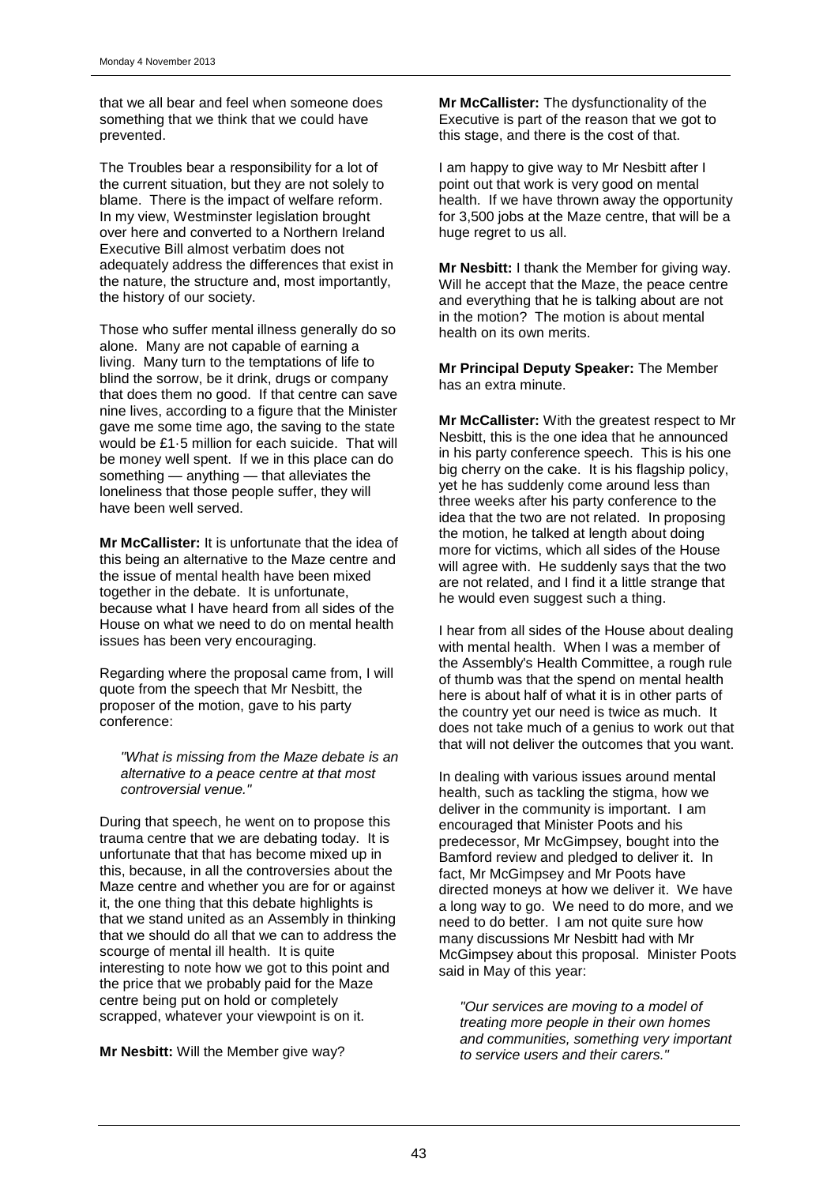that we all bear and feel when someone does something that we think that we could have prevented.

The Troubles bear a responsibility for a lot of the current situation, but they are not solely to blame. There is the impact of welfare reform. In my view, Westminster legislation brought over here and converted to a Northern Ireland Executive Bill almost verbatim does not adequately address the differences that exist in the nature, the structure and, most importantly, the history of our society.

Those who suffer mental illness generally do so alone. Many are not capable of earning a living. Many turn to the temptations of life to blind the sorrow, be it drink, drugs or company that does them no good. If that centre can save nine lives, according to a figure that the Minister gave me some time ago, the saving to the state would be £1·5 million for each suicide. That will be money well spent. If we in this place can do something — anything — that alleviates the loneliness that those people suffer, they will have been well served.

**Mr McCallister:** It is unfortunate that the idea of this being an alternative to the Maze centre and the issue of mental health have been mixed together in the debate. It is unfortunate, because what I have heard from all sides of the House on what we need to do on mental health issues has been very encouraging.

Regarding where the proposal came from, I will quote from the speech that Mr Nesbitt, the proposer of the motion, gave to his party conference:

> *"What is missing from the Maze debate is an alternative to a peace centre at that most controversial venue."*

During that speech, he went on to propose this trauma centre that we are debating today. It is unfortunate that that has become mixed up in this, because, in all the controversies about the Maze centre and whether you are for or against it, the one thing that this debate highlights is that we stand united as an Assembly in thinking that we should do all that we can to address the scourge of mental ill health. It is quite interesting to note how we got to this point and the price that we probably paid for the Maze centre being put on hold or completely scrapped, whatever your viewpoint is on it.

**Mr Nesbitt:** Will the Member give way?

**Mr McCallister:** The dysfunctionality of the Executive is part of the reason that we got to this stage, and there is the cost of that.

I am happy to give way to Mr Nesbitt after I point out that work is very good on mental health. If we have thrown away the opportunity for 3,500 jobs at the Maze centre, that will be a huge regret to us all.

**Mr Nesbitt:** I thank the Member for giving way. Will he accept that the Maze, the peace centre and everything that he is talking about are not in the motion? The motion is about mental health on its own merits.

**Mr Principal Deputy Speaker:** The Member has an extra minute.

**Mr McCallister:** With the greatest respect to Mr Nesbitt, this is the one idea that he announced in his party conference speech. This is his one big cherry on the cake. It is his flagship policy, yet he has suddenly come around less than three weeks after his party conference to the idea that the two are not related. In proposing the motion, he talked at length about doing more for victims, which all sides of the House will agree with. He suddenly says that the two are not related, and I find it a little strange that he would even suggest such a thing.

I hear from all sides of the House about dealing with mental health. When I was a member of the Assembly's Health Committee, a rough rule of thumb was that the spend on mental health here is about half of what it is in other parts of the country yet our need is twice as much. It does not take much of a genius to work out that that will not deliver the outcomes that you want.

In dealing with various issues around mental health, such as tackling the stigma, how we deliver in the community is important. I am encouraged that Minister Poots and his predecessor, Mr McGimpsey, bought into the Bamford review and pledged to deliver it. In fact, Mr McGimpsey and Mr Poots have directed moneys at how we deliver it. We have a long way to go. We need to do more, and we need to do better. I am not quite sure how many discussions Mr Nesbitt had with Mr McGimpsey about this proposal. Minister Poots said in May of this year:

> *"Our services are moving to a model of treating more people in their own homes and communities, something very important to service users and their carers."*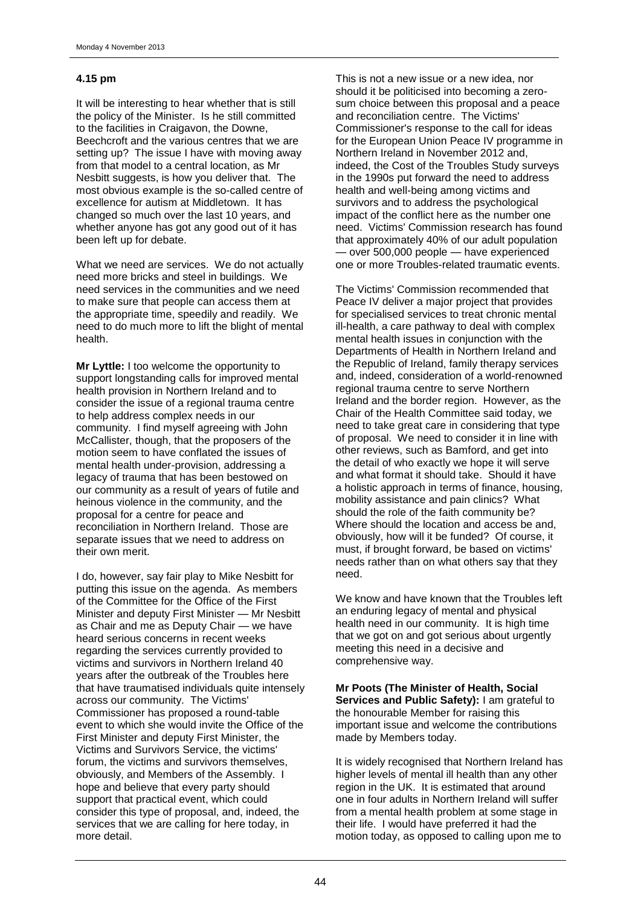**4.15 pm**

It will be interesting to hear whether that is still the policy of the Minister. Is he still committed to the facilities in Craigavon, the Downe, Beechcroft and the various centres that we are setting up? The issue I have with moving away from that model to a central location, as Mr Nesbitt suggests, is how you deliver that. The most obvious example is the so-called centre of excellence for autism at Middletown. It has changed so much over the last 10 years, and whether anyone has got any good out of it has been left up for debate.

What we need are services. We do not actually need more bricks and steel in buildings. We need services in the communities and we need to make sure that people can access them at the appropriate time, speedily and readily. We need to do much more to lift the blight of mental health.

**Mr Lyttle:** I too welcome the opportunity to support longstanding calls for improved mental health provision in Northern Ireland and to consider the issue of a regional trauma centre to help address complex needs in our community. I find myself agreeing with John McCallister, though, that the proposers of the motion seem to have conflated the issues of mental health under-provision, addressing a legacy of trauma that has been bestowed on our community as a result of years of futile and heinous violence in the community, and the proposal for a centre for peace and reconciliation in Northern Ireland. Those are separate issues that we need to address on their own merit.

I do, however, say fair play to Mike Nesbitt for putting this issue on the agenda. As members of the Committee for the Office of the First Minister and deputy First Minister — Mr Nesbitt as Chair and me as Deputy Chair — we have heard serious concerns in recent weeks regarding the services currently provided to victims and survivors in Northern Ireland 40 years after the outbreak of the Troubles here that have traumatised individuals quite intensely across our community. The Victims' Commissioner has proposed a round-table event to which she would invite the Office of the First Minister and deputy First Minister, the Victims and Survivors Service, the victims' forum, the victims and survivors themselves, obviously, and Members of the Assembly. I hope and believe that every party should support that practical event, which could consider this type of proposal, and, indeed, the services that we are calling for here today, in more detail.

This is not a new issue or a new idea, nor should it be politicised into becoming a zero-sum choice between this proposal and a peace and reconciliation centre. The Victims' Commissioner's response to the call for ideas for the European Union Peace IV programme in Northern Ireland in November 2012 and, indeed, the Cost of the Troubles Study surveys in the 1990s put forward the need to address health and well-being among victims and survivors and to address the psychological impact of the conflict here as the number one need. Victims' Commission research has found that approximately 40% of our adult population — over 500,000 people — have experienced one or more Troubles-related traumatic events.

The Victims' Commission recommended that Peace IV deliver a major project that provides for specialised services to treat chronic mental ill-health, a care pathway to deal with complex mental health issues in conjunction with the Departments of Health in Northern Ireland and the Republic of Ireland, family therapy services and, indeed, consideration of a world-renowned regional trauma centre to serve Northern Ireland and the border region. However, as the Chair of the Health Committee said today, we need to take great care in considering that type of proposal. We need to consider it in line with other reviews, such as Bamford, and get into the detail of who exactly we hope it will serve and what format it should take. Should it have a holistic approach in terms of finance, housing, mobility assistance and pain clinics? What should the role of the faith community be? Where should the location and access be and, obviously, how will it be funded? Of course, it must, if brought forward, be based on victims' needs rather than on what others say that they need.

We know and have known that the Troubles left an enduring legacy of mental and physical health need in our community. It is high time that we got on and got serious about urgently meeting this need in a decisive and comprehensive way.

**Mr Poots (The Minister of Health, Social Services and Public Safety):** I am grateful to the honourable Member for raising this important issue and welcome the contributions made by Members today.

It is widely recognised that Northern Ireland has higher levels of mental ill health than any other region in the UK. It is estimated that around one in four adults in Northern Ireland will suffer from a mental health problem at some stage in their life. I would have preferred it had the motion today, as opposed to calling upon me to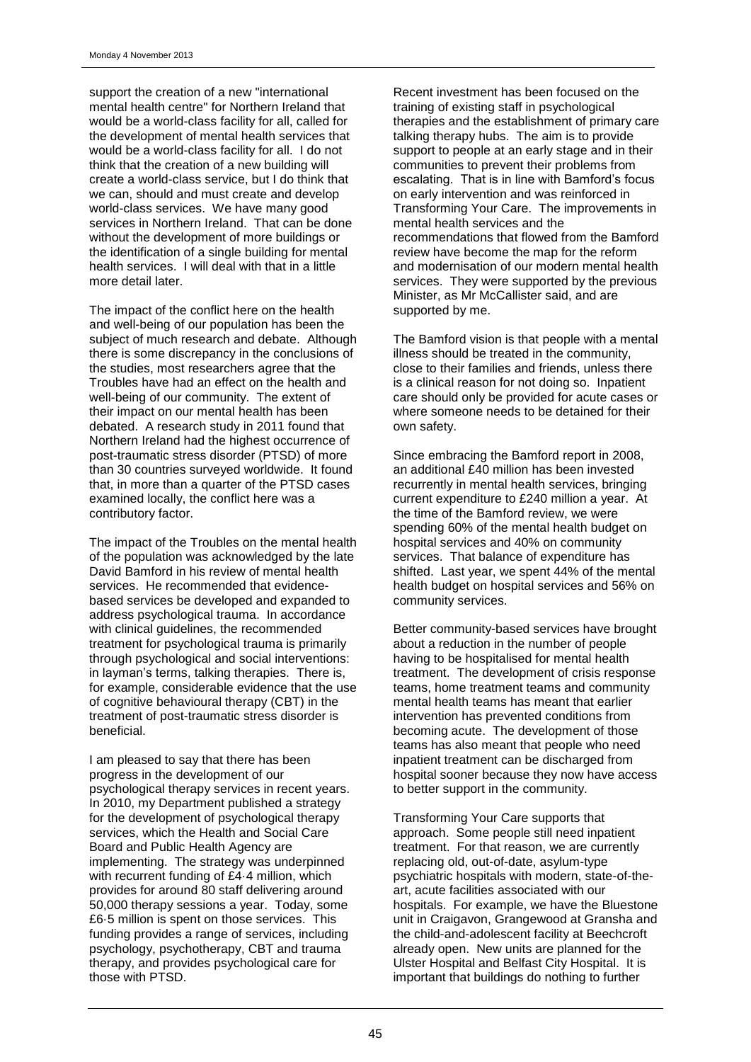support the creation of a new "international mental health centre" for Northern Ireland that would be a world-class facility for all, called for the development of mental health services that would be a world-class facility for all. I do not think that the creation of a new building will create a world-class service, but I do think that we can, should and must create and develop world-class services. We have many good services in Northern Ireland. That can be done without the development of more buildings or the identification of a single building for mental health services. I will deal with that in a little more detail later.

The impact of the conflict here on the health and well-being of our population has been the subject of much research and debate. Although there is some discrepancy in the conclusions of the studies, most researchers agree that the Troubles have had an effect on the health and well-being of our community. The extent of their impact on our mental health has been debated. A research study in 2011 found that Northern Ireland had the highest occurrence of post-traumatic stress disorder (PTSD) of more than 30 countries surveyed worldwide. It found that, in more than a quarter of the PTSD cases examined locally, the conflict here was a contributory factor.

The impact of the Troubles on the mental health of the population was acknowledged by the late David Bamford in his review of mental health services. He recommended that evidence-based services be developed and expanded to address psychological trauma. In accordance with clinical guidelines, the recommended treatment for psychological trauma is primarily through psychological and social interventions: in layman's terms, talking therapies. There is, for example, considerable evidence that the use of cognitive behavioural therapy (CBT) in the treatment of post-traumatic stress disorder is beneficial.

I am pleased to say that there has been progress in the development of our psychological therapy services in recent years. In 2010, my Department published a strategy for the development of psychological therapy services, which the Health and Social Care Board and Public Health Agency are implementing. The strategy was underpinned with recurrent funding of £4·4 million, which provides for around 80 staff delivering around 50,000 therapy sessions a year. Today, some £6·5 million is spent on those services. This funding provides a range of services, including psychology, psychotherapy, CBT and trauma therapy, and provides psychological care for those with PTSD.

Recent investment has been focused on the training of existing staff in psychological therapies and the establishment of primary care talking therapy hubs. The aim is to provide support to people at an early stage and in their communities to prevent their problems from escalating. That is in line with Bamford's focus on early intervention and was reinforced in Transforming Your Care. The improvements in mental health services and the recommendations that flowed from the Bamford review have become the map for the reform and modernisation of our modern mental health services. They were supported by the previous Minister, as Mr McCallister said, and are supported by me.

The Bamford vision is that people with a mental illness should be treated in the community, close to their families and friends, unless there is a clinical reason for not doing so. Inpatient care should only be provided for acute cases or where someone needs to be detained for their own safety.

Since embracing the Bamford report in 2008, an additional £40 million has been invested recurrently in mental health services, bringing current expenditure to £240 million a year. At the time of the Bamford review, we were spending 60% of the mental health budget on hospital services and 40% on community services. That balance of expenditure has shifted. Last year, we spent 44% of the mental health budget on hospital services and 56% on community services.

Better community-based services have brought about a reduction in the number of people having to be hospitalised for mental health treatment. The development of crisis response teams, home treatment teams and community mental health teams has meant that earlier intervention has prevented conditions from becoming acute. The development of those teams has also meant that people who need inpatient treatment can be discharged from hospital sooner because they now have access to better support in the community.

Transforming Your Care supports that approach. Some people still need inpatient treatment. For that reason, we are currently replacing old, out-of-date, asylum-type psychiatric hospitals with modern, state-of-the-art, acute facilities associated with our hospitals. For example, we have the Bluestone unit in Craigavon, Grangewood at Gransha and the child-and-adolescent facility at Beechcroft already open. New units are planned for the Ulster Hospital and Belfast City Hospital. It is important that buildings do nothing to further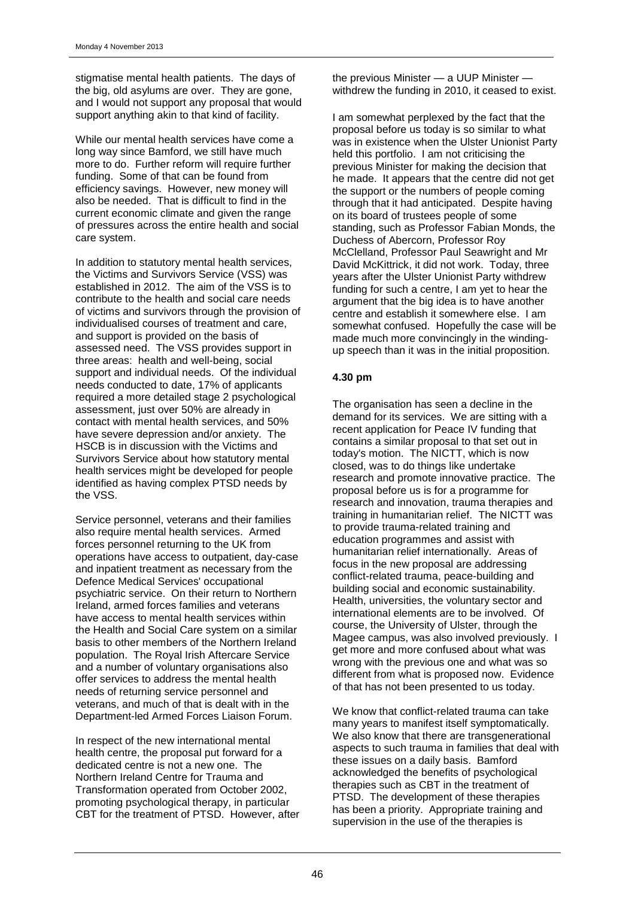stigmatise mental health patients. The days of the big, old asylums are over. They are gone, and I would not support any proposal that would support anything akin to that kind of facility.

While our mental health services have come a long way since Bamford, we still have much more to do. Further reform will require further funding. Some of that can be found from efficiency savings. However, new money will also be needed. That is difficult to find in the current economic climate and given the range of pressures across the entire health and social care system.

In addition to statutory mental health services, the Victims and Survivors Service (VSS) was established in 2012. The aim of the VSS is to contribute to the health and social care needs of victims and survivors through the provision of individualised courses of treatment and care, and support is provided on the basis of assessed need. The VSS provides support in three areas: health and well-being, social support and individual needs. Of the individual needs conducted to date, 17% of applicants required a more detailed stage 2 psychological assessment, just over 50% are already in contact with mental health services, and 50% have severe depression and/or anxiety. The HSCB is in discussion with the Victims and Survivors Service about how statutory mental health services might be developed for people identified as having complex PTSD needs by the VSS.

Service personnel, veterans and their families also require mental health services. Armed forces personnel returning to the UK from operations have access to outpatient, day-case and inpatient treatment as necessary from the Defence Medical Services' occupational psychiatric service. On their return to Northern Ireland, armed forces families and veterans have access to mental health services within the Health and Social Care system on a similar basis to other members of the Northern Ireland population. The Royal Irish Aftercare Service and a number of voluntary organisations also offer services to address the mental health needs of returning service personnel and veterans, and much of that is dealt with in the Department-led Armed Forces Liaison Forum.

In respect of the new international mental health centre, the proposal put forward for a dedicated centre is not a new one. The Northern Ireland Centre for Trauma and Transformation operated from October 2002, promoting psychological therapy, in particular CBT for the treatment of PTSD. However, after the previous Minister — a UUP Minister — withdrew the funding in 2010, it ceased to exist.

I am somewhat perplexed by the fact that the proposal before us today is so similar to what was in existence when the Ulster Unionist Party held this portfolio. I am not criticising the previous Minister for making the decision that he made. It appears that the centre did not get the support or the numbers of people coming through that it had anticipated. Despite having on its board of trustees people of some standing, such as Professor Fabian Monds, the Duchess of Abercorn, Professor Roy McClelland, Professor Paul Seawright and Mr David McKittrick, it did not work. Today, three years after the Ulster Unionist Party withdrew funding for such a centre, I am yet to hear the argument that the big idea is to have another centre and establish it somewhere else. I am somewhat confused. Hopefully the case will be made much more convincingly in the winding-up speech than it was in the initial proposition.

**4.30 pm**

The organisation has seen a decline in the demand for its services. We are sitting with a recent application for Peace IV funding that contains a similar proposal to that set out in today's motion. The NICTT, which is now closed, was to do things like undertake research and promote innovative practice. The proposal before us is for a programme for research and innovation, trauma therapies and training in humanitarian relief. The NICTT was to provide trauma-related training and education programmes and assist with humanitarian relief internationally. Areas of focus in the new proposal are addressing conflict-related trauma, peace-building and building social and economic sustainability. Health, universities, the voluntary sector and international elements are to be involved. Of course, the University of Ulster, through the Magee campus, was also involved previously. I get more and more confused about what was wrong with the previous one and what was so different from what is proposed now. Evidence of that has not been presented to us today.

We know that conflict-related trauma can take many years to manifest itself symptomatically. We also know that there are transgenerational aspects to such trauma in families that deal with these issues on a daily basis. Bamford acknowledged the benefits of psychological therapies such as CBT in the treatment of PTSD. The development of these therapies has been a priority. Appropriate training and supervision in the use of the therapies is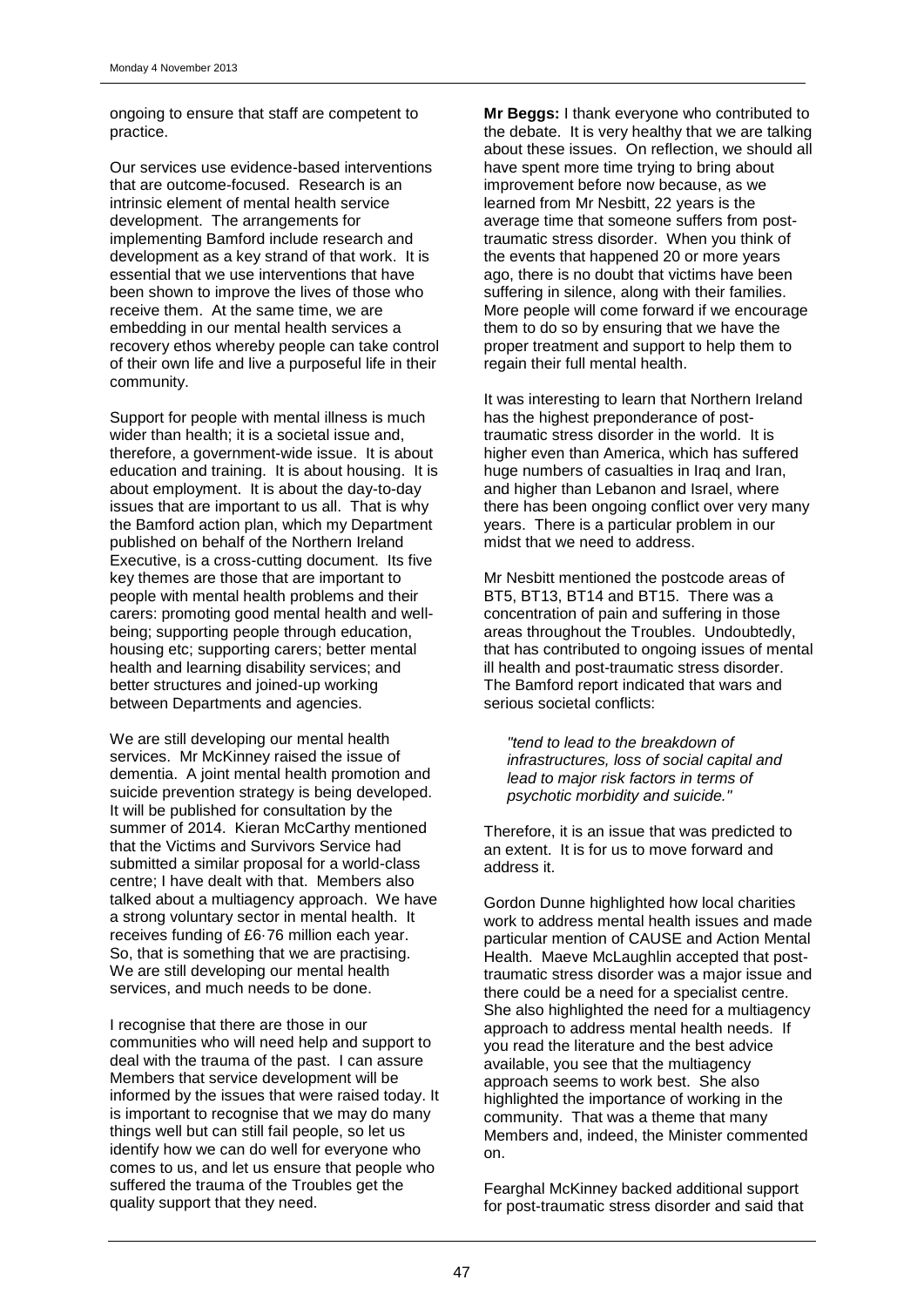ongoing to ensure that staff are competent to practice.

Our services use evidence-based interventions that are outcome-focused. Research is an intrinsic element of mental health service development. The arrangements for implementing Bamford include research and development as a key strand of that work. It is essential that we use interventions that have been shown to improve the lives of those who receive them. At the same time, we are embedding in our mental health services a recovery ethos whereby people can take control of their own life and live a purposeful life in their community.

Support for people with mental illness is much wider than health; it is a societal issue and, therefore, a government-wide issue. It is about education and training. It is about housing. It is about employment. It is about the day-to-day issues that are important to us all. That is why the Bamford action plan, which my Department published on behalf of the Northern Ireland Executive, is a cross-cutting document. Its five key themes are those that are important to people with mental health problems and their carers: promoting good mental health and well-being; supporting people through education, housing etc; supporting carers; better mental health and learning disability services; and better structures and joined-up working between Departments and agencies.

We are still developing our mental health services. Mr McKinney raised the issue of dementia. A joint mental health promotion and suicide prevention strategy is being developed. It will be published for consultation by the summer of 2014. Kieran McCarthy mentioned that the Victims and Survivors Service had submitted a similar proposal for a world-class centre; I have dealt with that. Members also talked about a multiagency approach. We have a strong voluntary sector in mental health. It receives funding of £6·76 million each year. So, that is something that we are practising. We are still developing our mental health services, and much needs to be done.

I recognise that there are those in our communities who will need help and support to deal with the trauma of the past. I can assure Members that service development will be informed by the issues that were raised today. It is important to recognise that we may do many things well but can still fail people, so let us identify how we can do well for everyone who comes to us, and let us ensure that people who suffered the trauma of the Troubles get the quality support that they need.

**Mr Beggs:** I thank everyone who contributed to the debate. It is very healthy that we are talking about these issues. On reflection, we should all have spent more time trying to bring about improvement before now because, as we learned from Mr Nesbitt, 22 years is the average time that someone suffers from post-traumatic stress disorder. When you think of the events that happened 20 or more years ago, there is no doubt that victims have been suffering in silence, along with their families. More people will come forward if we encourage them to do so by ensuring that we have the proper treatment and support to help them to regain their full mental health.

It was interesting to learn that Northern Ireland has the highest preponderance of post-traumatic stress disorder in the world. It is higher even than America, which has suffered huge numbers of casualties in Iraq and Iran, and higher than Lebanon and Israel, where there has been ongoing conflict over very many years. There is a particular problem in our midst that we need to address.

Mr Nesbitt mentioned the postcode areas of BT5, BT13, BT14 and BT15. There was a concentration of pain and suffering in those areas throughout the Troubles. Undoubtedly, that has contributed to ongoing issues of mental ill health and post-traumatic stress disorder. The Bamford report indicated that wars and serious societal conflicts:

> *"tend to lead to the breakdown of infrastructures, loss of social capital and lead to major risk factors in terms of psychotic morbidity and suicide."*

Therefore, it is an issue that was predicted to an extent. It is for us to move forward and address it.

Gordon Dunne highlighted how local charities work to address mental health issues and made particular mention of CAUSE and Action Mental Health. Maeve McLaughlin accepted that post-traumatic stress disorder was a major issue and there could be a need for a specialist centre. She also highlighted the need for a multiagency approach to address mental health needs. If you read the literature and the best advice available, you see that the multiagency approach seems to work best. She also highlighted the importance of working in the community. That was a theme that many Members and, indeed, the Minister commented on.

Fearghal McKinney backed additional support for post-traumatic stress disorder and said that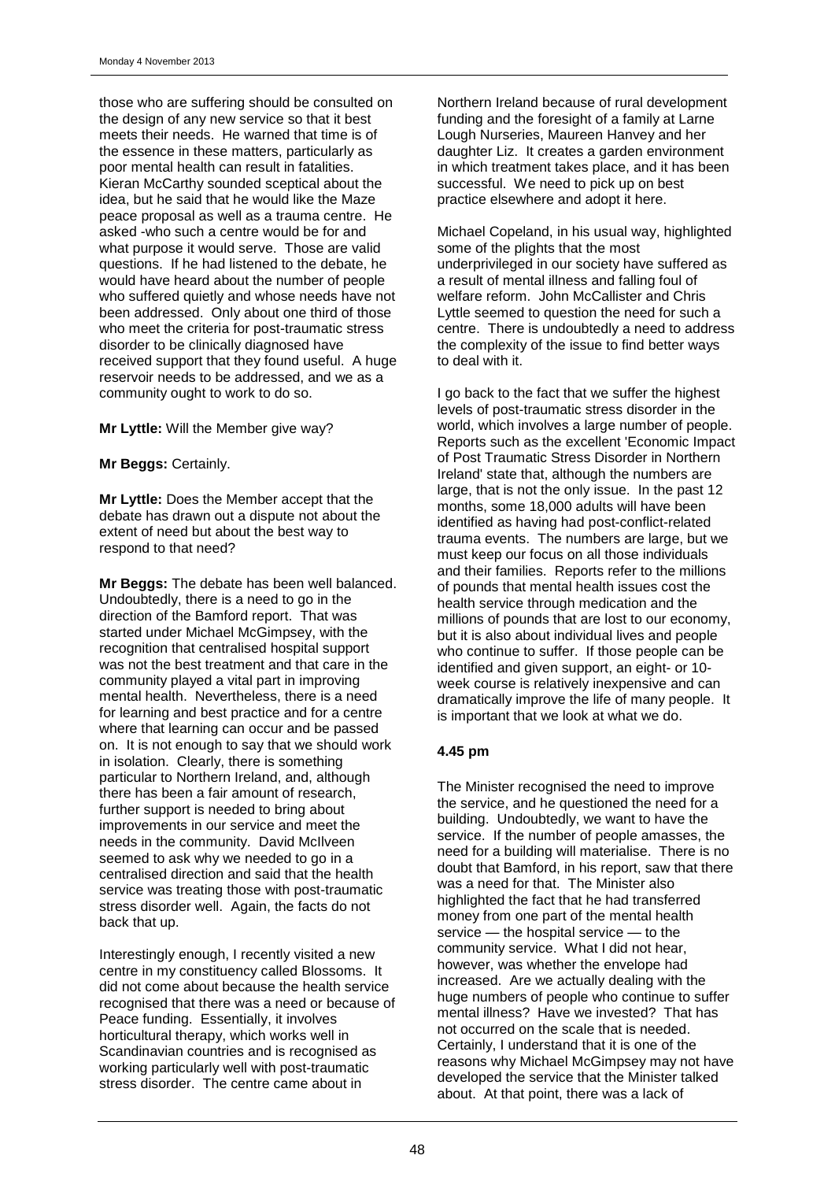those who are suffering should be consulted on the design of any new service so that it best meets their needs. He warned that time is of the essence in these matters, particularly as poor mental health can result in fatalities. Kieran McCarthy sounded sceptical about the idea, but he said that he would like the Maze peace proposal as well as a trauma centre. He asked -who such a centre would be for and what purpose it would serve. Those are valid questions. If he had listened to the debate, he would have heard about the number of people who suffered quietly and whose needs have not been addressed. Only about one third of those who meet the criteria for post-traumatic stress disorder to be clinically diagnosed have received support that they found useful. A huge reservoir needs to be addressed, and we as a community ought to work to do so.

**Mr Lyttle:** Will the Member give way?

**Mr Beggs:** Certainly.

**Mr Lyttle:** Does the Member accept that the debate has drawn out a dispute not about the extent of need but about the best way to respond to that need?

**Mr Beggs:** The debate has been well balanced. Undoubtedly, there is a need to go in the direction of the Bamford report. That was started under Michael McGimpsey, with the recognition that centralised hospital support was not the best treatment and that care in the community played a vital part in improving mental health. Nevertheless, there is a need for learning and best practice and for a centre where that learning can occur and be passed on. It is not enough to say that we should work in isolation. Clearly, there is something particular to Northern Ireland, and, although there has been a fair amount of research, further support is needed to bring about improvements in our service and meet the needs in the community. David McIlveen seemed to ask why we needed to go in a centralised direction and said that the health service was treating those with post-traumatic stress disorder well. Again, the facts do not back that up.

Interestingly enough, I recently visited a new centre in my constituency called Blossoms. It did not come about because the health service recognised that there was a need or because of Peace funding. Essentially, it involves horticultural therapy, which works well in Scandinavian countries and is recognised as working particularly well with post-traumatic stress disorder. The centre came about in Northern Ireland because of rural development funding and the foresight of a family at Larne Lough Nurseries, Maureen Hanvey and her daughter Liz. It creates a garden environment in which treatment takes place, and it has been successful. We need to pick up on best practice elsewhere and adopt it here.

Michael Copeland, in his usual way, highlighted some of the plights that the most underprivileged in our society have suffered as a result of mental illness and falling foul of welfare reform. John McCallister and Chris Lyttle seemed to question the need for such a centre. There is undoubtedly a need to address the complexity of the issue to find better ways to deal with it.

I go back to the fact that we suffer the highest levels of post-traumatic stress disorder in the world, which involves a large number of people. Reports such as the excellent 'Economic Impact of Post Traumatic Stress Disorder in Northern Ireland' state that, although the numbers are large, that is not the only issue. In the past 12 months, some 18,000 adults will have been identified as having had post-conflict-related trauma events. The numbers are large, but we must keep our focus on all those individuals and their families. Reports refer to the millions of pounds that mental health issues cost the health service through medication and the millions of pounds that are lost to our economy, but it is also about individual lives and people who continue to suffer. If those people can be identified and given support, an eight- or 10-week course is relatively inexpensive and can dramatically improve the life of many people. It is important that we look at what we do.

**4.45 pm**

The Minister recognised the need to improve the service, and he questioned the need for a building. Undoubtedly, we want to have the service. If the number of people amasses, the need for a building will materialise. There is no doubt that Bamford, in his report, saw that there was a need for that. The Minister also highlighted the fact that he had transferred money from one part of the mental health service — the hospital service — to the community service. What I did not hear, however, was whether the envelope had increased. Are we actually dealing with the huge numbers of people who continue to suffer mental illness? Have we invested? That has not occurred on the scale that is needed. Certainly, I understand that it is one of the reasons why Michael McGimpsey may not have developed the service that the Minister talked about. At that point, there was a lack of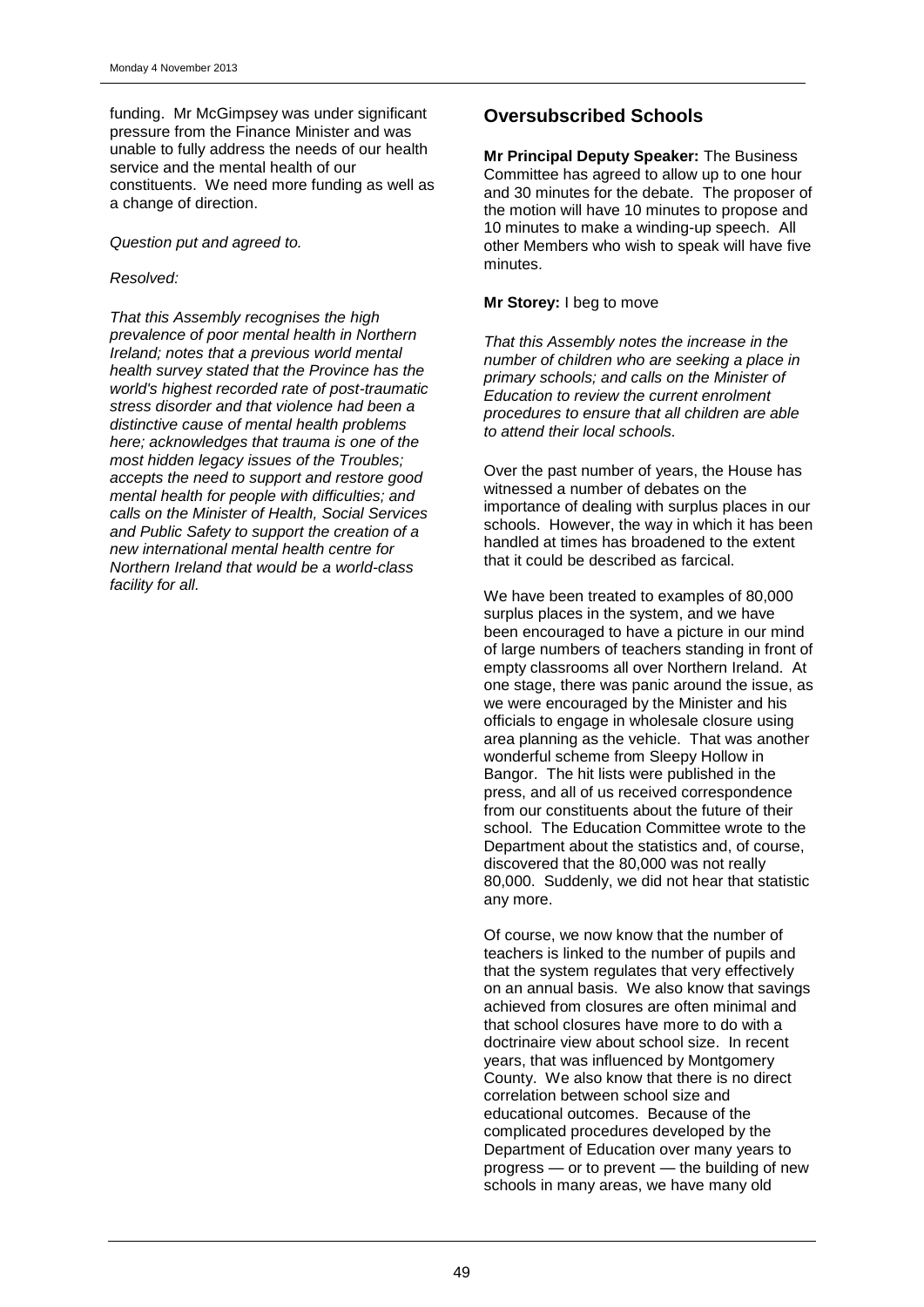funding. Mr McGimpsey was under significant pressure from the Finance Minister and was unable to fully address the needs of our health service and the mental health of our constituents. We need more funding as well as a change of direction.

*Question put and agreed to.*

*Resolved:*

*That this Assembly recognises the high prevalence of poor mental health in Northern Ireland; notes that a previous world mental health survey stated that the Province has the world's highest recorded rate of post-traumatic stress disorder and that violence had been a distinctive cause of mental health problems here; acknowledges that trauma is one of the most hidden legacy issues of the Troubles; accepts the need to support and restore good mental health for people with difficulties; and calls on the Minister of Health, Social Services and Public Safety to support the creation of a new international mental health centre for Northern Ireland that would be a world-class facility for all.*

## Oversubscribed Schools

**Mr Principal Deputy Speaker:** The Business Committee has agreed to allow up to one hour and 30 minutes for the debate. The proposer of the motion will have 10 minutes to propose and 10 minutes to make a winding-up speech. All other Members who wish to speak will have five minutes.

**Mr Storey:** I beg to move

*That this Assembly notes the increase in the number of children who are seeking a place in primary schools; and calls on the Minister of Education to review the current enrolment procedures to ensure that all children are able to attend their local schools.*

Over the past number of years, the House has witnessed a number of debates on the importance of dealing with surplus places in our schools. However, the way in which it has been handled at times has broadened to the extent that it could be described as farcical.

We have been treated to examples of 80,000 surplus places in the system, and we have been encouraged to have a picture in our mind of large numbers of teachers standing in front of empty classrooms all over Northern Ireland. At one stage, there was panic around the issue, as we were encouraged by the Minister and his officials to engage in wholesale closure using area planning as the vehicle. That was another wonderful scheme from Sleepy Hollow in Bangor. The hit lists were published in the press, and all of us received correspondence from our constituents about the future of their school. The Education Committee wrote to the Department about the statistics and, of course, discovered that the 80,000 was not really 80,000. Suddenly, we did not hear that statistic any more.

Of course, we now know that the number of teachers is linked to the number of pupils and that the system regulates that very effectively on an annual basis. We also know that savings achieved from closures are often minimal and that school closures have more to do with a doctrinaire view about school size. In recent years, that was influenced by Montgomery County. We also know that there is no direct correlation between school size and educational outcomes. Because of the complicated procedures developed by the Department of Education over many years to progress — or to prevent — the building of new schools in many areas, we have many old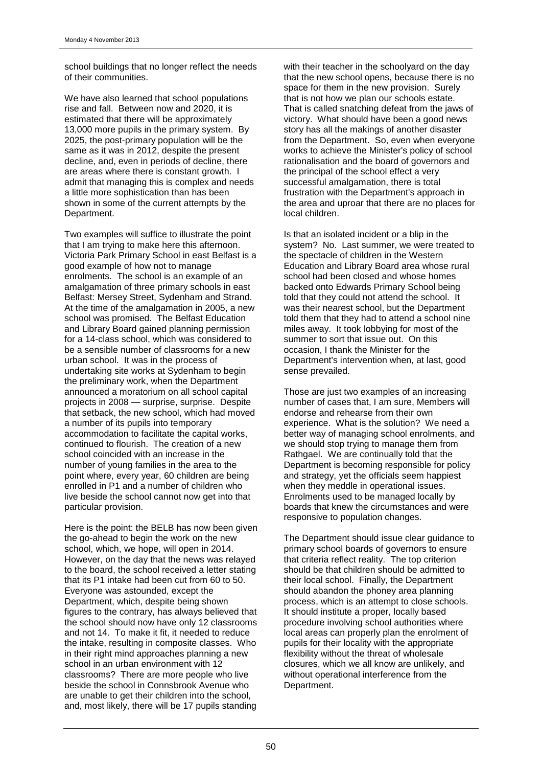school buildings that no longer reflect the needs of their communities.

We have also learned that school populations rise and fall. Between now and 2020, it is estimated that there will be approximately 13,000 more pupils in the primary system. By 2025, the post-primary population will be the same as it was in 2012, despite the present decline, and, even in periods of decline, there are areas where there is constant growth. I admit that managing this is complex and needs a little more sophistication than has been shown in some of the current attempts by the Department.

Two examples will suffice to illustrate the point that I am trying to make here this afternoon. Victoria Park Primary School in east Belfast is a good example of how not to manage enrolments. The school is an example of an amalgamation of three primary schools in east Belfast: Mersey Street, Sydenham and Strand. At the time of the amalgamation in 2005, a new school was promised. The Belfast Education and Library Board gained planning permission for a 14-class school, which was considered to be a sensible number of classrooms for a new urban school. It was in the process of undertaking site works at Sydenham to begin the preliminary work, when the Department announced a moratorium on all school capital projects in 2008 — surprise, surprise. Despite that setback, the new school, which had moved a number of its pupils into temporary accommodation to facilitate the capital works, continued to flourish. The creation of a new school coincided with an increase in the number of young families in the area to the point where, every year, 60 children are being enrolled in P1 and a number of children who live beside the school cannot now get into that particular provision.

Here is the point: the BELB has now been given the go-ahead to begin the work on the new school, which, we hope, will open in 2014. However, on the day that the news was relayed to the board, the school received a letter stating that its P1 intake had been cut from 60 to 50. Everyone was astounded, except the Department, which, despite being shown figures to the contrary, has always believed that the school should now have only 12 classrooms and not 14. To make it fit, it needed to reduce the intake, resulting in composite classes. Who in their right mind approaches planning a new school in an urban environment with 12 classrooms? There are more people who live beside the school in Connsbrook Avenue who are unable to get their children into the school, and, most likely, there will be 17 pupils standing with their teacher in the schoolyard on the day that the new school opens, because there is no space for them in the new provision. Surely that is not how we plan our schools estate. That is called snatching defeat from the jaws of victory. What should have been a good news story has all the makings of another disaster from the Department. So, even when everyone works to achieve the Minister's policy of school rationalisation and the board of governors and the principal of the school effect a very successful amalgamation, there is total frustration with the Department's approach in the area and uproar that there are no places for local children.

Is that an isolated incident or a blip in the system? No. Last summer, we were treated to the spectacle of children in the Western Education and Library Board area whose rural school had been closed and whose homes backed onto Edwards Primary School being told that they could not attend the school. It was their nearest school, but the Department told them that they had to attend a school nine miles away. It took lobbying for most of the summer to sort that issue out. On this occasion, I thank the Minister for the Department's intervention when, at last, good sense prevailed.

Those are just two examples of an increasing number of cases that, I am sure, Members will endorse and rehearse from their own experience. What is the solution? We need a better way of managing school enrolments, and we should stop trying to manage them from Rathgael. We are continually told that the Department is becoming responsible for policy and strategy, yet the officials seem happiest when they meddle in operational issues. Enrolments used to be managed locally by boards that knew the circumstances and were responsive to population changes.

The Department should issue clear guidance to primary school boards of governors to ensure that criteria reflect reality. The top criterion should be that children should be admitted to their local school. Finally, the Department should abandon the phoney area planning process, which is an attempt to close schools. It should institute a proper, locally based procedure involving school authorities where local areas can properly plan the enrolment of pupils for their locality with the appropriate flexibility without the threat of wholesale closures, which we all know are unlikely, and without operational interference from the Department.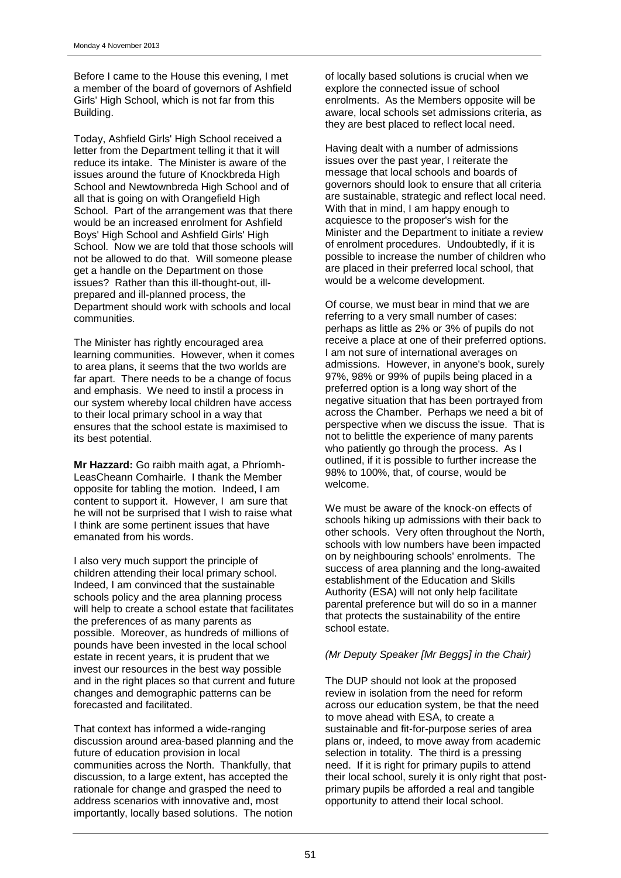Before I came to the House this evening, I met a member of the board of governors of Ashfield Girls' High School, which is not far from this Building.

Today, Ashfield Girls' High School received a letter from the Department telling it that it will reduce its intake. The Minister is aware of the issues around the future of Knockbreda High School and Newtownbreda High School and of all that is going on with Orangefield High School. Part of the arrangement was that there would be an increased enrolment for Ashfield Boys' High School and Ashfield Girls' High School. Now we are told that those schools will not be allowed to do that. Will someone please get a handle on the Department on those issues? Rather than this ill-thought-out, ill-prepared and ill-planned process, the Department should work with schools and local communities.

The Minister has rightly encouraged area learning communities. However, when it comes to area plans, it seems that the two worlds are far apart. There needs to be a change of focus and emphasis. We need to instil a process in our system whereby local children have access to their local primary school in a way that ensures that the school estate is maximised to its best potential.

**Mr Hazzard:** Go raibh maith agat, a Phríomh-LeasCheann Comhairle. I thank the Member opposite for tabling the motion. Indeed, I am content to support it. However, I am sure that he will not be surprised that I wish to raise what I think are some pertinent issues that have emanated from his words.

I also very much support the principle of children attending their local primary school. Indeed, I am convinced that the sustainable schools policy and the area planning process will help to create a school estate that facilitates the preferences of as many parents as possible. Moreover, as hundreds of millions of pounds have been invested in the local school estate in recent years, it is prudent that we invest our resources in the best way possible and in the right places so that current and future changes and demographic patterns can be forecasted and facilitated.

That context has informed a wide-ranging discussion around area-based planning and the future of education provision in local communities across the North. Thankfully, that discussion, to a large extent, has accepted the rationale for change and grasped the need to address scenarios with innovative and, most importantly, locally based solutions. The notion of locally based solutions is crucial when we explore the connected issue of school enrolments. As the Members opposite will be aware, local schools set admissions criteria, as they are best placed to reflect local need.

Having dealt with a number of admissions issues over the past year, I reiterate the message that local schools and boards of governors should look to ensure that all criteria are sustainable, strategic and reflect local need. With that in mind, I am happy enough to acquiesce to the proposer's wish for the Minister and the Department to initiate a review of enrolment procedures. Undoubtedly, if it is possible to increase the number of children who are placed in their preferred local school, that would be a welcome development.

Of course, we must bear in mind that we are referring to a very small number of cases: perhaps as little as 2% or 3% of pupils do not receive a place at one of their preferred options. I am not sure of international averages on admissions. However, in anyone's book, surely 97%, 98% or 99% of pupils being placed in a preferred option is a long way short of the negative situation that has been portrayed from across the Chamber. Perhaps we need a bit of perspective when we discuss the issue. That is not to belittle the experience of many parents who patiently go through the process. As I outlined, if it is possible to further increase the 98% to 100%, that, of course, would be welcome.

We must be aware of the knock-on effects of schools hiking up admissions with their back to other schools. Very often throughout the North, schools with low numbers have been impacted on by neighbouring schools' enrolments. The success of area planning and the long-awaited establishment of the Education and Skills Authority (ESA) will not only help facilitate parental preference but will do so in a manner that protects the sustainability of the entire school estate.

*(Mr Deputy Speaker [Mr Beggs] in the Chair)*

The DUP should not look at the proposed review in isolation from the need for reform across our education system, be that the need to move ahead with ESA, to create a sustainable and fit-for-purpose series of area plans or, indeed, to move away from academic selection in totality. The third is a pressing need. If it is right for primary pupils to attend their local school, surely it is only right that post-primary pupils be afforded a real and tangible opportunity to attend their local school.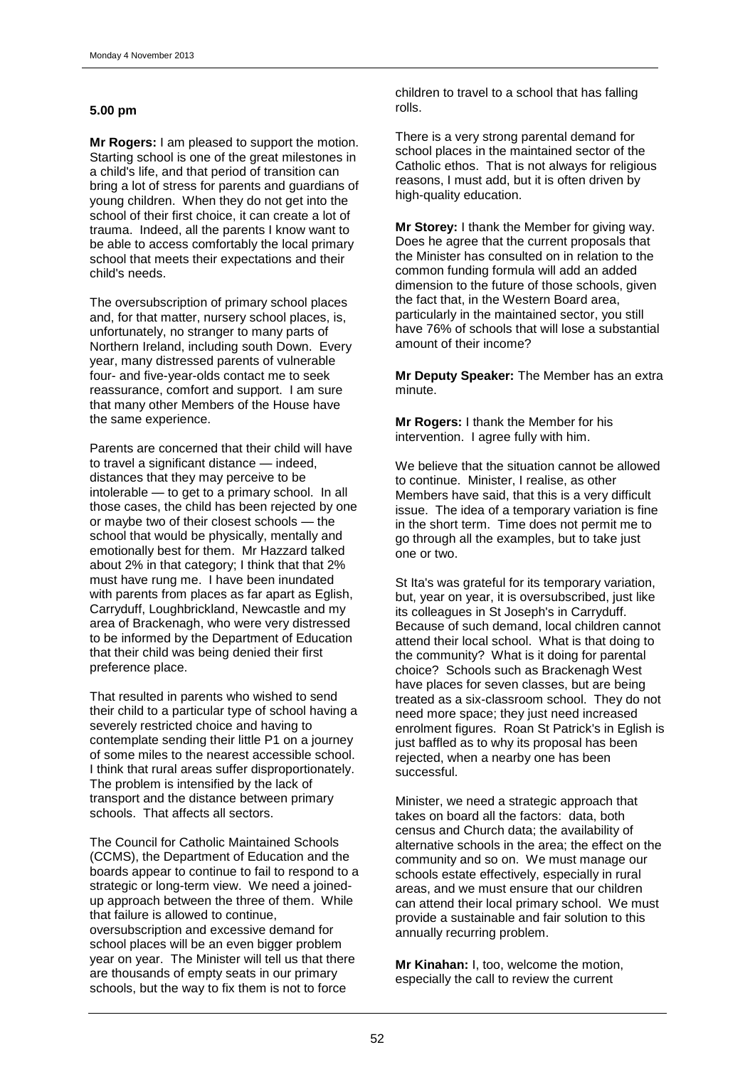**5.00 pm**

**Mr Rogers:** I am pleased to support the motion. Starting school is one of the great milestones in a child's life, and that period of transition can bring a lot of stress for parents and guardians of young children. When they do not get into the school of their first choice, it can create a lot of trauma. Indeed, all the parents I know want to be able to access comfortably the local primary school that meets their expectations and their child's needs.

The oversubscription of primary school places and, for that matter, nursery school places, is, unfortunately, no stranger to many parts of Northern Ireland, including south Down. Every year, many distressed parents of vulnerable four- and five-year-olds contact me to seek reassurance, comfort and support. I am sure that many other Members of the House have the same experience.

Parents are concerned that their child will have to travel a significant distance — indeed, distances that they may perceive to be intolerable — to get to a primary school. In all those cases, the child has been rejected by one or maybe two of their closest schools — the school that would be physically, mentally and emotionally best for them. Mr Hazzard talked about 2% in that category; I think that that 2% must have rung me. I have been inundated with parents from places as far apart as Eglish, Carryduff, Loughbrickland, Newcastle and my area of Brackenagh, who were very distressed to be informed by the Department of Education that their child was being denied their first preference place.

That resulted in parents who wished to send their child to a particular type of school having a severely restricted choice and having to contemplate sending their little P1 on a journey of some miles to the nearest accessible school. I think that rural areas suffer disproportionately. The problem is intensified by the lack of transport and the distance between primary schools. That affects all sectors.

The Council for Catholic Maintained Schools (CCMS), the Department of Education and the boards appear to continue to fail to respond to a strategic or long-term view. We need a joined-up approach between the three of them. While that failure is allowed to continue, oversubscription and excessive demand for school places will be an even bigger problem year on year. The Minister will tell us that there are thousands of empty seats in our primary schools, but the way to fix them is not to force children to travel to a school that has falling rolls.

There is a very strong parental demand for school places in the maintained sector of the Catholic ethos. That is not always for religious reasons, I must add, but it is often driven by high-quality education.

**Mr Storey:** I thank the Member for giving way. Does he agree that the current proposals that the Minister has consulted on in relation to the common funding formula will add an added dimension to the future of those schools, given the fact that, in the Western Board area, particularly in the maintained sector, you still have 76% of schools that will lose a substantial amount of their income?

**Mr Deputy Speaker:** The Member has an extra minute.

**Mr Rogers:** I thank the Member for his intervention. I agree fully with him.

We believe that the situation cannot be allowed to continue. Minister, I realise, as other Members have said, that this is a very difficult issue. The idea of a temporary variation is fine in the short term. Time does not permit me to go through all the examples, but to take just one or two.

St Ita's was grateful for its temporary variation, but, year on year, it is oversubscribed, just like its colleagues in St Joseph's in Carryduff. Because of such demand, local children cannot attend their local school. What is that doing to the community? What is it doing for parental choice? Schools such as Brackenagh West have places for seven classes, but are being treated as a six-classroom school. They do not need more space; they just need increased enrolment figures. Roan St Patrick's in Eglish is just baffled as to why its proposal has been rejected, when a nearby one has been successful.

Minister, we need a strategic approach that takes on board all the factors: data, both census and Church data; the availability of alternative schools in the area; the effect on the community and so on. We must manage our schools estate effectively, especially in rural areas, and we must ensure that our children can attend their local primary school. We must provide a sustainable and fair solution to this annually recurring problem.

**Mr Kinahan:** I, too, welcome the motion, especially the call to review the current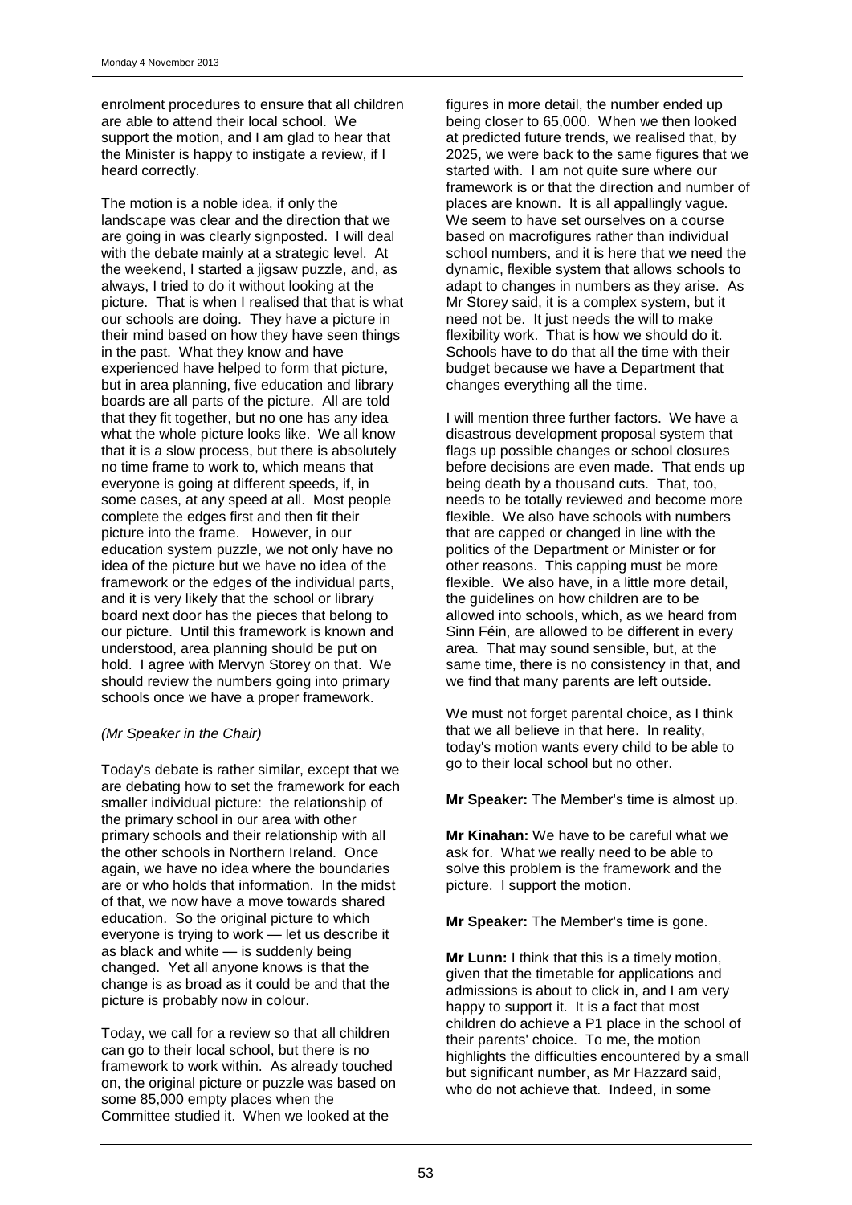enrolment procedures to ensure that all children are able to attend their local school. We support the motion, and I am glad to hear that the Minister is happy to instigate a review, if I heard correctly.

The motion is a noble idea, if only the landscape was clear and the direction that we are going in was clearly signposted. I will deal with the debate mainly at a strategic level. At the weekend, I started a jigsaw puzzle, and, as always, I tried to do it without looking at the picture. That is when I realised that that is what our schools are doing. They have a picture in their mind based on how they have seen things in the past. What they know and have experienced have helped to form that picture, but in area planning, five education and library boards are all parts of the picture. All are told that they fit together, but no one has any idea what the whole picture looks like. We all know that it is a slow process, but there is absolutely no time frame to work to, which means that everyone is going at different speeds, if, in some cases, at any speed at all. Most people complete the edges first and then fit their picture into the frame. However, in our education system puzzle, we not only have no idea of the picture but we have no idea of the framework or the edges of the individual parts, and it is very likely that the school or library board next door has the pieces that belong to our picture. Until this framework is known and understood, area planning should be put on hold. I agree with Mervyn Storey on that. We should review the numbers going into primary schools once we have a proper framework.

*(Mr Speaker in the Chair)*

Today's debate is rather similar, except that we are debating how to set the framework for each smaller individual picture: the relationship of the primary school in our area with other primary schools and their relationship with all the other schools in Northern Ireland. Once again, we have no idea where the boundaries are or who holds that information. In the midst of that, we now have a move towards shared education. So the original picture to which everyone is trying to work — let us describe it as black and white — is suddenly being changed. Yet all anyone knows is that the change is as broad as it could be and that the picture is probably now in colour.

Today, we call for a review so that all children can go to their local school, but there is no framework to work within. As already touched on, the original picture or puzzle was based on some 85,000 empty places when the Committee studied it. When we looked at the figures in more detail, the number ended up being closer to 65,000. When we then looked at predicted future trends, we realised that, by 2025, we were back to the same figures that we started with. I am not quite sure where our framework is or that the direction and number of places are known. It is all appallingly vague. We seem to have set ourselves on a course based on macrofigures rather than individual school numbers, and it is here that we need the dynamic, flexible system that allows schools to adapt to changes in numbers as they arise. As Mr Storey said, it is a complex system, but it need not be. It just needs the will to make flexibility work. That is how we should do it. Schools have to do that all the time with their budget because we have a Department that changes everything all the time.

I will mention three further factors. We have a disastrous development proposal system that flags up possible changes or school closures before decisions are even made. That ends up being death by a thousand cuts. That, too, needs to be totally reviewed and become more flexible. We also have schools with numbers that are capped or changed in line with the politics of the Department or Minister or for other reasons. This capping must be more flexible. We also have, in a little more detail, the guidelines on how children are to be allowed into schools, which, as we heard from Sinn Féin, are allowed to be different in every area. That may sound sensible, but, at the same time, there is no consistency in that, and we find that many parents are left outside.

We must not forget parental choice, as I think that we all believe in that here. In reality, today's motion wants every child to be able to go to their local school but no other.

**Mr Speaker:** The Member's time is almost up.

**Mr Kinahan:** We have to be careful what we ask for. What we really need to be able to solve this problem is the framework and the picture. I support the motion.

**Mr Speaker:** The Member's time is gone.

**Mr Lunn:** I think that this is a timely motion, given that the timetable for applications and admissions is about to click in, and I am very happy to support it. It is a fact that most children do achieve a P1 place in the school of their parents' choice. To me, the motion highlights the difficulties encountered by a small but significant number, as Mr Hazzard said, who do not achieve that. Indeed, in some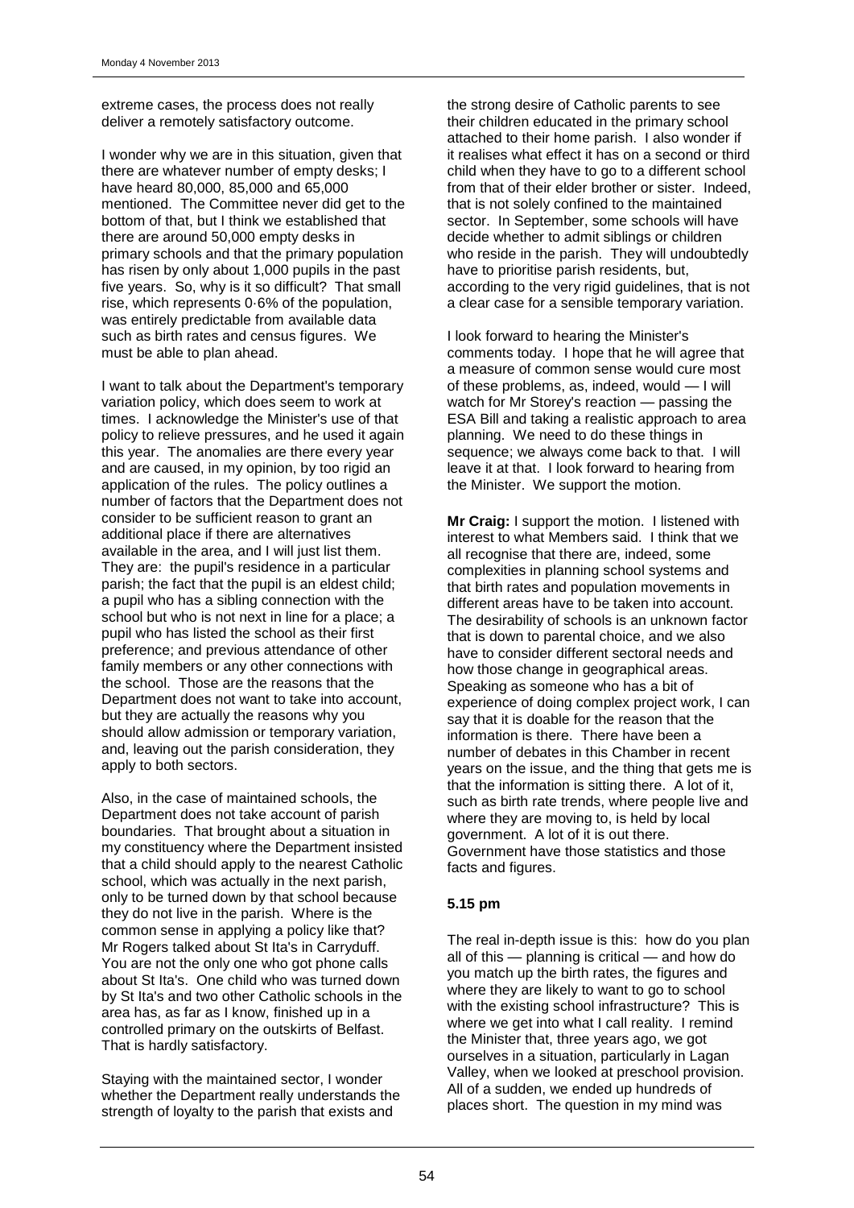extreme cases, the process does not really deliver a remotely satisfactory outcome.

I wonder why we are in this situation, given that there are whatever number of empty desks; I have heard 80,000, 85,000 and 65,000 mentioned. The Committee never did get to the bottom of that, but I think we established that there are around 50,000 empty desks in primary schools and that the primary population has risen by only about 1,000 pupils in the past five years. So, why is it so difficult? That small rise, which represents 0·6% of the population, was entirely predictable from available data such as birth rates and census figures. We must be able to plan ahead.

I want to talk about the Department's temporary variation policy, which does seem to work at times. I acknowledge the Minister's use of that policy to relieve pressures, and he used it again this year. The anomalies are there every year and are caused, in my opinion, by too rigid an application of the rules. The policy outlines a number of factors that the Department does not consider to be sufficient reason to grant an additional place if there are alternatives available in the area, and I will just list them. They are: the pupil's residence in a particular parish; the fact that the pupil is an eldest child; a pupil who has a sibling connection with the school but who is not next in line for a place; a pupil who has listed the school as their first preference; and previous attendance of other family members or any other connections with the school. Those are the reasons that the Department does not want to take into account, but they are actually the reasons why you should allow admission or temporary variation, and, leaving out the parish consideration, they apply to both sectors.

Also, in the case of maintained schools, the Department does not take account of parish boundaries. That brought about a situation in my constituency where the Department insisted that a child should apply to the nearest Catholic school, which was actually in the next parish, only to be turned down by that school because they do not live in the parish. Where is the common sense in applying a policy like that? Mr Rogers talked about St Ita's in Carryduff. You are not the only one who got phone calls about St Ita's. One child who was turned down by St Ita's and two other Catholic schools in the area has, as far as I know, finished up in a controlled primary on the outskirts of Belfast. That is hardly satisfactory.

Staying with the maintained sector, I wonder whether the Department really understands the strength of loyalty to the parish that exists and the strong desire of Catholic parents to see their children educated in the primary school attached to their home parish. I also wonder if it realises what effect it has on a second or third child when they have to go to a different school from that of their elder brother or sister. Indeed, that is not solely confined to the maintained sector. In September, some schools will have decide whether to admit siblings or children who reside in the parish. They will undoubtedly have to prioritise parish residents, but, according to the very rigid guidelines, that is not a clear case for a sensible temporary variation.

I look forward to hearing the Minister's comments today. I hope that he will agree that a measure of common sense would cure most of these problems, as, indeed, would — I will watch for Mr Storey's reaction — passing the ESA Bill and taking a realistic approach to area planning. We need to do these things in sequence; we always come back to that. I will leave it at that. I look forward to hearing from the Minister. We support the motion.

**Mr Craig:** I support the motion. I listened with interest to what Members said. I think that we all recognise that there are, indeed, some complexities in planning school systems and that birth rates and population movements in different areas have to be taken into account. The desirability of schools is an unknown factor that is down to parental choice, and we also have to consider different sectoral needs and how those change in geographical areas. Speaking as someone who has a bit of experience of doing complex project work, I can say that it is doable for the reason that the information is there. There have been a number of debates in this Chamber in recent years on the issue, and the thing that gets me is that the information is sitting there. A lot of it, such as birth rate trends, where people live and where they are moving to, is held by local government. A lot of it is out there. Government have those statistics and those facts and figures.

**5.15 pm**

The real in-depth issue is this: how do you plan all of this — planning is critical — and how do you match up the birth rates, the figures and where they are likely to want to go to school with the existing school infrastructure? This is where we get into what I call reality. I remind the Minister that, three years ago, we got ourselves in a situation, particularly in Lagan Valley, when we looked at preschool provision. All of a sudden, we ended up hundreds of places short. The question in my mind was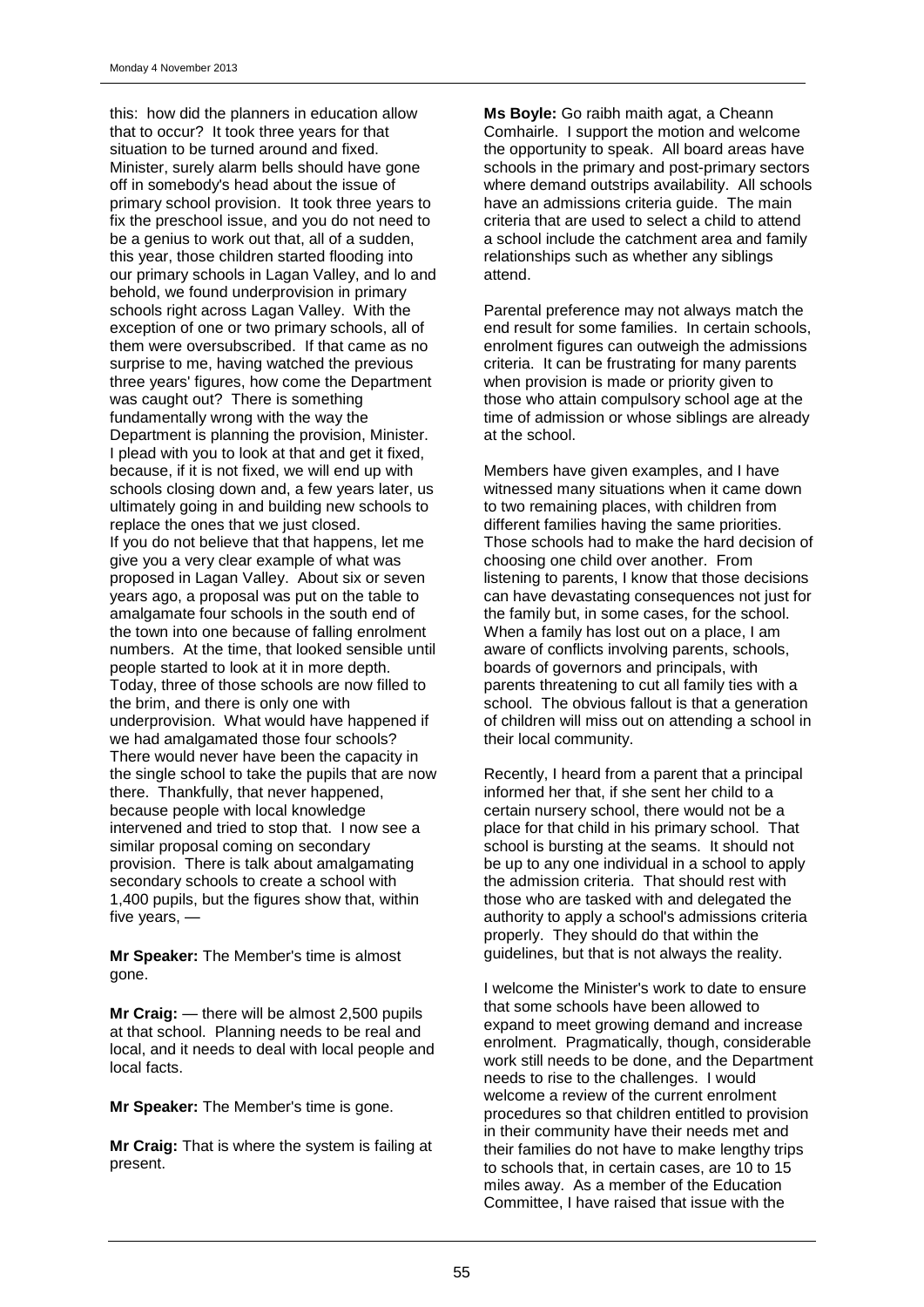this: how did the planners in education allow that to occur? It took three years for that situation to be turned around and fixed. Minister, surely alarm bells should have gone off in somebody's head about the issue of primary school provision. It took three years to fix the preschool issue, and you do not need to be a genius to work out that, all of a sudden, this year, those children started flooding into our primary schools in Lagan Valley, and lo and behold, we found underprovision in primary schools right across Lagan Valley. With the exception of one or two primary schools, all of them were oversubscribed. If that came as no surprise to me, having watched the previous three years' figures, how come the Department was caught out? There is something fundamentally wrong with the way the Department is planning the provision, Minister. I plead with you to look at that and get it fixed, because, if it is not fixed, we will end up with schools closing down and, a few years later, us ultimately going in and building new schools to replace the ones that we just closed.
If you do not believe that that happens, let me give you a very clear example of what was proposed in Lagan Valley. About six or seven years ago, a proposal was put on the table to amalgamate four schools in the south end of the town into one because of falling enrolment numbers. At the time, that looked sensible until people started to look at it in more depth. Today, three of those schools are now filled to the brim, and there is only one with underprovision. What would have happened if we had amalgamated those four schools? There would never have been the capacity in the single school to take the pupils that are now there. Thankfully, that never happened, because people with local knowledge intervened and tried to stop that. I now see a similar proposal coming on secondary provision. There is talk about amalgamating secondary schools to create a school with 1,400 pupils, but the figures show that, within five years, —

**Mr Speaker:** The Member's time is almost gone.

**Mr Craig:** — there will be almost 2,500 pupils at that school. Planning needs to be real and local, and it needs to deal with local people and local facts.

**Mr Speaker:** The Member's time is gone.

**Mr Craig:** That is where the system is failing at present.

**Ms Boyle:** Go raibh maith agat, a Cheann Comhairle. I support the motion and welcome the opportunity to speak. All board areas have schools in the primary and post-primary sectors where demand outstrips availability. All schools have an admissions criteria guide. The main criteria that are used to select a child to attend a school include the catchment area and family relationships such as whether any siblings attend.

Parental preference may not always match the end result for some families. In certain schools, enrolment figures can outweigh the admissions criteria. It can be frustrating for many parents when provision is made or priority given to those who attain compulsory school age at the time of admission or whose siblings are already at the school.

Members have given examples, and I have witnessed many situations when it came down to two remaining places, with children from different families having the same priorities. Those schools had to make the hard decision of choosing one child over another. From listening to parents, I know that those decisions can have devastating consequences not just for the family but, in some cases, for the school. When a family has lost out on a place, I am aware of conflicts involving parents, schools, boards of governors and principals, with parents threatening to cut all family ties with a school. The obvious fallout is that a generation of children will miss out on attending a school in their local community.

Recently, I heard from a parent that a principal informed her that, if she sent her child to a certain nursery school, there would not be a place for that child in his primary school. That school is bursting at the seams. It should not be up to any one individual in a school to apply the admission criteria. That should rest with those who are tasked with and delegated the authority to apply a school's admissions criteria properly. They should do that within the guidelines, but that is not always the reality.

I welcome the Minister's work to date to ensure that some schools have been allowed to expand to meet growing demand and increase enrolment. Pragmatically, though, considerable work still needs to be done, and the Department needs to rise to the challenges. I would welcome a review of the current enrolment procedures so that children entitled to provision in their community have their needs met and their families do not have to make lengthy trips to schools that, in certain cases, are 10 to 15 miles away. As a member of the Education Committee, I have raised that issue with the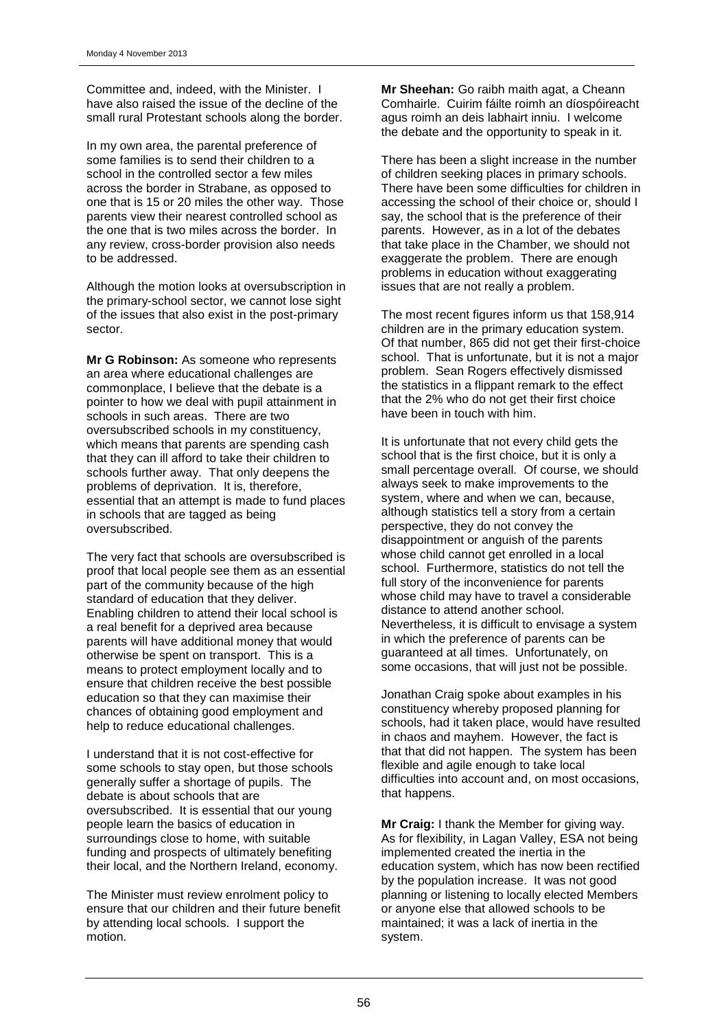Committee and, indeed, with the Minister. I have also raised the issue of the decline of the small rural Protestant schools along the border.

In my own area, the parental preference of some families is to send their children to a school in the controlled sector a few miles across the border in Strabane, as opposed to one that is 15 or 20 miles the other way. Those parents view their nearest controlled school as the one that is two miles across the border. In any review, cross-border provision also needs to be addressed.

Although the motion looks at oversubscription in the primary-school sector, we cannot lose sight of the issues that also exist in the post-primary sector.

**Mr G Robinson:** As someone who represents an area where educational challenges are commonplace, I believe that the debate is a pointer to how we deal with pupil attainment in schools in such areas. There are two oversubscribed schools in my constituency, which means that parents are spending cash that they can ill afford to take their children to schools further away. That only deepens the problems of deprivation. It is, therefore, essential that an attempt is made to fund places in schools that are tagged as being oversubscribed.

The very fact that schools are oversubscribed is proof that local people see them as an essential part of the community because of the high standard of education that they deliver. Enabling children to attend their local school is a real benefit for a deprived area because parents will have additional money that would otherwise be spent on transport. This is a means to protect employment locally and to ensure that children receive the best possible education so that they can maximise their chances of obtaining good employment and help to reduce educational challenges.

I understand that it is not cost-effective for some schools to stay open, but those schools generally suffer a shortage of pupils. The debate is about schools that are oversubscribed. It is essential that our young people learn the basics of education in surroundings close to home, with suitable funding and prospects of ultimately benefiting their local, and the Northern Ireland, economy.

The Minister must review enrolment policy to ensure that our children and their future benefit by attending local schools. I support the motion.

**Mr Sheehan:** Go raibh maith agat, a Cheann Comhairle. Cuirim fáilte roimh an díospóireacht agus roimh an deis labhairt inniu. I welcome the debate and the opportunity to speak in it.

There has been a slight increase in the number of children seeking places in primary schools. There have been some difficulties for children in accessing the school of their choice or, should I say, the school that is the preference of their parents. However, as in a lot of the debates that take place in the Chamber, we should not exaggerate the problem. There are enough problems in education without exaggerating issues that are not really a problem.

The most recent figures inform us that 158,914 children are in the primary education system. Of that number, 865 did not get their first-choice school. That is unfortunate, but it is not a major problem. Sean Rogers effectively dismissed the statistics in a flippant remark to the effect that the 2% who do not get their first choice have been in touch with him.

It is unfortunate that not every child gets the school that is the first choice, but it is only a small percentage overall. Of course, we should always seek to make improvements to the system, where and when we can, because, although statistics tell a story from a certain perspective, they do not convey the disappointment or anguish of the parents whose child cannot get enrolled in a local school. Furthermore, statistics do not tell the full story of the inconvenience for parents whose child may have to travel a considerable distance to attend another school. Nevertheless, it is difficult to envisage a system in which the preference of parents can be guaranteed at all times. Unfortunately, on some occasions, that will just not be possible.

Jonathan Craig spoke about examples in his constituency whereby proposed planning for schools, had it taken place, would have resulted in chaos and mayhem. However, the fact is that that did not happen. The system has been flexible and agile enough to take local difficulties into account and, on most occasions, that happens.

**Mr Craig:** I thank the Member for giving way. As for flexibility, in Lagan Valley, ESA not being implemented created the inertia in the education system, which has now been rectified by the population increase. It was not good planning or listening to locally elected Members or anyone else that allowed schools to be maintained; it was a lack of inertia in the system.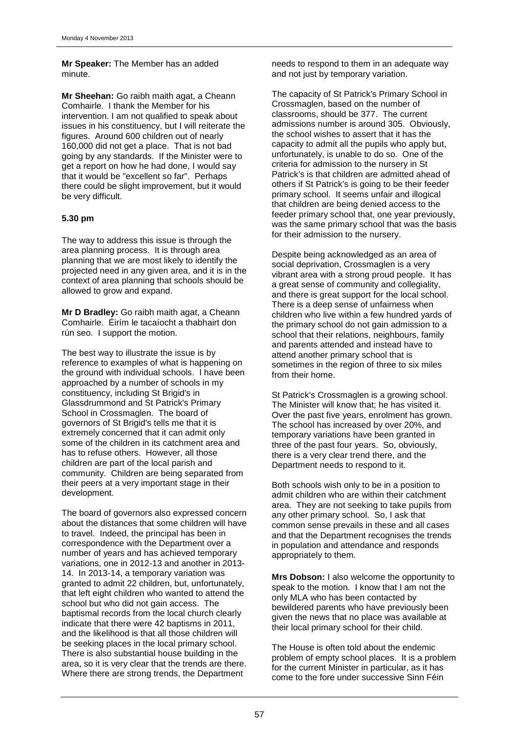**Mr Speaker:** The Member has an added minute.

**Mr Sheehan:** Go raibh maith agat, a Cheann Comhairle. I thank the Member for his intervention. I am not qualified to speak about issues in his constituency, but I will reiterate the figures. Around 600 children out of nearly 160,000 did not get a place. That is not bad going by any standards. If the Minister were to get a report on how he had done, I would say that it would be "excellent so far". Perhaps there could be slight improvement, but it would be very difficult.

**5.30 pm**

The way to address this issue is through the area planning process. It is through area planning that we are most likely to identify the projected need in any given area, and it is in the context of area planning that schools should be allowed to grow and expand.

**Mr D Bradley:** Go raibh maith agat, a Cheann Comhairle. Éirím le tacaíocht a thabhairt don rún seo. I support the motion.

The best way to illustrate the issue is by reference to examples of what is happening on the ground with individual schools. I have been approached by a number of schools in my constituency, including St Brigid's in Glassdrummond and St Patrick's Primary School in Crossmaglen. The board of governors of St Brigid's tells me that it is extremely concerned that it can admit only some of the children in its catchment area and has to refuse others. However, all those children are part of the local parish and community. Children are being separated from their peers at a very important stage in their development.

The board of governors also expressed concern about the distances that some children will have to travel. Indeed, the principal has been in correspondence with the Department over a number of years and has achieved temporary variations, one in 2012-13 and another in 2013-14. In 2013-14, a temporary variation was granted to admit 22 children, but, unfortunately, that left eight children who wanted to attend the school but who did not gain access. The baptismal records from the local church clearly indicate that there were 42 baptisms in 2011, and the likelihood is that all those children will be seeking places in the local primary school. There is also substantial house building in the area, so it is very clear that the trends are there. Where there are strong trends, the Department needs to respond to them in an adequate way and not just by temporary variation.

The capacity of St Patrick's Primary School in Crossmaglen, based on the number of classrooms, should be 377. The current admissions number is around 305. Obviously, the school wishes to assert that it has the capacity to admit all the pupils who apply but, unfortunately, is unable to do so. One of the criteria for admission to the nursery in St Patrick's is that children are admitted ahead of others if St Patrick's is going to be their feeder primary school. It seems unfair and illogical that children are being denied access to the feeder primary school that, one year previously, was the same primary school that was the basis for their admission to the nursery.

Despite being acknowledged as an area of social deprivation, Crossmaglen is a very vibrant area with a strong proud people. It has a great sense of community and collegiality, and there is great support for the local school. There is a deep sense of unfairness when children who live within a few hundred yards of the primary school do not gain admission to a school that their relations, neighbours, family and parents attended and instead have to attend another primary school that is sometimes in the region of three to six miles from their home.

St Patrick's Crossmaglen is a growing school. The Minister will know that; he has visited it. Over the past five years, enrolment has grown. The school has increased by over 20%, and temporary variations have been granted in three of the past four years. So, obviously, there is a very clear trend there, and the Department needs to respond to it.

Both schools wish only to be in a position to admit children who are within their catchment area. They are not seeking to take pupils from any other primary school. So, I ask that common sense prevails in these and all cases and that the Department recognises the trends in population and attendance and responds appropriately to them.

**Mrs Dobson:** I also welcome the opportunity to speak to the motion. I know that I am not the only MLA who has been contacted by bewildered parents who have previously been given the news that no place was available at their local primary school for their child.

The House is often told about the endemic problem of empty school places. It is a problem for the current Minister in particular, as it has come to the fore under successive Sinn Féin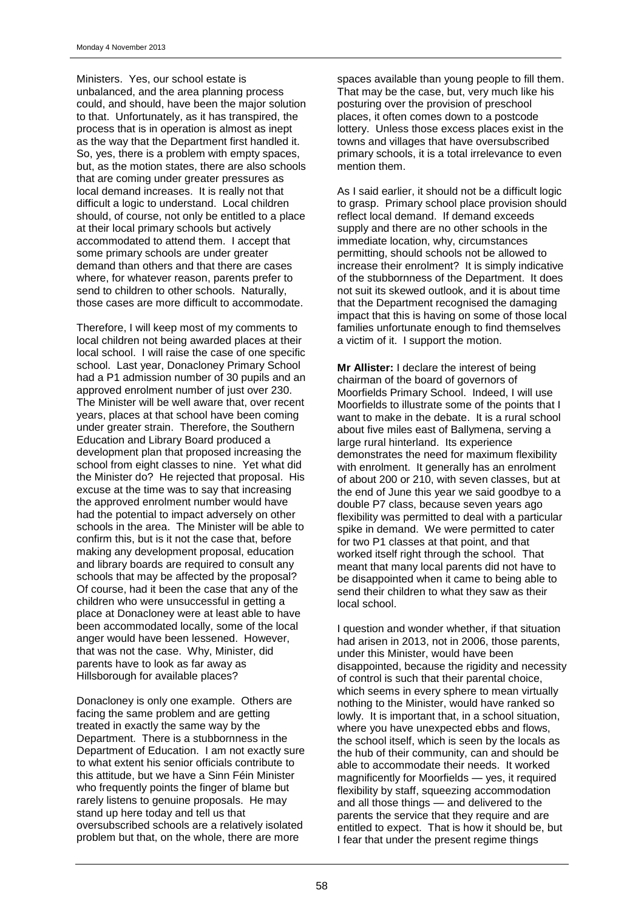Ministers. Yes, our school estate is unbalanced, and the area planning process could, and should, have been the major solution to that. Unfortunately, as it has transpired, the process that is in operation is almost as inept as the way that the Department first handled it. So, yes, there is a problem with empty spaces, but, as the motion states, there are also schools that are coming under greater pressures as local demand increases. It is really not that difficult a logic to understand. Local children should, of course, not only be entitled to a place at their local primary schools but actively accommodated to attend them. I accept that some primary schools are under greater demand than others and that there are cases where, for whatever reason, parents prefer to send to children to other schools. Naturally, those cases are more difficult to accommodate.

Therefore, I will keep most of my comments to local children not being awarded places at their local school. I will raise the case of one specific school. Last year, Donacloney Primary School had a P1 admission number of 30 pupils and an approved enrolment number of just over 230. The Minister will be well aware that, over recent years, places at that school have been coming under greater strain. Therefore, the Southern Education and Library Board produced a development plan that proposed increasing the school from eight classes to nine. Yet what did the Minister do? He rejected that proposal. His excuse at the time was to say that increasing the approved enrolment number would have had the potential to impact adversely on other schools in the area. The Minister will be able to confirm this, but is it not the case that, before making any development proposal, education and library boards are required to consult any schools that may be affected by the proposal? Of course, had it been the case that any of the children who were unsuccessful in getting a place at Donacloney were at least able to have been accommodated locally, some of the local anger would have been lessened. However, that was not the case. Why, Minister, did parents have to look as far away as Hillsborough for available places?

Donacloney is only one example. Others are facing the same problem and are getting treated in exactly the same way by the Department. There is a stubbornness in the Department of Education. I am not exactly sure to what extent his senior officials contribute to this attitude, but we have a Sinn Féin Minister who frequently points the finger of blame but rarely listens to genuine proposals. He may stand up here today and tell us that oversubscribed schools are a relatively isolated problem but that, on the whole, there are more spaces available than young people to fill them. That may be the case, but, very much like his posturing over the provision of preschool places, it often comes down to a postcode lottery. Unless those excess places exist in the towns and villages that have oversubscribed primary schools, it is a total irrelevance to even mention them.

As I said earlier, it should not be a difficult logic to grasp. Primary school place provision should reflect local demand. If demand exceeds supply and there are no other schools in the immediate location, why, circumstances permitting, should schools not be allowed to increase their enrolment? It is simply indicative of the stubbornness of the Department. It does not suit its skewed outlook, and it is about time that the Department recognised the damaging impact that this is having on some of those local families unfortunate enough to find themselves a victim of it. I support the motion.

**Mr Allister:** I declare the interest of being chairman of the board of governors of Moorfields Primary School. Indeed, I will use Moorfields to illustrate some of the points that I want to make in the debate. It is a rural school about five miles east of Ballymena, serving a large rural hinterland. Its experience demonstrates the need for maximum flexibility with enrolment. It generally has an enrolment of about 200 or 210, with seven classes, but at the end of June this year we said goodbye to a double P7 class, because seven years ago flexibility was permitted to deal with a particular spike in demand. We were permitted to cater for two P1 classes at that point, and that worked itself right through the school. That meant that many local parents did not have to be disappointed when it came to being able to send their children to what they saw as their local school.

I question and wonder whether, if that situation had arisen in 2013, not in 2006, those parents, under this Minister, would have been disappointed, because the rigidity and necessity of control is such that their parental choice, which seems in every sphere to mean virtually nothing to the Minister, would have ranked so lowly. It is important that, in a school situation, where you have unexpected ebbs and flows, the school itself, which is seen by the locals as the hub of their community, can and should be able to accommodate their needs. It worked magnificently for Moorfields — yes, it required flexibility by staff, squeezing accommodation and all those things — and delivered to the parents the service that they require and are entitled to expect. That is how it should be, but I fear that under the present regime things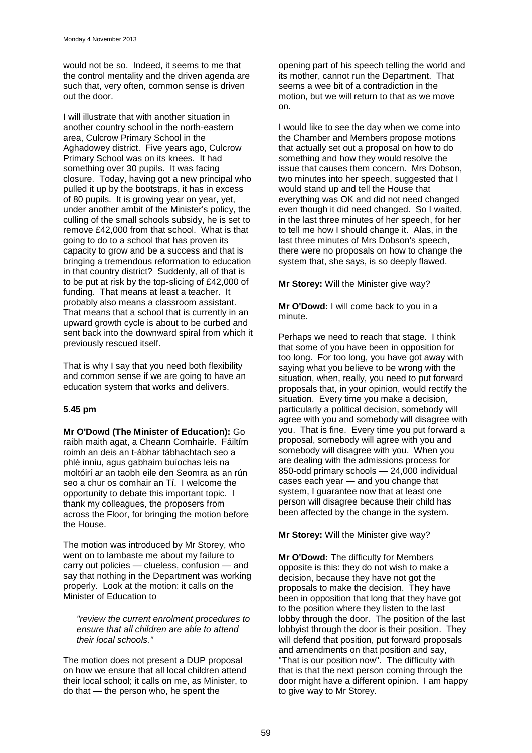would not be so. Indeed, it seems to me that the control mentality and the driven agenda are such that, very often, common sense is driven out the door.

I will illustrate that with another situation in another country school in the north-eastern area, Culcrow Primary School in the Aghadowey district. Five years ago, Culcrow Primary School was on its knees. It had something over 30 pupils. It was facing closure. Today, having got a new principal who pulled it up by the bootstraps, it has in excess of 80 pupils. It is growing year on year, yet, under another ambit of the Minister's policy, the culling of the small schools subsidy, he is set to remove £42,000 from that school. What is that going to do to a school that has proven its capacity to grow and be a success and that is bringing a tremendous reformation to education in that country district? Suddenly, all of that is to be put at risk by the top-slicing of £42,000 of funding. That means at least a teacher. It probably also means a classroom assistant. That means that a school that is currently in an upward growth cycle is about to be curbed and sent back into the downward spiral from which it previously rescued itself.

That is why I say that you need both flexibility and common sense if we are going to have an education system that works and delivers.

**5.45 pm**

**Mr O'Dowd (The Minister of Education):** Go raibh maith agat, a Cheann Comhairle. Fáiltím roimh an deis an t-ábhar tábhachtach seo a phlé inniu, agus gabhaim buíochas leis na moltóirí ar an taobh eile den Seomra as an rún seo a chur os comhair an Tí. I welcome the opportunity to debate this important topic. I thank my colleagues, the proposers from across the Floor, for bringing the motion before the House.

The motion was introduced by Mr Storey, who went on to lambaste me about my failure to carry out policies — clueless, confusion — and say that nothing in the Department was working properly. Look at the motion: it calls on the Minister of Education to

> *"review the current enrolment procedures to ensure that all children are able to attend their local schools."*

The motion does not present a DUP proposal on how we ensure that all local children attend their local school; it calls on me, as Minister, to do that — the person who, he spent the opening part of his speech telling the world and its mother, cannot run the Department. That seems a wee bit of a contradiction in the motion, but we will return to that as we move on.

I would like to see the day when we come into the Chamber and Members propose motions that actually set out a proposal on how to do something and how they would resolve the issue that causes them concern. Mrs Dobson, two minutes into her speech, suggested that I would stand up and tell the House that everything was OK and did not need changed even though it did need changed. So I waited, in the last three minutes of her speech, for her to tell me how I should change it. Alas, in the last three minutes of Mrs Dobson's speech, there were no proposals on how to change the system that, she says, is so deeply flawed.

**Mr Storey:** Will the Minister give way?

**Mr O'Dowd:** I will come back to you in a minute.

Perhaps we need to reach that stage. I think that some of you have been in opposition for too long. For too long, you have got away with saying what you believe to be wrong with the situation, when, really, you need to put forward proposals that, in your opinion, would rectify the situation. Every time you make a decision, particularly a political decision, somebody will agree with you and somebody will disagree with you. That is fine. Every time you put forward a proposal, somebody will agree with you and somebody will disagree with you. When you are dealing with the admissions process for 850-odd primary schools — 24,000 individual cases each year — and you change that system, I guarantee now that at least one person will disagree because their child has been affected by the change in the system.

**Mr Storey:** Will the Minister give way?

**Mr O'Dowd:** The difficulty for Members opposite is this: they do not wish to make a decision, because they have not got the proposals to make the decision. They have been in opposition that long that they have got to the position where they listen to the last lobby through the door. The position of the last lobbyist through the door is their position. They will defend that position, put forward proposals and amendments on that position and say, "That is our position now". The difficulty with that is that the next person coming through the door might have a different opinion. I am happy to give way to Mr Storey.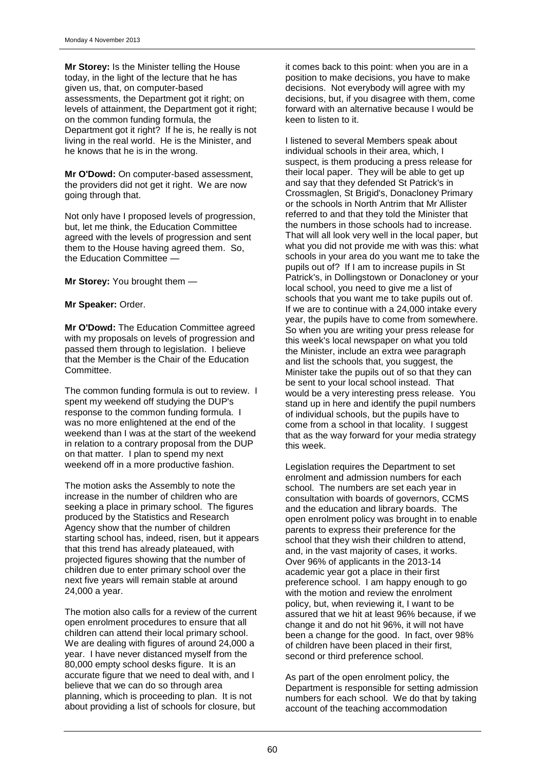**Mr Storey:** Is the Minister telling the House today, in the light of the lecture that he has given us, that, on computer-based assessments, the Department got it right; on levels of attainment, the Department got it right; on the common funding formula, the Department got it right? If he is, he really is not living in the real world. He is the Minister, and he knows that he is in the wrong.

**Mr O'Dowd:** On computer-based assessment, the providers did not get it right. We are now going through that.

Not only have I proposed levels of progression, but, let me think, the Education Committee agreed with the levels of progression and sent them to the House having agreed them. So, the Education Committee —

**Mr Storey:** You brought them —

**Mr Speaker:** Order.

**Mr O'Dowd:** The Education Committee agreed with my proposals on levels of progression and passed them through to legislation. I believe that the Member is the Chair of the Education Committee.

The common funding formula is out to review. I spent my weekend off studying the DUP's response to the common funding formula. I was no more enlightened at the end of the weekend than I was at the start of the weekend in relation to a contrary proposal from the DUP on that matter. I plan to spend my next weekend off in a more productive fashion.

The motion asks the Assembly to note the increase in the number of children who are seeking a place in primary school. The figures produced by the Statistics and Research Agency show that the number of children starting school has, indeed, risen, but it appears that this trend has already plateaued, with projected figures showing that the number of children due to enter primary school over the next five years will remain stable at around 24,000 a year.

The motion also calls for a review of the current open enrolment procedures to ensure that all children can attend their local primary school. We are dealing with figures of around 24,000 a year. I have never distanced myself from the 80,000 empty school desks figure. It is an accurate figure that we need to deal with, and I believe that we can do so through area planning, which is proceeding to plan. It is not about providing a list of schools for closure, but it comes back to this point: when you are in a position to make decisions, you have to make decisions. Not everybody will agree with my decisions, but, if you disagree with them, come forward with an alternative because I would be keen to listen to it.

I listened to several Members speak about individual schools in their area, which, I suspect, is them producing a press release for their local paper. They will be able to get up and say that they defended St Patrick's in Crossmaglen, St Brigid's, Donacloney Primary or the schools in North Antrim that Mr Allister referred to and that they told the Minister that the numbers in those schools had to increase. That will all look very well in the local paper, but what you did not provide me with was this: what schools in your area do you want me to take the pupils out of? If I am to increase pupils in St Patrick's, in Dollingstown or Donacloney or your local school, you need to give me a list of schools that you want me to take pupils out of. If we are to continue with a 24,000 intake every year, the pupils have to come from somewhere. So when you are writing your press release for this week's local newspaper on what you told the Minister, include an extra wee paragraph and list the schools that, you suggest, the Minister take the pupils out of so that they can be sent to your local school instead. That would be a very interesting press release. You stand up in here and identify the pupil numbers of individual schools, but the pupils have to come from a school in that locality. I suggest that as the way forward for your media strategy this week.

Legislation requires the Department to set enrolment and admission numbers for each school. The numbers are set each year in consultation with boards of governors, CCMS and the education and library boards. The open enrolment policy was brought in to enable parents to express their preference for the school that they wish their children to attend, and, in the vast majority of cases, it works. Over 96% of applicants in the 2013-14 academic year got a place in their first preference school. I am happy enough to go with the motion and review the enrolment policy, but, when reviewing it, I want to be assured that we hit at least 96% because, if we change it and do not hit 96%, it will not have been a change for the good. In fact, over 98% of children have been placed in their first, second or third preference school.

As part of the open enrolment policy, the Department is responsible for setting admission numbers for each school. We do that by taking account of the teaching accommodation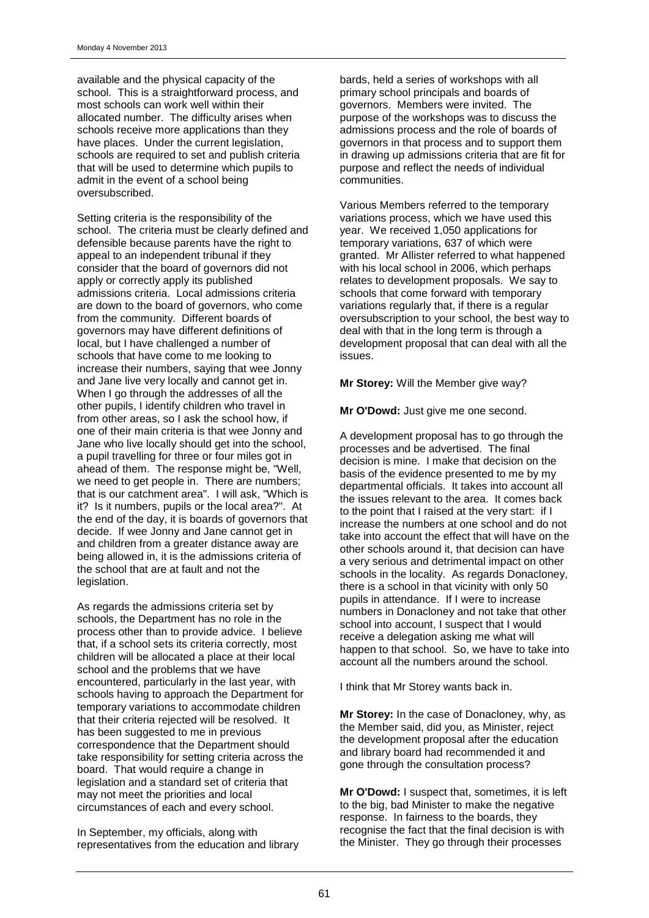available and the physical capacity of the school. This is a straightforward process, and most schools can work well within their allocated number. The difficulty arises when schools receive more applications than they have places. Under the current legislation, schools are required to set and publish criteria that will be used to determine which pupils to admit in the event of a school being oversubscribed.

Setting criteria is the responsibility of the school. The criteria must be clearly defined and defensible because parents have the right to appeal to an independent tribunal if they consider that the board of governors did not apply or correctly apply its published admissions criteria. Local admissions criteria are down to the board of governors, who come from the community. Different boards of governors may have different definitions of local, but I have challenged a number of schools that have come to me looking to increase their numbers, saying that wee Jonny and Jane live very locally and cannot get in. When I go through the addresses of all the other pupils, I identify children who travel in from other areas, so I ask the school how, if one of their main criteria is that wee Jonny and Jane who live locally should get into the school, a pupil travelling for three or four miles got in ahead of them. The response might be, "Well, we need to get people in. There are numbers; that is our catchment area". I will ask, "Which is it? Is it numbers, pupils or the local area?". At the end of the day, it is boards of governors that decide. If wee Jonny and Jane cannot get in and children from a greater distance away are being allowed in, it is the admissions criteria of the school that are at fault and not the legislation.

As regards the admissions criteria set by schools, the Department has no role in the process other than to provide advice. I believe that, if a school sets its criteria correctly, most children will be allocated a place at their local school and the problems that we have encountered, particularly in the last year, with schools having to approach the Department for temporary variations to accommodate children that their criteria rejected will be resolved. It has been suggested to me in previous correspondence that the Department should take responsibility for setting criteria across the board. That would require a change in legislation and a standard set of criteria that may not meet the priorities and local circumstances of each and every school.

In September, my officials, along with representatives from the education and library bards, held a series of workshops with all primary school principals and boards of governors. Members were invited. The purpose of the workshops was to discuss the admissions process and the role of boards of governors in that process and to support them in drawing up admissions criteria that are fit for purpose and reflect the needs of individual communities.

Various Members referred to the temporary variations process, which we have used this year. We received 1,050 applications for temporary variations, 637 of which were granted. Mr Allister referred to what happened with his local school in 2006, which perhaps relates to development proposals. We say to schools that come forward with temporary variations regularly that, if there is a regular oversubscription to your school, the best way to deal with that in the long term is through a development proposal that can deal with all the issues.

**Mr Storey:** Will the Member give way?

**Mr O'Dowd:** Just give me one second.

A development proposal has to go through the processes and be advertised. The final decision is mine. I make that decision on the basis of the evidence presented to me by my departmental officials. It takes into account all the issues relevant to the area. It comes back to the point that I raised at the very start: if I increase the numbers at one school and do not take into account the effect that will have on the other schools around it, that decision can have a very serious and detrimental impact on other schools in the locality. As regards Donacloney, there is a school in that vicinity with only 50 pupils in attendance. If I were to increase numbers in Donacloney and not take that other school into account, I suspect that I would receive a delegation asking me what will happen to that school. So, we have to take into account all the numbers around the school.

I think that Mr Storey wants back in.

**Mr Storey:** In the case of Donacloney, why, as the Member said, did you, as Minister, reject the development proposal after the education and library board had recommended it and gone through the consultation process?

**Mr O'Dowd:** I suspect that, sometimes, it is left to the big, bad Minister to make the negative response. In fairness to the boards, they recognise the fact that the final decision is with the Minister. They go through their processes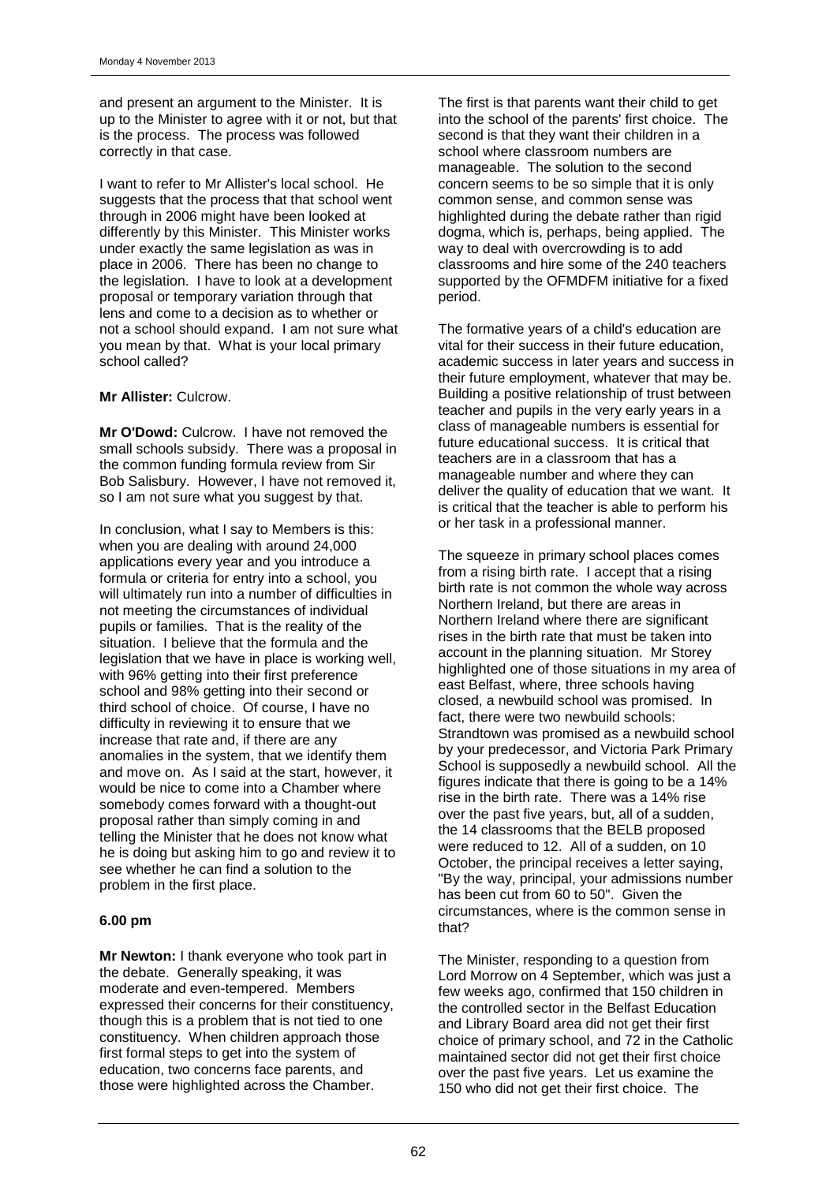and present an argument to the Minister. It is up to the Minister to agree with it or not, but that is the process. The process was followed correctly in that case.

I want to refer to Mr Allister's local school. He suggests that the process that that school went through in 2006 might have been looked at differently by this Minister. This Minister works under exactly the same legislation as was in place in 2006. There has been no change to the legislation. I have to look at a development proposal or temporary variation through that lens and come to a decision as to whether or not a school should expand. I am not sure what you mean by that. What is your local primary school called?

**Mr Allister:** Culcrow.

**Mr O'Dowd:** Culcrow. I have not removed the small schools subsidy. There was a proposal in the common funding formula review from Sir Bob Salisbury. However, I have not removed it, so I am not sure what you suggest by that.

In conclusion, what I say to Members is this: when you are dealing with around 24,000 applications every year and you introduce a formula or criteria for entry into a school, you will ultimately run into a number of difficulties in not meeting the circumstances of individual pupils or families. That is the reality of the situation. I believe that the formula and the legislation that we have in place is working well, with 96% getting into their first preference school and 98% getting into their second or third school of choice. Of course, I have no difficulty in reviewing it to ensure that we increase that rate and, if there are any anomalies in the system, that we identify them and move on. As I said at the start, however, it would be nice to come into a Chamber where somebody comes forward with a thought-out proposal rather than simply coming in and telling the Minister that he does not know what he is doing but asking him to go and review it to see whether he can find a solution to the problem in the first place.

**6.00 pm**

**Mr Newton:** I thank everyone who took part in the debate. Generally speaking, it was moderate and even-tempered. Members expressed their concerns for their constituency, though this is a problem that is not tied to one constituency. When children approach those first formal steps to get into the system of education, two concerns face parents, and those were highlighted across the Chamber.

The first is that parents want their child to get into the school of the parents' first choice. The second is that they want their children in a school where classroom numbers are manageable. The solution to the second concern seems to be so simple that it is only common sense, and common sense was highlighted during the debate rather than rigid dogma, which is, perhaps, being applied. The way to deal with overcrowding is to add classrooms and hire some of the 240 teachers supported by the OFMDFM initiative for a fixed period.

The formative years of a child's education are vital for their success in their future education, academic success in later years and success in their future employment, whatever that may be. Building a positive relationship of trust between teacher and pupils in the very early years in a class of manageable numbers is essential for future educational success. It is critical that teachers are in a classroom that has a manageable number and where they can deliver the quality of education that we want. It is critical that the teacher is able to perform his or her task in a professional manner.

The squeeze in primary school places comes from a rising birth rate. I accept that a rising birth rate is not common the whole way across Northern Ireland, but there are areas in Northern Ireland where there are significant rises in the birth rate that must be taken into account in the planning situation. Mr Storey highlighted one of those situations in my area of east Belfast, where, three schools having closed, a newbuild school was promised. In fact, there were two newbuild schools: Strandtown was promised as a newbuild school by your predecessor, and Victoria Park Primary School is supposedly a newbuild school. All the figures indicate that there is going to be a 14% rise in the birth rate. There was a 14% rise over the past five years, but, all of a sudden, the 14 classrooms that the BELB proposed were reduced to 12. All of a sudden, on 10 October, the principal receives a letter saying, "By the way, principal, your admissions number has been cut from 60 to 50". Given the circumstances, where is the common sense in that?

The Minister, responding to a question from Lord Morrow on 4 September, which was just a few weeks ago, confirmed that 150 children in the controlled sector in the Belfast Education and Library Board area did not get their first choice of primary school, and 72 in the Catholic maintained sector did not get their first choice over the past five years. Let us examine the 150 who did not get their first choice. The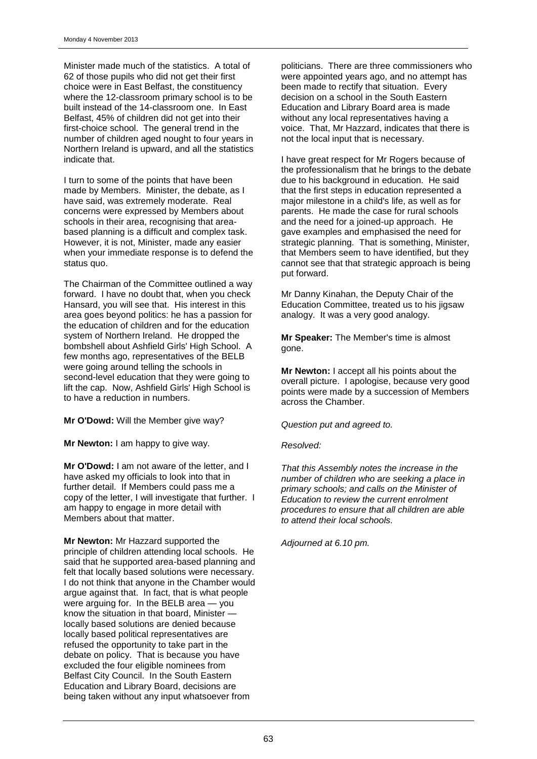Minister made much of the statistics. A total of 62 of those pupils who did not get their first choice were in East Belfast, the constituency where the 12-classroom primary school is to be built instead of the 14-classroom one. In East Belfast, 45% of children did not get into their first-choice school. The general trend in the number of children aged nought to four years in Northern Ireland is upward, and all the statistics indicate that.

I turn to some of the points that have been made by Members. Minister, the debate, as I have said, was extremely moderate. Real concerns were expressed by Members about schools in their area, recognising that area-based planning is a difficult and complex task. However, it is not, Minister, made any easier when your immediate response is to defend the status quo.

The Chairman of the Committee outlined a way forward. I have no doubt that, when you check Hansard, you will see that. His interest in this area goes beyond politics: he has a passion for the education of children and for the education system of Northern Ireland. He dropped the bombshell about Ashfield Girls' High School. A few months ago, representatives of the BELB were going around telling the schools in second-level education that they were going to lift the cap. Now, Ashfield Girls' High School is to have a reduction in numbers.

**Mr O'Dowd:** Will the Member give way?

**Mr Newton:** I am happy to give way.

**Mr O'Dowd:** I am not aware of the letter, and I have asked my officials to look into that in further detail. If Members could pass me a copy of the letter, I will investigate that further. I am happy to engage in more detail with Members about that matter.

**Mr Newton:** Mr Hazzard supported the principle of children attending local schools. He said that he supported area-based planning and felt that locally based solutions were necessary. I do not think that anyone in the Chamber would argue against that. In fact, that is what people were arguing for. In the BELB area — you know the situation in that board, Minister — locally based solutions are denied because locally based political representatives are refused the opportunity to take part in the debate on policy. That is because you have excluded the four eligible nominees from Belfast City Council. In the South Eastern Education and Library Board, decisions are being taken without any input whatsoever from politicians. There are three commissioners who were appointed years ago, and no attempt has been made to rectify that situation. Every decision on a school in the South Eastern Education and Library Board area is made without any local representatives having a voice. That, Mr Hazzard, indicates that there is not the local input that is necessary.

I have great respect for Mr Rogers because of the professionalism that he brings to the debate due to his background in education. He said that the first steps in education represented a major milestone in a child's life, as well as for parents. He made the case for rural schools and the need for a joined-up approach. He gave examples and emphasised the need for strategic planning. That is something, Minister, that Members seem to have identified, but they cannot see that that strategic approach is being put forward.

Mr Danny Kinahan, the Deputy Chair of the Education Committee, treated us to his jigsaw analogy. It was a very good analogy.

**Mr Speaker:** The Member's time is almost gone.

**Mr Newton:** I accept all his points about the overall picture. I apologise, because very good points were made by a succession of Members across the Chamber.

*Question put and agreed to.*

*Resolved:*

*That this Assembly notes the increase in the number of children who are seeking a place in primary schools; and calls on the Minister of Education to review the current enrolment procedures to ensure that all children are able to attend their local schools.*

*Adjourned at 6.10 pm.*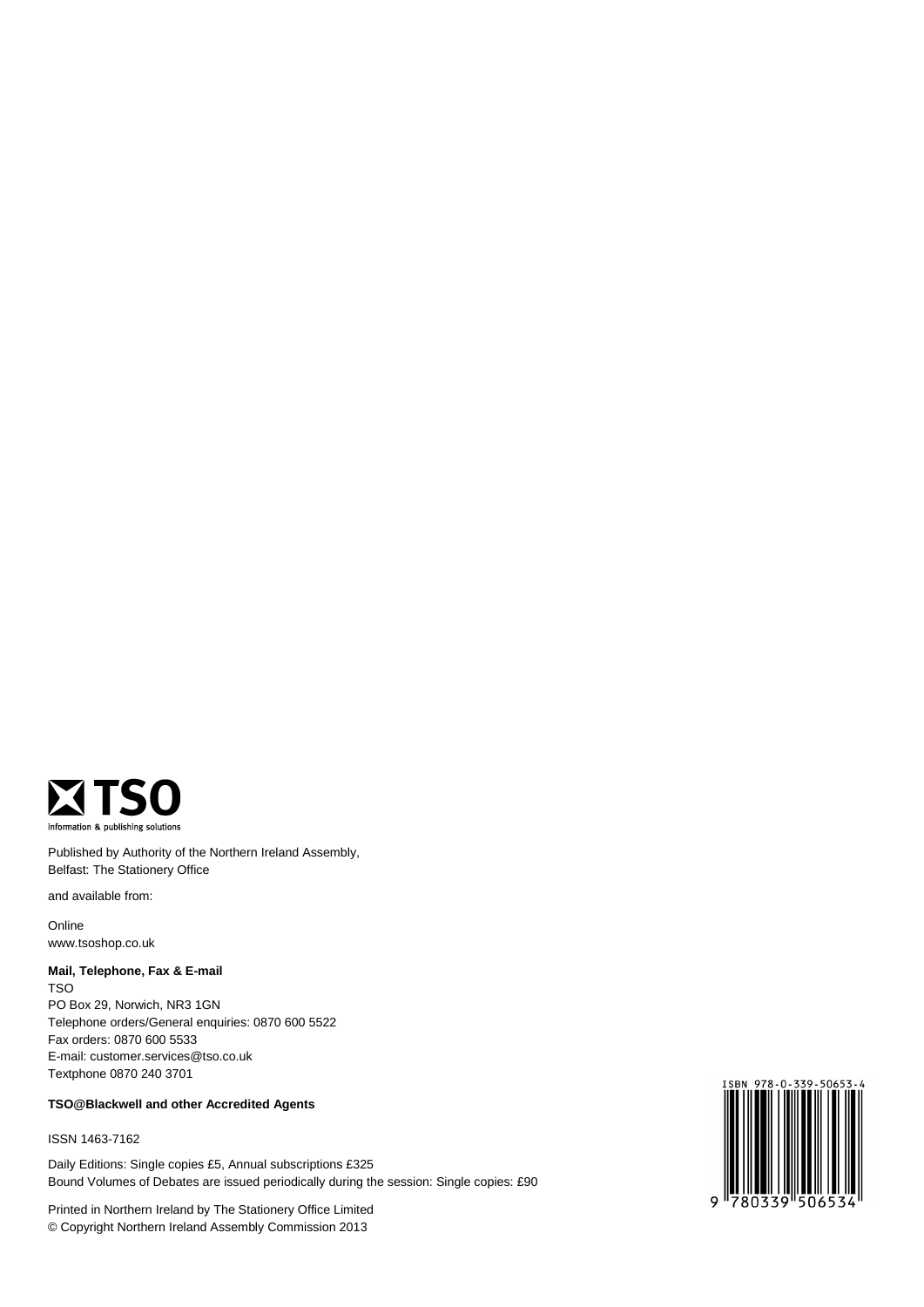TSO

information & publishing solutions

Published by Authority of the Northern Ireland Assembly,
Belfast: The Stationery Office

and available from:

Online
www.tsoshop.co.uk

**Mail, Telephone, Fax & E-mail**
TSO
PO Box 29, Norwich, NR3 1GN
Telephone orders/General enquiries: 0870 600 5522
Fax orders: 0870 600 5533
E-mail: customer.services@tso.co.uk
Textphone 0870 240 3701

**TSO@Blackwell and other Accredited Agents**

ISSN 1463-7162

Daily Editions: Single copies £5, Annual subscriptions £325
Bound Volumes of Debates are issued periodically during the session: Single copies: £90

Printed in Northern Ireland by The Stationery Office Limited
© Copyright Northern Ireland Assembly Commission 2013

ISBN 978-0-339-50653-4

9 780339 506534